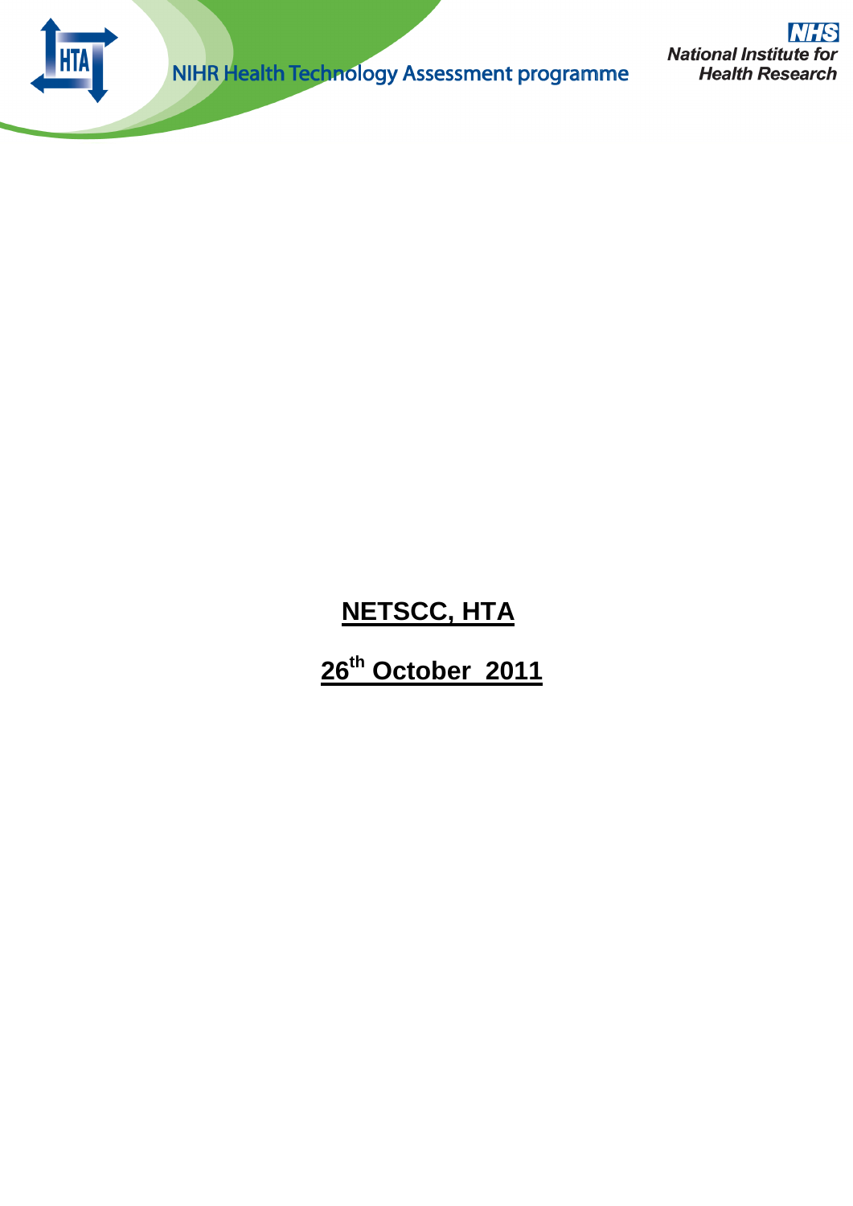NIHR Health Technology Assessment programme

National Institute for Health Research

**NETSCC, HTA**

**26th October 2011**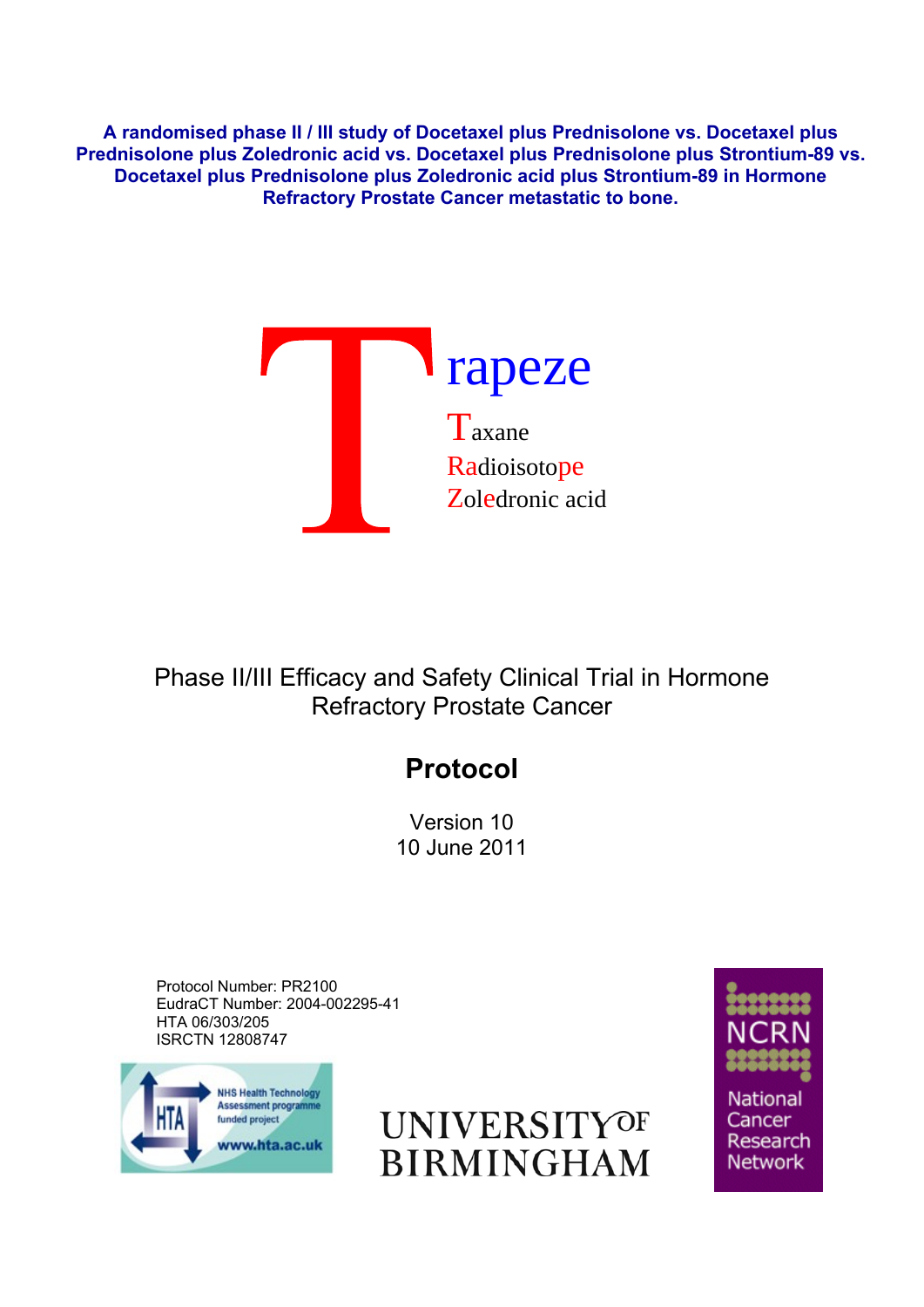**A randomised phase II / III study of Docetaxel plus Prednisolone vs. Docetaxel plus Prednisolone plus Zoledronic acid vs. Docetaxel plus Prednisolone plus Strontium-89 vs. Docetaxel plus Prednisolone plus Zoledronic acid plus Strontium-89 in Hormone Refractory Prostate Cancer metastatic to bone.**

# Trapeze

Taxane
Radioisotope
Zoledronic acid

Phase II/III Efficacy and Safety Clinical Trial in Hormone Refractory Prostate Cancer

## Protocol

Version 10
10 June 2011

Protocol Number: PR2100
EudraCT Number: 2004-002295-41
HTA 06/303/205
ISRCTN 12808747

HTA NHS Health Technology Assessment programme funded project www.hta.ac.uk

UNIVERSITY OF BIRMINGHAM

NCRN National Cancer Research Network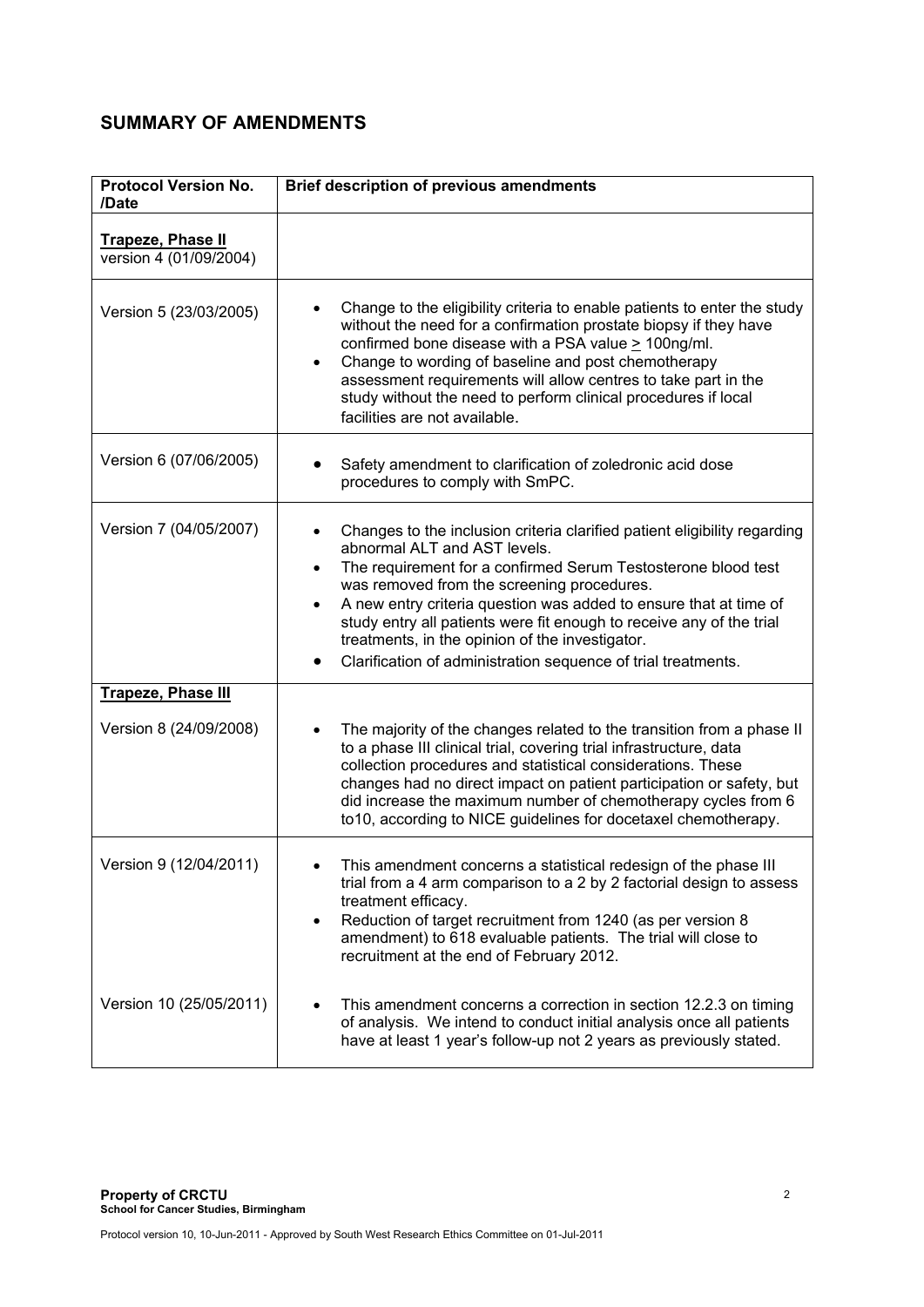## SUMMARY OF AMENDMENTS

| Protocol Version No. /Date | Brief description of previous amendments |
|---|---|
| **Trapeze, Phase II** version 4 (01/09/2004) | |
| Version 5 (23/03/2005) | • Change to the eligibility criteria to enable patients to enter the study without the need for a confirmation prostate biopsy if they have confirmed bone disease with a PSA value ≥ 100ng/ml.<br>• Change to wording of baseline and post chemotherapy assessment requirements will allow centres to take part in the study without the need to perform clinical procedures if local facilities are not available. |
| Version 6 (07/06/2005) | • Safety amendment to clarification of zoledronic acid dose procedures to comply with SmPC. |
| Version 7 (04/05/2007) | • Changes to the inclusion criteria clarified patient eligibility regarding abnormal ALT and AST levels.<br>• The requirement for a confirmed Serum Testosterone blood test was removed from the screening procedures.<br>• A new entry criteria question was added to ensure that at time of study entry all patients were fit enough to receive any of the trial treatments, in the opinion of the investigator.<br>• Clarification of administration sequence of trial treatments. |
| **Trapeze, Phase III** | |
| Version 8 (24/09/2008) | • The majority of the changes related to the transition from a phase II to a phase III clinical trial, covering trial infrastructure, data collection procedures and statistical considerations. These changes had no direct impact on patient participation or safety, but did increase the maximum number of chemotherapy cycles from 6 to10, according to NICE guidelines for docetaxel chemotherapy. |
| Version 9 (12/04/2011) | • This amendment concerns a statistical redesign of the phase III trial from a 4 arm comparison to a 2 by 2 factorial design to assess treatment efficacy.<br>• Reduction of target recruitment from 1240 (as per version 8 amendment) to 618 evaluable patients. The trial will close to recruitment at the end of February 2012. |
| Version 10 (25/05/2011) | • This amendment concerns a correction in section 12.2.3 on timing of analysis. We intend to conduct initial analysis once all patients have at least 1 year's follow-up not 2 years as previously stated. |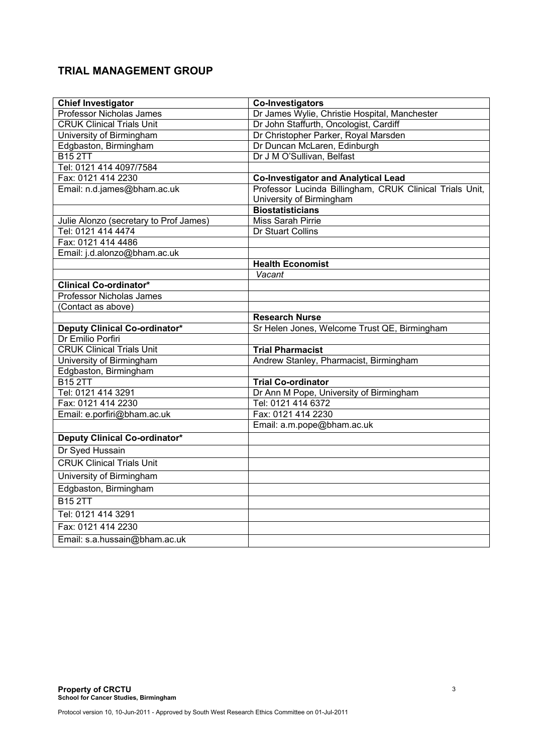# TRIAL MANAGEMENT GROUP

| | |
|---|---|
| **Chief Investigator** | **Co-Investigators** |
| Professor Nicholas James | Dr James Wylie, Christie Hospital, Manchester |
| CRUK Clinical Trials Unit | Dr John Staffurth, Oncologist, Cardiff |
| University of Birmingham | Dr Christopher Parker, Royal Marsden |
| Edgbaston, Birmingham | Dr Duncan McLaren, Edinburgh |
| B15 2TT | Dr J M O'Sullivan, Belfast |
| Tel: 0121 414 4097/7584 | |
| Fax: 0121 414 2230 | **Co-Investigator and Analytical Lead** |
| Email: n.d.james@bham.ac.uk | Professor Lucinda Billingham, CRUK Clinical Trials Unit, University of Birmingham |
| | **Biostatisticians** |
| Julie Alonzo (secretary to Prof James) | Miss Sarah Pirrie |
| Tel: 0121 414 4474 | Dr Stuart Collins |
| Fax: 0121 414 4486 | |
| Email: j.d.alonzo@bham.ac.uk | |
| | **Health Economist** |
| | *Vacant* |
| **Clinical Co-ordinator*** | |
| Professor Nicholas James | |
| (Contact as above) | |
| | **Research Nurse** |
| **Deputy Clinical Co-ordinator*** | Sr Helen Jones, Welcome Trust QE, Birmingham |
| Dr Emilio Porfiri | |
| CRUK Clinical Trials Unit | **Trial Pharmacist** |
| University of Birmingham | Andrew Stanley, Pharmacist, Birmingham |
| Edgbaston, Birmingham | |
| B15 2TT | **Trial Co-ordinator** |
| Tel: 0121 414 3291 | Dr Ann M Pope, University of Birmingham |
| Fax: 0121 414 2230 | Tel: 0121 414 6372 |
| Email: e.porfiri@bham.ac.uk | Fax: 0121 414 2230 |
| | Email: a.m.pope@bham.ac.uk |
| **Deputy Clinical Co-ordinator*** | |
| Dr Syed Hussain | |
| CRUK Clinical Trials Unit | |
| University of Birmingham | |
| Edgbaston, Birmingham | |
| B15 2TT | |
| Tel: 0121 414 3291 | |
| Fax: 0121 414 2230 | |
| Email: s.a.hussain@bham.ac.uk | |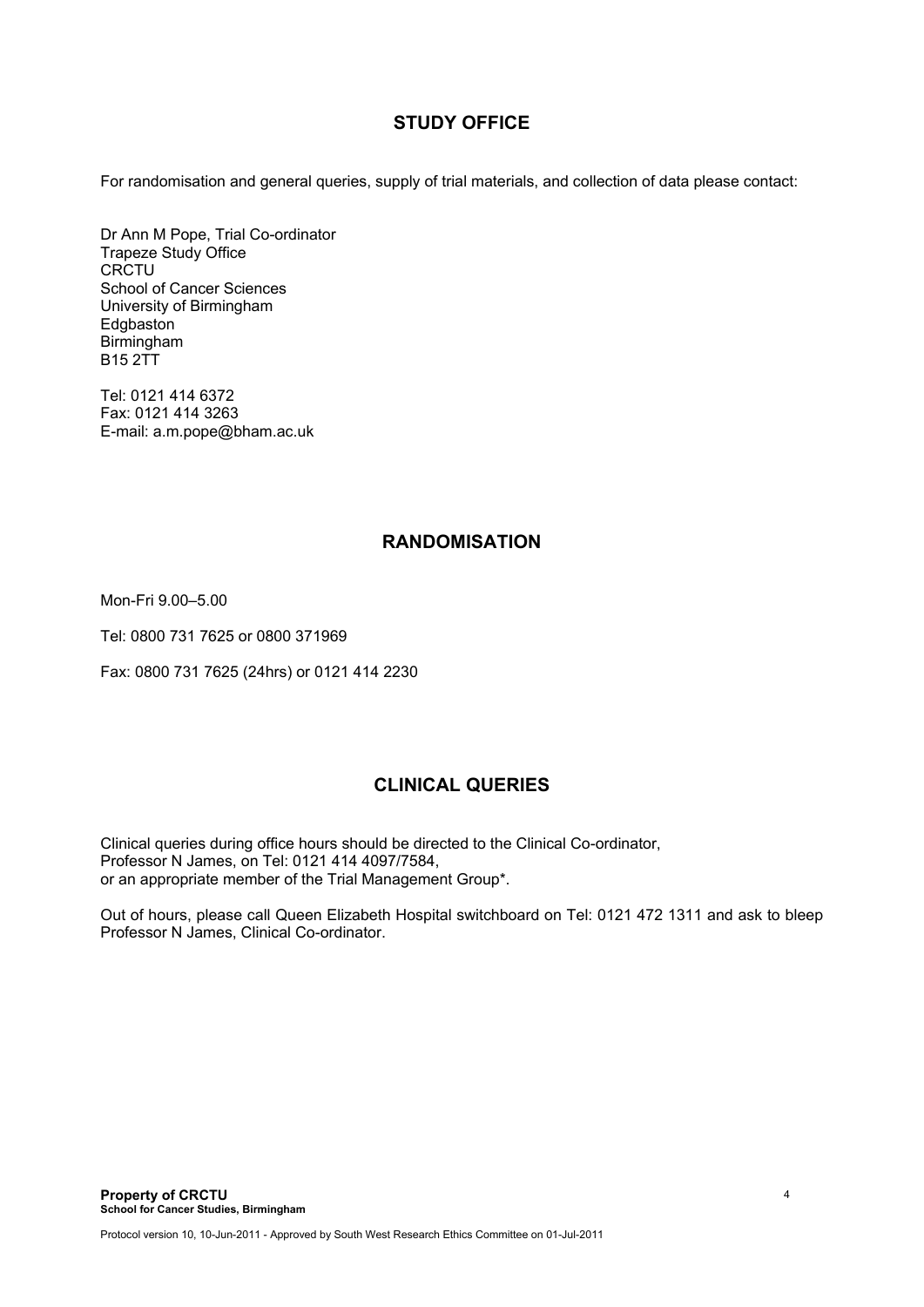## STUDY OFFICE

For randomisation and general queries, supply of trial materials, and collection of data please contact:

Dr Ann M Pope, Trial Co-ordinator
Trapeze Study Office
CRCTU
School of Cancer Sciences
University of Birmingham
Edgbaston
Birmingham
B15 2TT

Tel: 0121 414 6372
Fax: 0121 414 3263
E-mail: a.m.pope@bham.ac.uk

## RANDOMISATION

Mon-Fri 9.00–5.00

Tel: 0800 731 7625 or 0800 371969

Fax: 0800 731 7625 (24hrs) or 0121 414 2230

## CLINICAL QUERIES

Clinical queries during office hours should be directed to the Clinical Co-ordinator, Professor N James, on Tel: 0121 414 4097/7584, or an appropriate member of the Trial Management Group*.

Out of hours, please call Queen Elizabeth Hospital switchboard on Tel: 0121 472 1311 and ask to bleep Professor N James, Clinical Co-ordinator.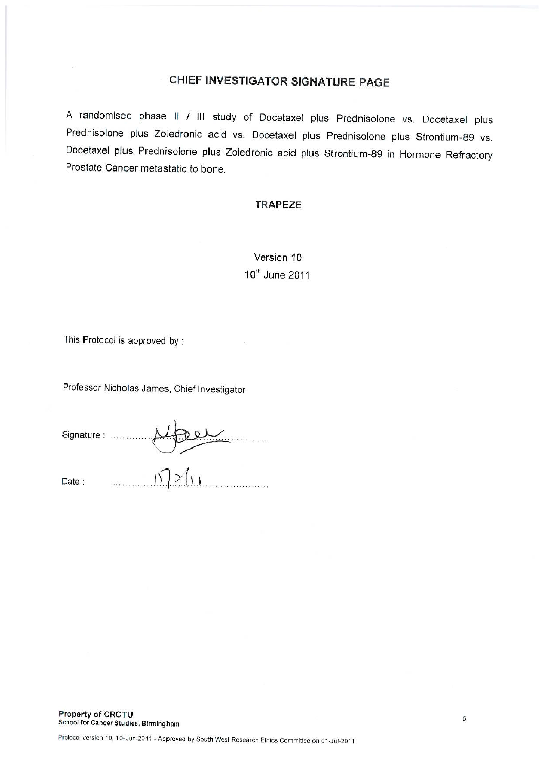# CHIEF INVESTIGATOR SIGNATURE PAGE

A randomised phase II / III study of Docetaxel plus Prednisolone vs. Docetaxel plus Prednisolone plus Zoledronic acid vs. Docetaxel plus Prednisolone plus Strontium-89 vs. Docetaxel plus Prednisolone plus Zoledronic acid plus Strontium-89 in Hormone Refractory Prostate Cancer metastatic to bone.

**TRAPEZE**

Version 10

10th June 2011

This Protocol is approved by :

Professor Nicholas James, Chief Investigator

Signature : ..............................................

Date : 17/7/11

**Property of CRCTU**
**School for Cancer Studies, Birmingham**

Protocol version 10, 10-Jun-2011 - Approved by South West Research Ethics Committee on 01-Jul-2011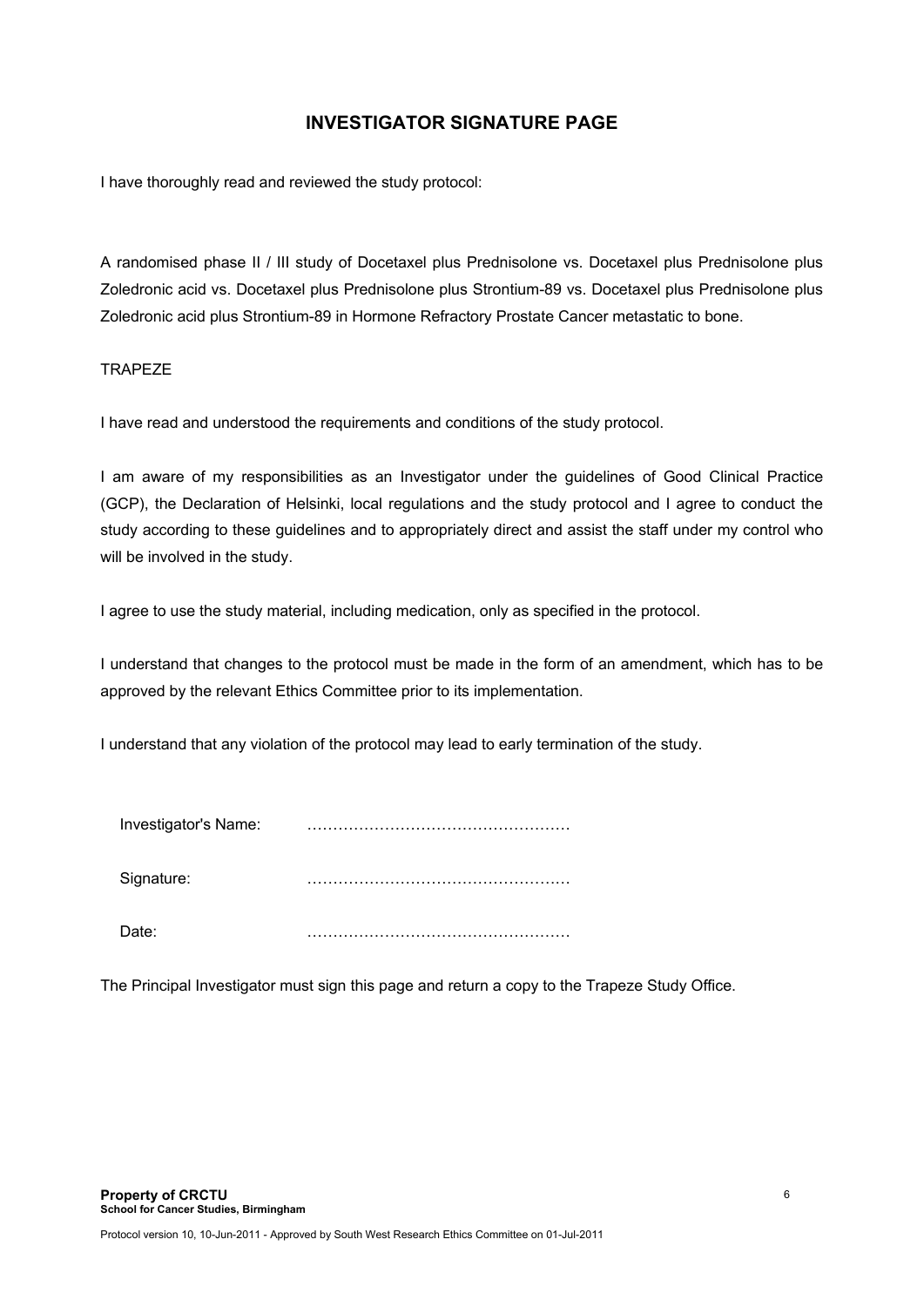# INVESTIGATOR SIGNATURE PAGE

I have thoroughly read and reviewed the study protocol:

A randomised phase II / III study of Docetaxel plus Prednisolone vs. Docetaxel plus Prednisolone plus Zoledronic acid vs. Docetaxel plus Prednisolone plus Strontium-89 vs. Docetaxel plus Prednisolone plus Zoledronic acid plus Strontium-89 in Hormone Refractory Prostate Cancer metastatic to bone.

TRAPEZE

I have read and understood the requirements and conditions of the study protocol.

I am aware of my responsibilities as an Investigator under the guidelines of Good Clinical Practice (GCP), the Declaration of Helsinki, local regulations and the study protocol and I agree to conduct the study according to these guidelines and to appropriately direct and assist the staff under my control who will be involved in the study.

I agree to use the study material, including medication, only as specified in the protocol.

I understand that changes to the protocol must be made in the form of an amendment, which has to be approved by the relevant Ethics Committee prior to its implementation.

I understand that any violation of the protocol may lead to early termination of the study.

Investigator's Name: ……………………………………………

Signature: ……………………………………………

Date: ……………………………………………

The Principal Investigator must sign this page and return a copy to the Trapeze Study Office.

**Property of CRCTU**
**School for Cancer Studies, Birmingham**

Protocol version 10, 10-Jun-2011 - Approved by South West Research Ethics Committee on 01-Jul-2011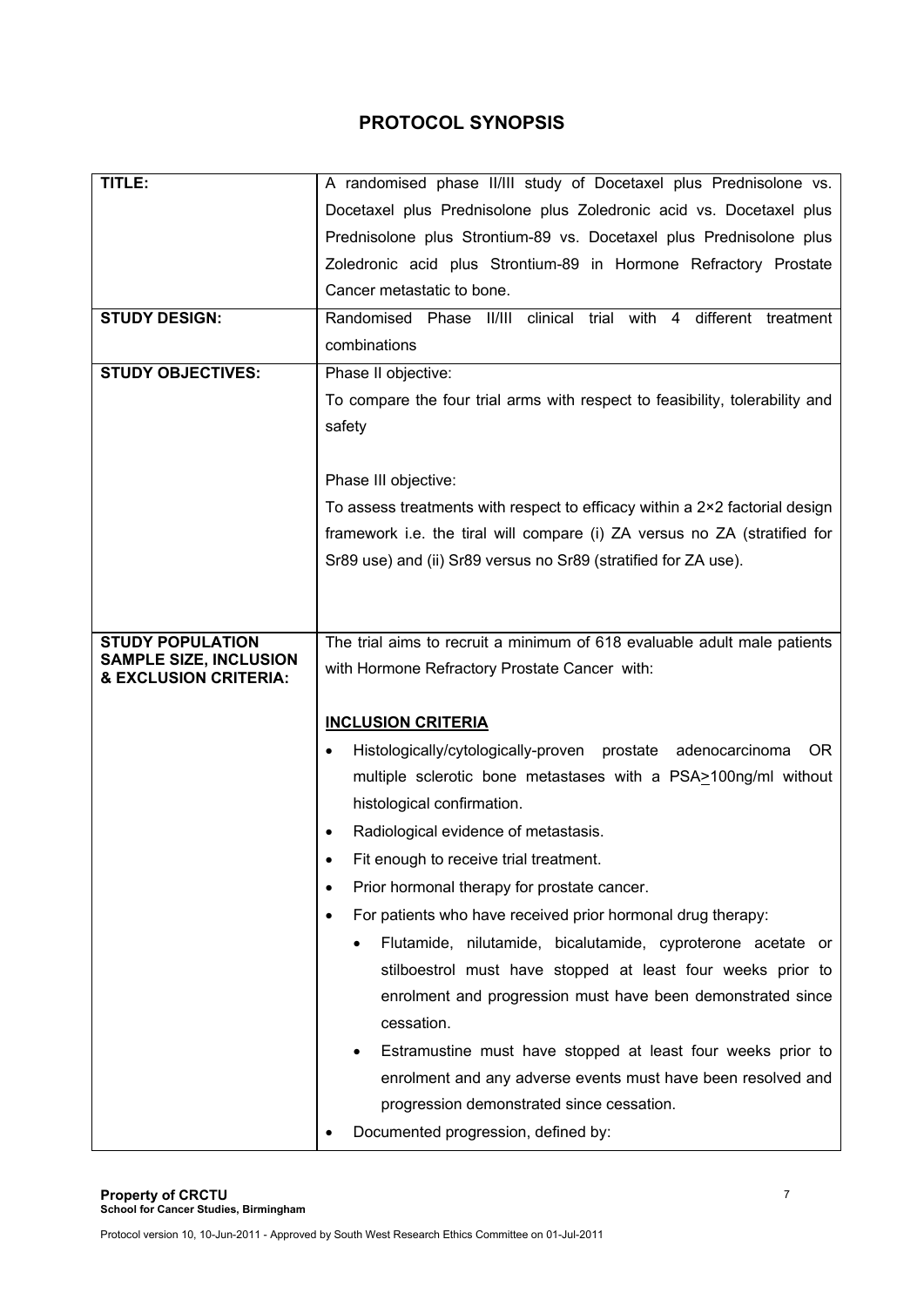## PROTOCOL SYNOPSIS

| | |
|---|---|
| **TITLE:** | A randomised phase II/III study of Docetaxel plus Prednisolone vs. Docetaxel plus Prednisolone plus Zoledronic acid vs. Docetaxel plus Prednisolone plus Strontium-89 vs. Docetaxel plus Prednisolone plus Zoledronic acid plus Strontium-89 in Hormone Refractory Prostate Cancer metastatic to bone. |
| **STUDY DESIGN:** | Randomised Phase II/III clinical trial with 4 different treatment combinations |
| **STUDY OBJECTIVES:** | Phase II objective:<br>To compare the four trial arms with respect to feasibility, tolerability and safety<br><br>Phase III objective:<br>To assess treatments with respect to efficacy within a 2×2 factorial design framework i.e. the tiral will compare (i) ZA versus no ZA (stratified for Sr89 use) and (ii) Sr89 versus no Sr89 (stratified for ZA use). |
| **STUDY POPULATION SAMPLE SIZE, INCLUSION & EXCLUSION CRITERIA:** | The trial aims to recruit a minimum of 618 evaluable adult male patients with Hormone Refractory Prostate Cancer with:<br><br>**INCLUSION CRITERIA**<br>• Histologically/cytologically-proven prostate adenocarcinoma OR multiple sclerotic bone metastases with a PSA≥100ng/ml without histological confirmation.<br>• Radiological evidence of metastasis.<br>• Fit enough to receive trial treatment.<br>• Prior hormonal therapy for prostate cancer.<br>• For patients who have received prior hormonal drug therapy:<br>  • Flutamide, nilutamide, bicalutamide, cyproterone acetate or stilboestrol must have stopped at least four weeks prior to enrolment and progression must have been demonstrated since cessation.<br>  • Estramustine must have stopped at least four weeks prior to enrolment and any adverse events must have been resolved and progression demonstrated since cessation.<br>• Documented progression, defined by: |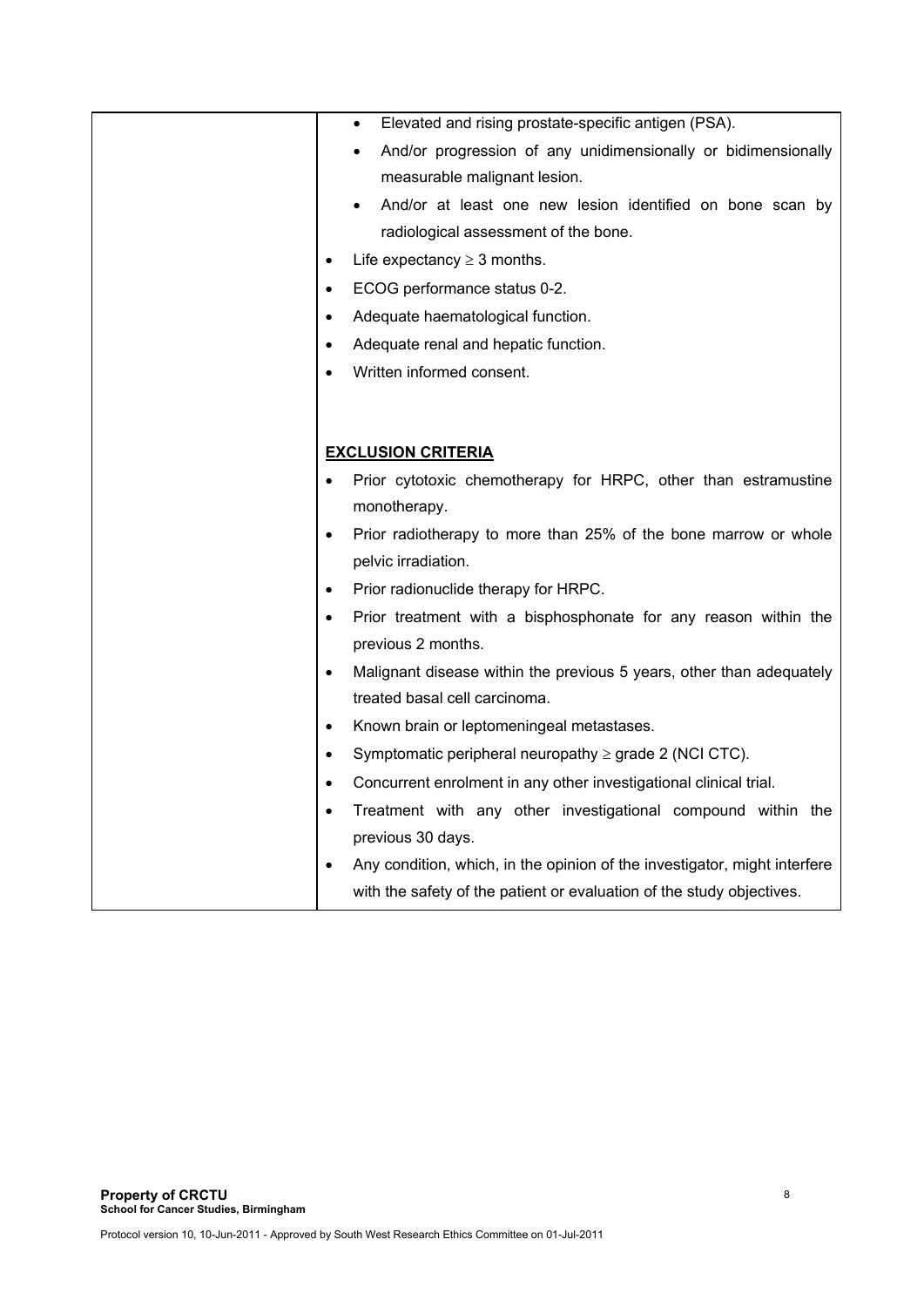| | |
|---|---|
| | - Elevated and rising prostate-specific antigen (PSA).<br>- And/or progression of any unidimensionally or bidimensionally measurable malignant lesion.<br>- And/or at least one new lesion identified on bone scan by radiological assessment of the bone.<br><br>- Life expectancy ≥ 3 months.<br>- ECOG performance status 0-2.<br>- Adequate haematological function.<br>- Adequate renal and hepatic function.<br>- Written informed consent.<br><br>**EXCLUSION CRITERIA**<br><br>- Prior cytotoxic chemotherapy for HRPC, other than estramustine monotherapy.<br>- Prior radiotherapy to more than 25% of the bone marrow or whole pelvic irradiation.<br>- Prior radionuclide therapy for HRPC.<br>- Prior treatment with a bisphosphonate for any reason within the previous 2 months.<br>- Malignant disease within the previous 5 years, other than adequately treated basal cell carcinoma.<br>- Known brain or leptomeningeal metastases.<br>- Symptomatic peripheral neuropathy ≥ grade 2 (NCI CTC).<br>- Concurrent enrolment in any other investigational clinical trial.<br>- Treatment with any other investigational compound within the previous 30 days.<br>- Any condition, which, in the opinion of the investigator, might interfere with the safety of the patient or evaluation of the study objectives. |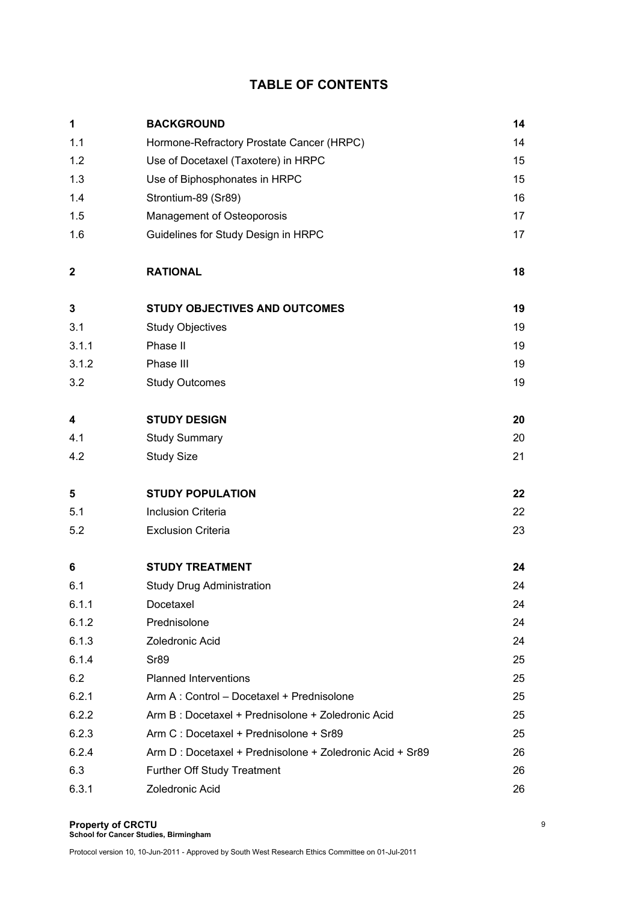# TABLE OF CONTENTS

| | | |
|---|---|---|
| **1** | **BACKGROUND** | **14** |
| 1.1 | Hormone-Refractory Prostate Cancer (HRPC) | 14 |
| 1.2 | Use of Docetaxel (Taxotere) in HRPC | 15 |
| 1.3 | Use of Biphosphonates in HRPC | 15 |
| 1.4 | Strontium-89 (Sr89) | 16 |
| 1.5 | Management of Osteoporosis | 17 |
| 1.6 | Guidelines for Study Design in HRPC | 17 |
| **2** | **RATIONAL** | **18** |
| **3** | **STUDY OBJECTIVES AND OUTCOMES** | **19** |
| 3.1 | Study Objectives | 19 |
| 3.1.1 | Phase II | 19 |
| 3.1.2 | Phase III | 19 |
| 3.2 | Study Outcomes | 19 |
| **4** | **STUDY DESIGN** | **20** |
| 4.1 | Study Summary | 20 |
| 4.2 | Study Size | 21 |
| **5** | **STUDY POPULATION** | **22** |
| 5.1 | Inclusion Criteria | 22 |
| 5.2 | Exclusion Criteria | 23 |
| **6** | **STUDY TREATMENT** | **24** |
| 6.1 | Study Drug Administration | 24 |
| 6.1.1 | Docetaxel | 24 |
| 6.1.2 | Prednisolone | 24 |
| 6.1.3 | Zoledronic Acid | 24 |
| 6.1.4 | Sr89 | 25 |
| 6.2 | Planned Interventions | 25 |
| 6.2.1 | Arm A : Control – Docetaxel + Prednisolone | 25 |
| 6.2.2 | Arm B : Docetaxel + Prednisolone + Zoledronic Acid | 25 |
| 6.2.3 | Arm C : Docetaxel + Prednisolone + Sr89 | 25 |
| 6.2.4 | Arm D : Docetaxel + Prednisolone + Zoledronic Acid + Sr89 | 26 |
| 6.3 | Further Off Study Treatment | 26 |
| 6.3.1 | Zoledronic Acid | 26 |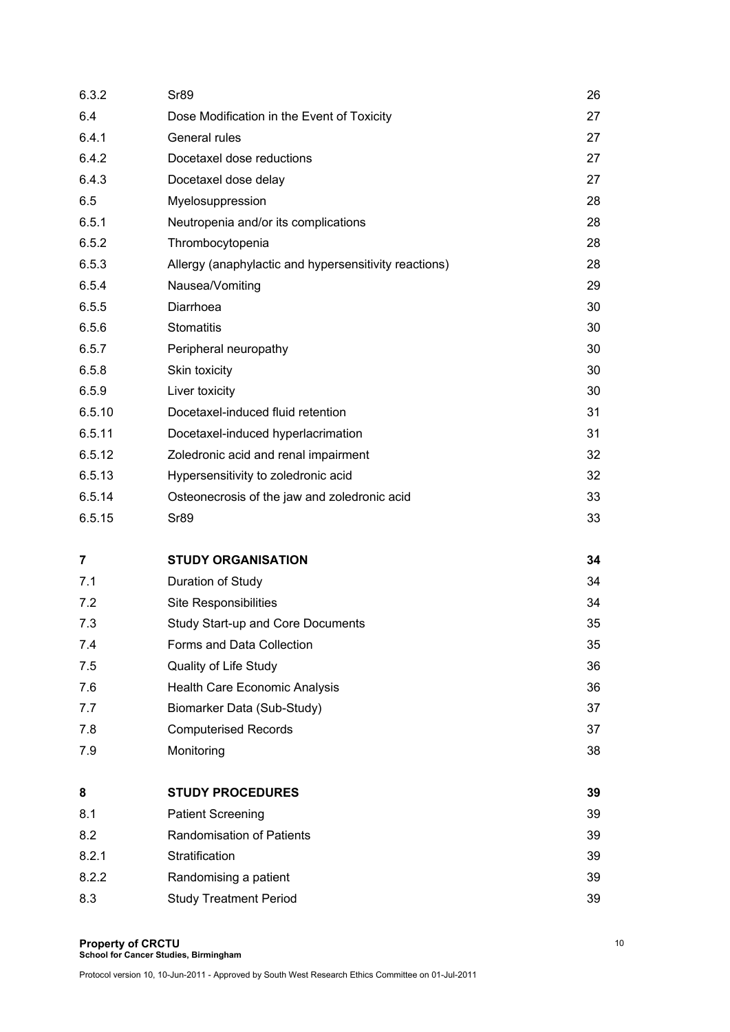| | | |
|---|---|---|
| 6.3.2 | Sr89 | 26 |
| 6.4 | Dose Modification in the Event of Toxicity | 27 |
| 6.4.1 | General rules | 27 |
| 6.4.2 | Docetaxel dose reductions | 27 |
| 6.4.3 | Docetaxel dose delay | 27 |
| 6.5 | Myelosuppression | 28 |
| 6.5.1 | Neutropenia and/or its complications | 28 |
| 6.5.2 | Thrombocytopenia | 28 |
| 6.5.3 | Allergy (anaphylactic and hypersensitivity reactions) | 28 |
| 6.5.4 | Nausea/Vomiting | 29 |
| 6.5.5 | Diarrhoea | 30 |
| 6.5.6 | Stomatitis | 30 |
| 6.5.7 | Peripheral neuropathy | 30 |
| 6.5.8 | Skin toxicity | 30 |
| 6.5.9 | Liver toxicity | 30 |
| 6.5.10 | Docetaxel-induced fluid retention | 31 |
| 6.5.11 | Docetaxel-induced hyperlacrimation | 31 |
| 6.5.12 | Zoledronic acid and renal impairment | 32 |
| 6.5.13 | Hypersensitivity to zoledronic acid | 32 |
| 6.5.14 | Osteonecrosis of the jaw and zoledronic acid | 33 |
| 6.5.15 | Sr89 | 33 |
| **7** | **STUDY ORGANISATION** | **34** |
| 7.1 | Duration of Study | 34 |
| 7.2 | Site Responsibilities | 34 |
| 7.3 | Study Start-up and Core Documents | 35 |
| 7.4 | Forms and Data Collection | 35 |
| 7.5 | Quality of Life Study | 36 |
| 7.6 | Health Care Economic Analysis | 36 |
| 7.7 | Biomarker Data (Sub-Study) | 37 |
| 7.8 | Computerised Records | 37 |
| 7.9 | Monitoring | 38 |
| **8** | **STUDY PROCEDURES** | **39** |
| 8.1 | Patient Screening | 39 |
| 8.2 | Randomisation of Patients | 39 |
| 8.2.1 | Stratification | 39 |
| 8.2.2 | Randomising a patient | 39 |
| 8.3 | Study Treatment Period | 39 |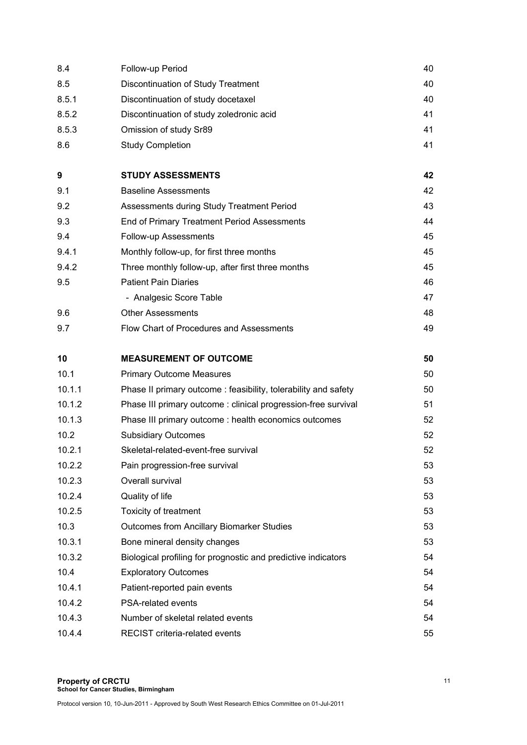| | | |
|---|---|---|
| 8.4 | Follow-up Period | 40 |
| 8.5 | Discontinuation of Study Treatment | 40 |
| 8.5.1 | Discontinuation of study docetaxel | 40 |
| 8.5.2 | Discontinuation of study zoledronic acid | 41 |
| 8.5.3 | Omission of study Sr89 | 41 |
| 8.6 | Study Completion | 41 |
| **9** | **STUDY ASSESSMENTS** | **42** |
| 9.1 | Baseline Assessments | 42 |
| 9.2 | Assessments during Study Treatment Period | 43 |
| 9.3 | End of Primary Treatment Period Assessments | 44 |
| 9.4 | Follow-up Assessments | 45 |
| 9.4.1 | Monthly follow-up, for first three months | 45 |
| 9.4.2 | Three monthly follow-up, after first three months | 45 |
| 9.5 | Patient Pain Diaries | 46 |
| | - Analgesic Score Table | 47 |
| 9.6 | Other Assessments | 48 |
| 9.7 | Flow Chart of Procedures and Assessments | 49 |
| **10** | **MEASUREMENT OF OUTCOME** | **50** |
| 10.1 | Primary Outcome Measures | 50 |
| 10.1.1 | Phase II primary outcome : feasibility, tolerability and safety | 50 |
| 10.1.2 | Phase III primary outcome : clinical progression-free survival | 51 |
| 10.1.3 | Phase III primary outcome : health economics outcomes | 52 |
| 10.2 | Subsidiary Outcomes | 52 |
| 10.2.1 | Skeletal-related-event-free survival | 52 |
| 10.2.2 | Pain progression-free survival | 53 |
| 10.2.3 | Overall survival | 53 |
| 10.2.4 | Quality of life | 53 |
| 10.2.5 | Toxicity of treatment | 53 |
| 10.3 | Outcomes from Ancillary Biomarker Studies | 53 |
| 10.3.1 | Bone mineral density changes | 53 |
| 10.3.2 | Biological profiling for prognostic and predictive indicators | 54 |
| 10.4 | Exploratory Outcomes | 54 |
| 10.4.1 | Patient-reported pain events | 54 |
| 10.4.2 | PSA-related events | 54 |
| 10.4.3 | Number of skeletal related events | 54 |
| 10.4.4 | RECIST criteria-related events | 55 |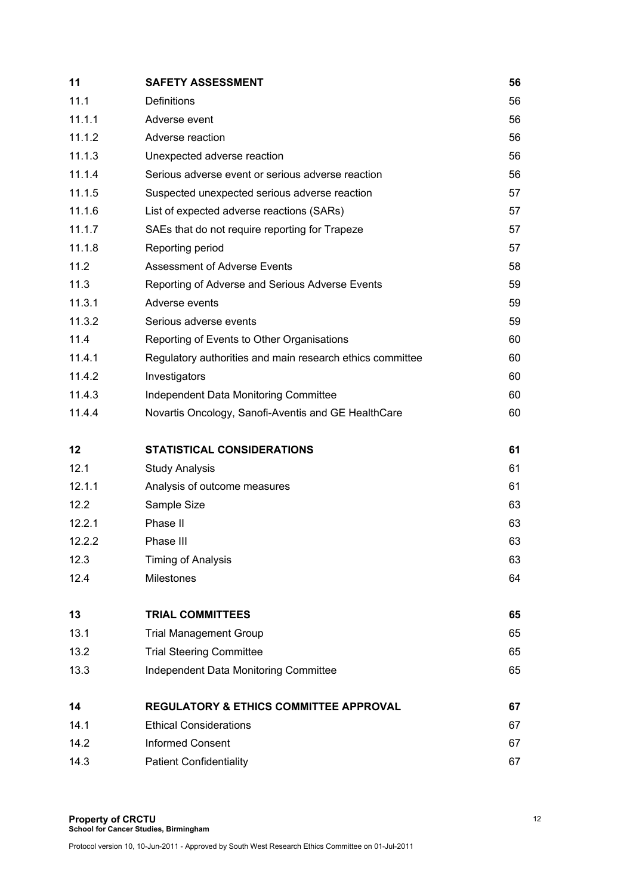| | | |
|---|---|---|
| **11** | **SAFETY ASSESSMENT** | **56** |
| 11.1 | Definitions | 56 |
| 11.1.1 | Adverse event | 56 |
| 11.1.2 | Adverse reaction | 56 |
| 11.1.3 | Unexpected adverse reaction | 56 |
| 11.1.4 | Serious adverse event or serious adverse reaction | 56 |
| 11.1.5 | Suspected unexpected serious adverse reaction | 57 |
| 11.1.6 | List of expected adverse reactions (SARs) | 57 |
| 11.1.7 | SAEs that do not require reporting for Trapeze | 57 |
| 11.1.8 | Reporting period | 57 |
| 11.2 | Assessment of Adverse Events | 58 |
| 11.3 | Reporting of Adverse and Serious Adverse Events | 59 |
| 11.3.1 | Adverse events | 59 |
| 11.3.2 | Serious adverse events | 59 |
| 11.4 | Reporting of Events to Other Organisations | 60 |
| 11.4.1 | Regulatory authorities and main research ethics committee | 60 |
| 11.4.2 | Investigators | 60 |
| 11.4.3 | Independent Data Monitoring Committee | 60 |
| 11.4.4 | Novartis Oncology, Sanofi-Aventis and GE HealthCare | 60 |
| **12** | **STATISTICAL CONSIDERATIONS** | **61** |
| 12.1 | Study Analysis | 61 |
| 12.1.1 | Analysis of outcome measures | 61 |
| 12.2 | Sample Size | 63 |
| 12.2.1 | Phase II | 63 |
| 12.2.2 | Phase III | 63 |
| 12.3 | Timing of Analysis | 63 |
| 12.4 | Milestones | 64 |
| **13** | **TRIAL COMMITTEES** | **65** |
| 13.1 | Trial Management Group | 65 |
| 13.2 | Trial Steering Committee | 65 |
| 13.3 | Independent Data Monitoring Committee | 65 |
| **14** | **REGULATORY & ETHICS COMMITTEE APPROVAL** | **67** |
| 14.1 | Ethical Considerations | 67 |
| 14.2 | Informed Consent | 67 |
| 14.3 | Patient Confidentiality | 67 |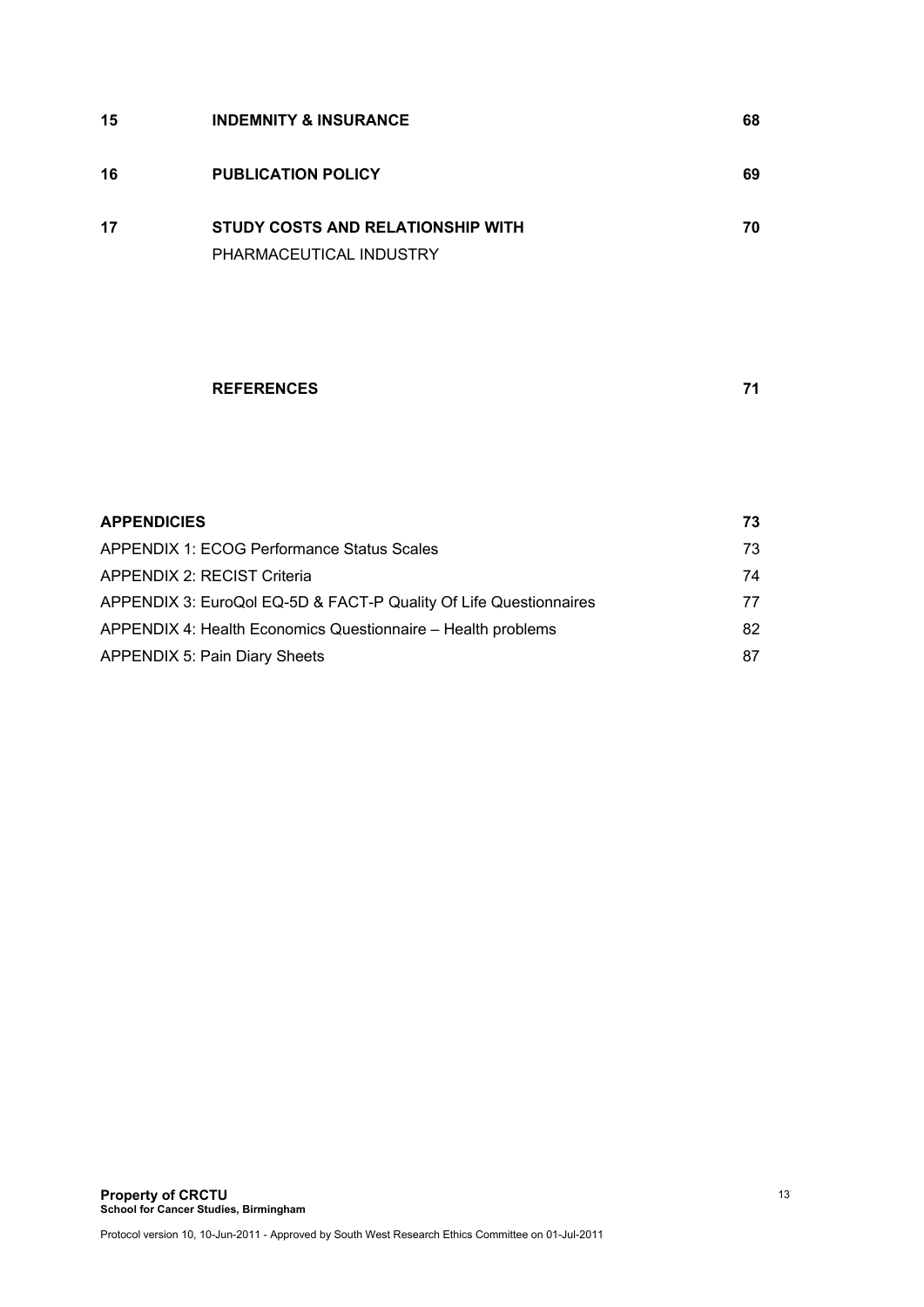| | | |
|---|---|---|
| **15** | **INDEMNITY & INSURANCE** | **68** |
| **16** | **PUBLICATION POLICY** | **69** |
| **17** | **STUDY COSTS AND RELATIONSHIP WITH** PHARMACEUTICAL INDUSTRY | **70** |
| | **REFERENCES** | **71** |

| | |
|---|---|
| **APPENDICIES** | **73** |
| APPENDIX 1: ECOG Performance Status Scales | 73 |
| APPENDIX 2: RECIST Criteria | 74 |
| APPENDIX 3: EuroQol EQ-5D & FACT-P Quality Of Life Questionnaires | 77 |
| APPENDIX 4: Health Economics Questionnaire – Health problems | 82 |
| APPENDIX 5: Pain Diary Sheets | 87 |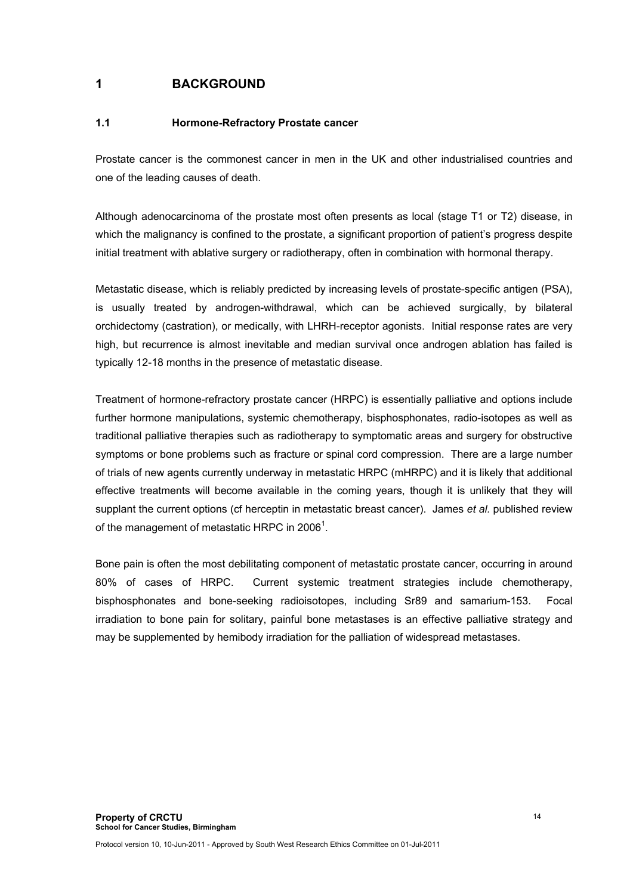# 1 BACKGROUND

## 1.1 Hormone-Refractory Prostate cancer

Prostate cancer is the commonest cancer in men in the UK and other industrialised countries and one of the leading causes of death.

Although adenocarcinoma of the prostate most often presents as local (stage T1 or T2) disease, in which the malignancy is confined to the prostate, a significant proportion of patient's progress despite initial treatment with ablative surgery or radiotherapy, often in combination with hormonal therapy.

Metastatic disease, which is reliably predicted by increasing levels of prostate-specific antigen (PSA), is usually treated by androgen-withdrawal, which can be achieved surgically, by bilateral orchidectomy (castration), or medically, with LHRH-receptor agonists. Initial response rates are very high, but recurrence is almost inevitable and median survival once androgen ablation has failed is typically 12-18 months in the presence of metastatic disease.

Treatment of hormone-refractory prostate cancer (HRPC) is essentially palliative and options include further hormone manipulations, systemic chemotherapy, bisphosphonates, radio-isotopes as well as traditional palliative therapies such as radiotherapy to symptomatic areas and surgery for obstructive symptoms or bone problems such as fracture or spinal cord compression. There are a large number of trials of new agents currently underway in metastatic HRPC (mHRPC) and it is likely that additional effective treatments will become available in the coming years, though it is unlikely that they will supplant the current options (cf herceptin in metastatic breast cancer). James *et al.* published review of the management of metastatic HRPC in 2006[1].

Bone pain is often the most debilitating component of metastatic prostate cancer, occurring in around 80% of cases of HRPC. Current systemic treatment strategies include chemotherapy, bisphosphonates and bone-seeking radioisotopes, including Sr89 and samarium-153. Focal irradiation to bone pain for solitary, painful bone metastases is an effective palliative strategy and may be supplemented by hemibody irradiation for the palliation of widespread metastases.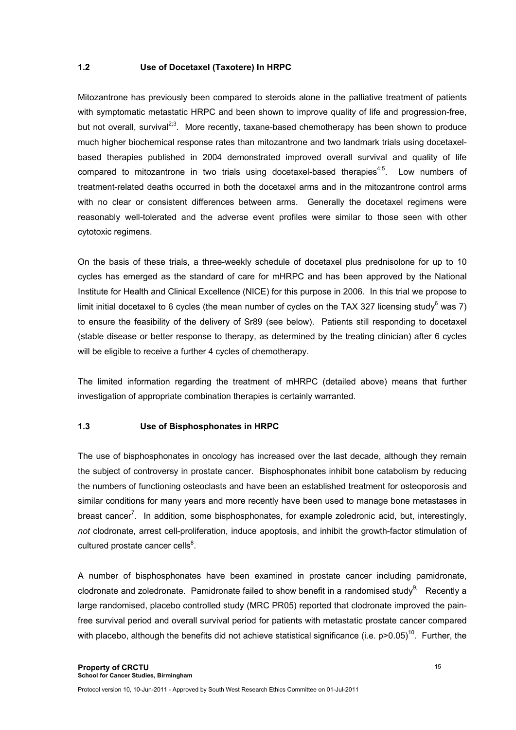### 1.2 Use of Docetaxel (Taxotere) In HRPC

Mitozantrone has previously been compared to steroids alone in the palliative treatment of patients with symptomatic metastatic HRPC and been shown to improve quality of life and progression-free, but not overall, survival[2;3]. More recently, taxane-based chemotherapy has been shown to produce much higher biochemical response rates than mitozantrone and two landmark trials using docetaxel-based therapies published in 2004 demonstrated improved overall survival and quality of life compared to mitozantrone in two trials using docetaxel-based therapies[4;5]. Low numbers of treatment-related deaths occurred in both the docetaxel arms and in the mitozantrone control arms with no clear or consistent differences between arms. Generally the docetaxel regimens were reasonably well-tolerated and the adverse event profiles were similar to those seen with other cytotoxic regimens.

On the basis of these trials, a three-weekly schedule of docetaxel plus prednisolone for up to 10 cycles has emerged as the standard of care for mHRPC and has been approved by the National Institute for Health and Clinical Excellence (NICE) for this purpose in 2006. In this trial we propose to limit initial docetaxel to 6 cycles (the mean number of cycles on the TAX 327 licensing study[6] was 7) to ensure the feasibility of the delivery of Sr89 (see below). Patients still responding to docetaxel (stable disease or better response to therapy, as determined by the treating clinician) after 6 cycles will be eligible to receive a further 4 cycles of chemotherapy.

The limited information regarding the treatment of mHRPC (detailed above) means that further investigation of appropriate combination therapies is certainly warranted.

### 1.3 Use of Bisphosphonates in HRPC

The use of bisphosphonates in oncology has increased over the last decade, although they remain the subject of controversy in prostate cancer. Bisphosphonates inhibit bone catabolism by reducing the numbers of functioning osteoclasts and have been an established treatment for osteoporosis and similar conditions for many years and more recently have been used to manage bone metastases in breast cancer[7]. In addition, some bisphosphonates, for example zoledronic acid, but, interestingly, *not* clodronate, arrest cell-proliferation, induce apoptosis, and inhibit the growth-factor stimulation of cultured prostate cancer cells[8].

A number of bisphosphonates have been examined in prostate cancer including pamidronate, clodronate and zoledronate. Pamidronate failed to show benefit in a randomised study[9,] Recently a large randomised, placebo controlled study (MRC PR05) reported that clodronate improved the pain-free survival period and overall survival period for patients with metastatic prostate cancer compared with placebo, although the benefits did not achieve statistical significance (i.e. $p>0.05$)[10]. Further, the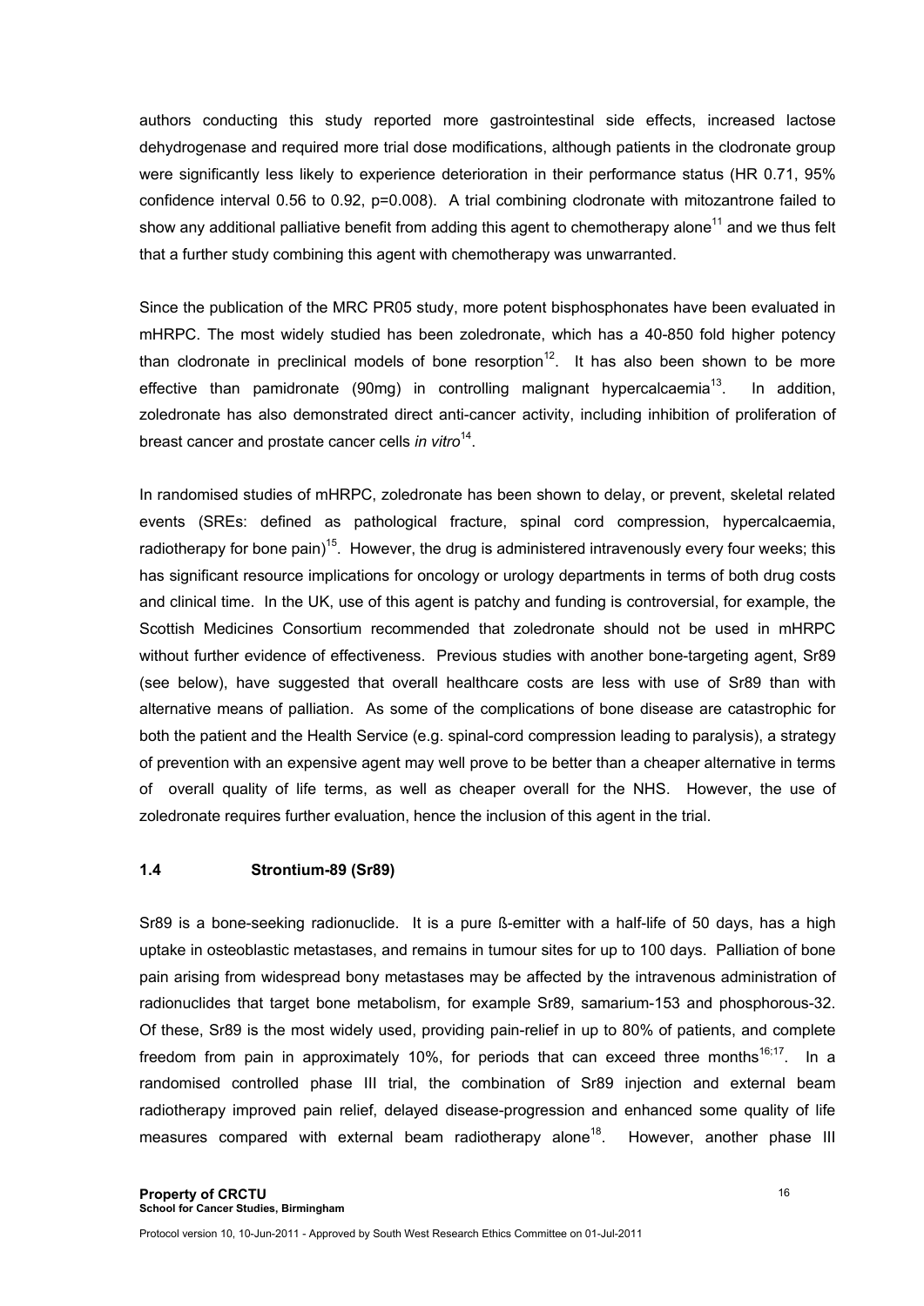authors conducting this study reported more gastrointestinal side effects, increased lactose dehydrogenase and required more trial dose modifications, although patients in the clodronate group were significantly less likely to experience deterioration in their performance status (HR 0.71, 95% confidence interval 0.56 to 0.92, p=0.008). A trial combining clodronate with mitozantrone failed to show any additional palliative benefit from adding this agent to chemotherapy alone[11] and we thus felt that a further study combining this agent with chemotherapy was unwarranted.

Since the publication of the MRC PR05 study, more potent bisphosphonates have been evaluated in mHRPC. The most widely studied has been zoledronate, which has a 40-850 fold higher potency than clodronate in preclinical models of bone resorption[12]. It has also been shown to be more effective than pamidronate (90mg) in controlling malignant hypercalcaemia[13]. In addition, zoledronate has also demonstrated direct anti-cancer activity, including inhibition of proliferation of breast cancer and prostate cancer cells *in vitro*[14].

In randomised studies of mHRPC, zoledronate has been shown to delay, or prevent, skeletal related events (SREs: defined as pathological fracture, spinal cord compression, hypercalcaemia, radiotherapy for bone pain)[15]. However, the drug is administered intravenously every four weeks; this has significant resource implications for oncology or urology departments in terms of both drug costs and clinical time. In the UK, use of this agent is patchy and funding is controversial, for example, the Scottish Medicines Consortium recommended that zoledronate should not be used in mHRPC without further evidence of effectiveness. Previous studies with another bone-targeting agent, Sr89 (see below), have suggested that overall healthcare costs are less with use of Sr89 than with alternative means of palliation. As some of the complications of bone disease are catastrophic for both the patient and the Health Service (e.g. spinal-cord compression leading to paralysis), a strategy of prevention with an expensive agent may well prove to be better than a cheaper alternative in terms of overall quality of life terms, as well as cheaper overall for the NHS. However, the use of zoledronate requires further evaluation, hence the inclusion of this agent in the trial.

### 1.4 Strontium-89 (Sr89)

Sr89 is a bone-seeking radionuclide. It is a pure ß-emitter with a half-life of 50 days, has a high uptake in osteoblastic metastases, and remains in tumour sites for up to 100 days. Palliation of bone pain arising from widespread bony metastases may be affected by the intravenous administration of radionuclides that target bone metabolism, for example Sr89, samarium-153 and phosphorous-32. Of these, Sr89 is the most widely used, providing pain-relief in up to 80% of patients, and complete freedom from pain in approximately 10%, for periods that can exceed three months[16;17]. In a randomised controlled phase III trial, the combination of Sr89 injection and external beam radiotherapy improved pain relief, delayed disease-progression and enhanced some quality of life measures compared with external beam radiotherapy alone[18]. However, another phase III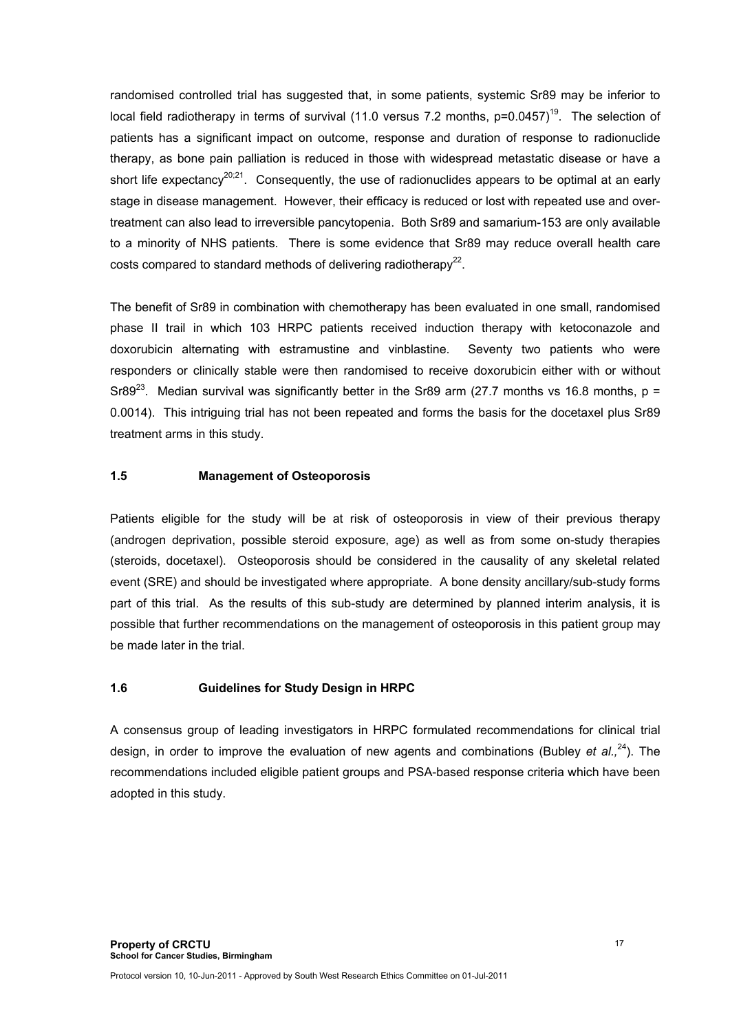randomised controlled trial has suggested that, in some patients, systemic Sr89 may be inferior to local field radiotherapy in terms of survival (11.0 versus 7.2 months, $p=0.0457$)[19]. The selection of patients has a significant impact on outcome, response and duration of response to radionuclide therapy, as bone pain palliation is reduced in those with widespread metastatic disease or have a short life expectancy[20;21]. Consequently, the use of radionuclides appears to be optimal at an early stage in disease management. However, their efficacy is reduced or lost with repeated use and over-treatment can also lead to irreversible pancytopenia. Both Sr89 and samarium-153 are only available to a minority of NHS patients. There is some evidence that Sr89 may reduce overall health care costs compared to standard methods of delivering radiotherapy[22].

The benefit of Sr89 in combination with chemotherapy has been evaluated in one small, randomised phase II trail in which 103 HRPC patients received induction therapy with ketoconazole and doxorubicin alternating with estramustine and vinblastine. Seventy two patients who were responders or clinically stable were then randomised to receive doxorubicin either with or without Sr89[23]. Median survival was significantly better in the Sr89 arm (27.7 months vs 16.8 months, $p = 0.0014$). This intriguing trial has not been repeated and forms the basis for the docetaxel plus Sr89 treatment arms in this study.

### 1.5 Management of Osteoporosis

Patients eligible for the study will be at risk of osteoporosis in view of their previous therapy (androgen deprivation, possible steroid exposure, age) as well as from some on-study therapies (steroids, docetaxel). Osteoporosis should be considered in the causality of any skeletal related event (SRE) and should be investigated where appropriate. A bone density ancillary/sub-study forms part of this trial. As the results of this sub-study are determined by planned interim analysis, it is possible that further recommendations on the management of osteoporosis in this patient group may be made later in the trial.

### 1.6 Guidelines for Study Design in HRPC

A consensus group of leading investigators in HRPC formulated recommendations for clinical trial design, in order to improve the evaluation of new agents and combinations (Bubley *et al.,*[24]). The recommendations included eligible patient groups and PSA-based response criteria which have been adopted in this study.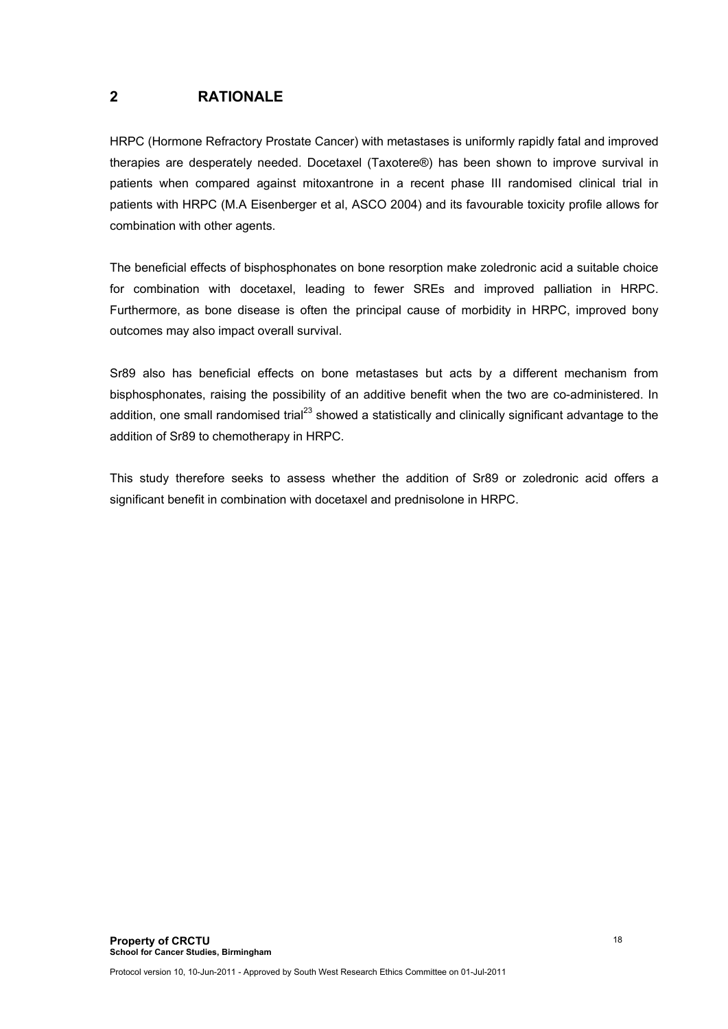## 2 RATIONALE

HRPC (Hormone Refractory Prostate Cancer) with metastases is uniformly rapidly fatal and improved therapies are desperately needed. Docetaxel (Taxotere®) has been shown to improve survival in patients when compared against mitoxantrone in a recent phase III randomised clinical trial in patients with HRPC (M.A Eisenberger et al, ASCO 2004) and its favourable toxicity profile allows for combination with other agents.

The beneficial effects of bisphosphonates on bone resorption make zoledronic acid a suitable choice for combination with docetaxel, leading to fewer SREs and improved palliation in HRPC. Furthermore, as bone disease is often the principal cause of morbidity in HRPC, improved bony outcomes may also impact overall survival.

Sr89 also has beneficial effects on bone metastases but acts by a different mechanism from bisphosphonates, raising the possibility of an additive benefit when the two are co-administered. In addition, one small randomised trial[23] showed a statistically and clinically significant advantage to the addition of Sr89 to chemotherapy in HRPC.

This study therefore seeks to assess whether the addition of Sr89 or zoledronic acid offers a significant benefit in combination with docetaxel and prednisolone in HRPC.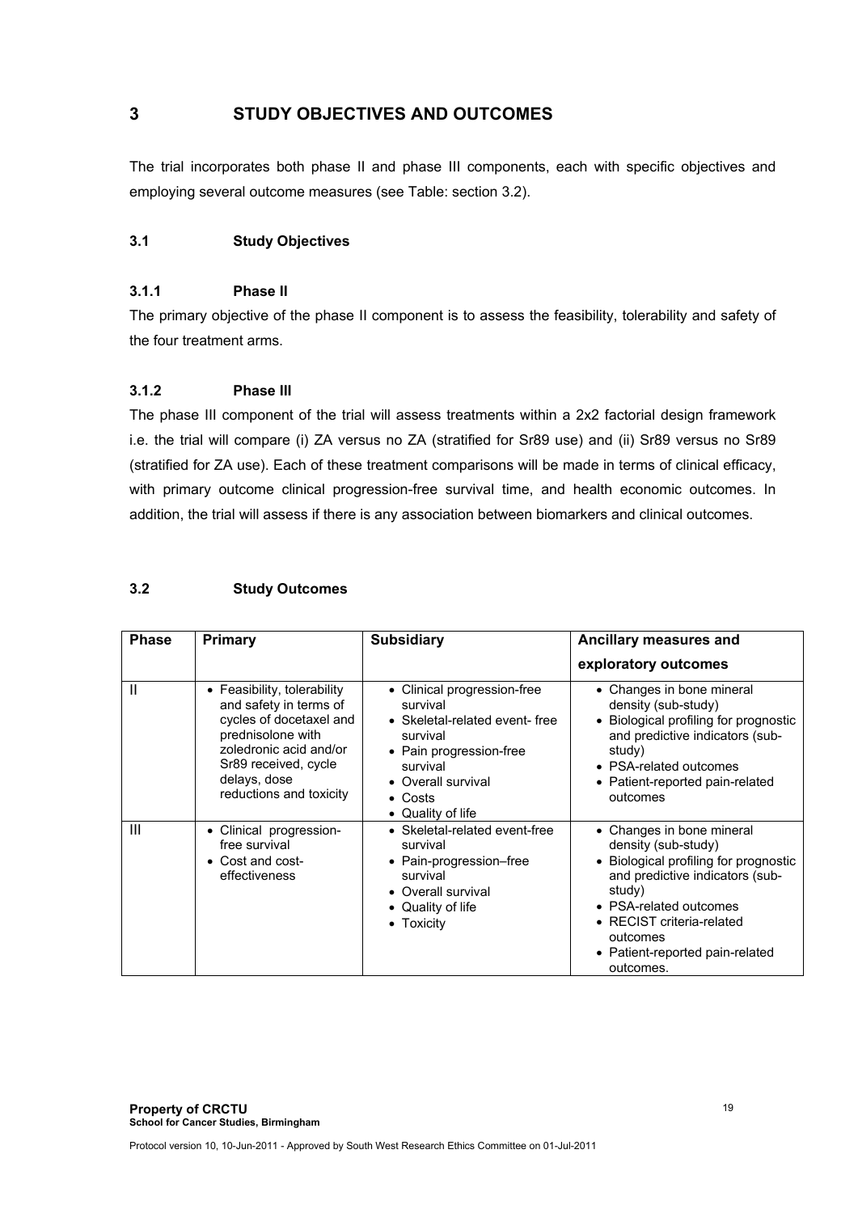# 3 STUDY OBJECTIVES AND OUTCOMES

The trial incorporates both phase II and phase III components, each with specific objectives and employing several outcome measures (see Table: section 3.2).

## 3.1 Study Objectives

### 3.1.1 Phase II

The primary objective of the phase II component is to assess the feasibility, tolerability and safety of the four treatment arms.

### 3.1.2 Phase III

The phase III component of the trial will assess treatments within a 2x2 factorial design framework i.e. the trial will compare (i) ZA versus no ZA (stratified for Sr89 use) and (ii) Sr89 versus no Sr89 (stratified for ZA use). Each of these treatment comparisons will be made in terms of clinical efficacy, with primary outcome clinical progression-free survival time, and health economic outcomes. In addition, the trial will assess if there is any association between biomarkers and clinical outcomes.

## 3.2 Study Outcomes

| Phase | Primary | Subsidiary | Ancillary measures and exploratory outcomes |
|---|---|---|---|
| II | • Feasibility, tolerability and safety in terms of cycles of docetaxel and prednisolone with zoledronic acid and/or Sr89 received, cycle delays, dose reductions and toxicity | • Clinical progression-free survival<br>• Skeletal-related event- free survival<br>• Pain progression-free survival<br>• Overall survival<br>• Costs<br>• Quality of life | • Changes in bone mineral density (sub-study)<br>• Biological profiling for prognostic and predictive indicators (sub-study)<br>• PSA-related outcomes<br>• Patient-reported pain-related outcomes |
| III | • Clinical progression-free survival<br>• Cost and cost-effectiveness | • Skeletal-related event-free survival<br>• Pain-progression–free survival<br>• Overall survival<br>• Quality of life<br>• Toxicity | • Changes in bone mineral density (sub-study)<br>• Biological profiling for prognostic and predictive indicators (sub-study)<br>• PSA-related outcomes<br>• RECIST criteria-related outcomes<br>• Patient-reported pain-related outcomes. |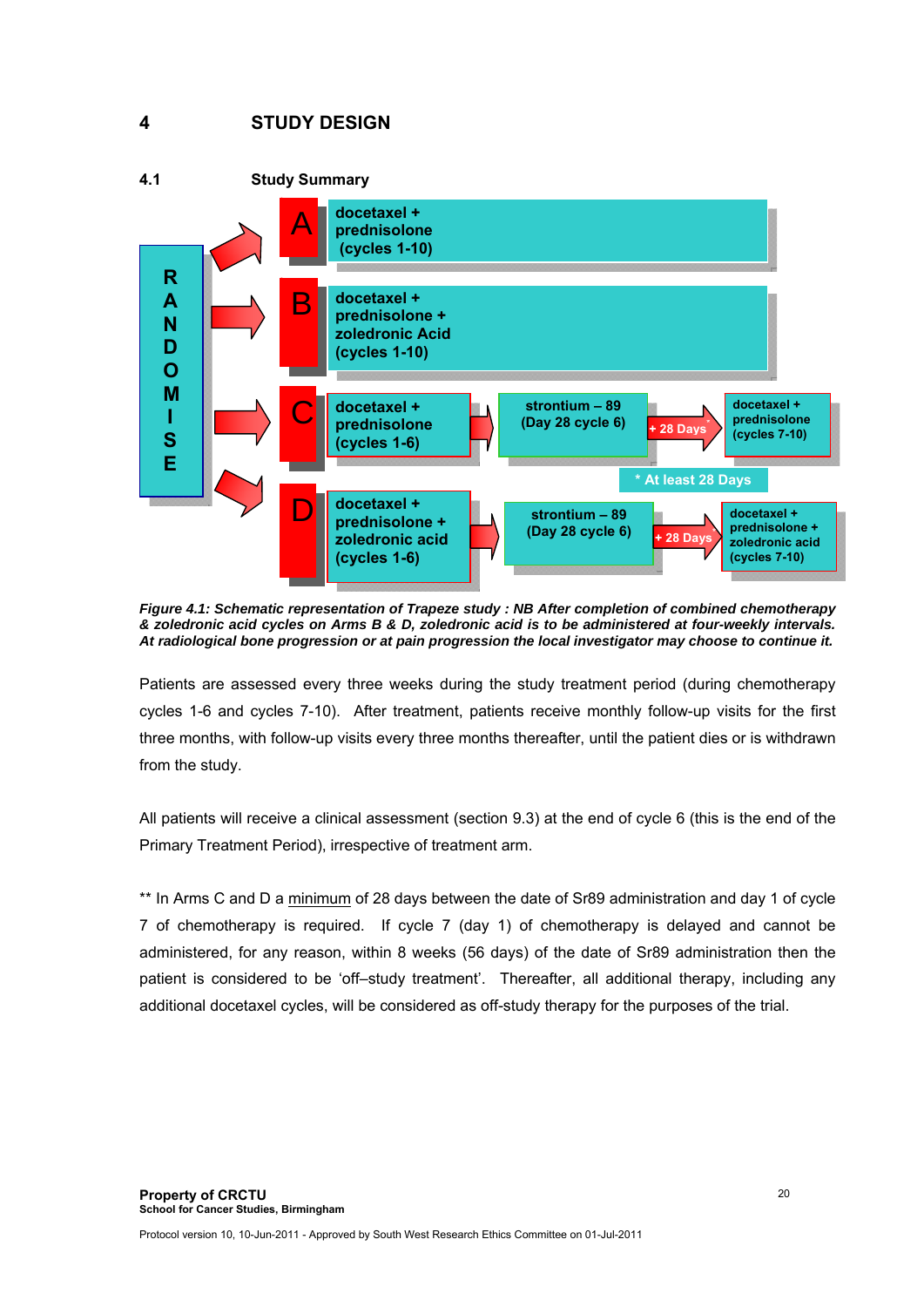# 4 STUDY DESIGN

## 4.1 Study Summary

RANDOMISE

A
docetaxel + prednisolone (cycles 1-10)

B
docetaxel + prednisolone + zoledronic Acid (cycles 1-10)

C
docetaxel + prednisolone (cycles 1-6)
strontium – 89 (Day 28 cycle 6)
+ 28 Days
docetaxel + prednisolone (cycles 7-10)

* At least 28 Days

D
docetaxel + prednisolone + zoledronic acid (cycles 1-6)
strontium – 89 (Day 28 cycle 6)
+ 28 Days
docetaxel + prednisolone + zoledronic acid (cycles 7-10)

***Figure 4.1: Schematic representation of Trapeze study : NB After completion of combined chemotherapy & zoledronic acid cycles on Arms B & D, zoledronic acid is to be administered at four-weekly intervals. At radiological bone progression or at pain progression the local investigator may choose to continue it.***

Patients are assessed every three weeks during the study treatment period (during chemotherapy cycles 1-6 and cycles 7-10). After treatment, patients receive monthly follow-up visits for the first three months, with follow-up visits every three months thereafter, until the patient dies or is withdrawn from the study.

All patients will receive a clinical assessment (section 9.3) at the end of cycle 6 (this is the end of the Primary Treatment Period), irrespective of treatment arm.

** In Arms C and D a minimum of 28 days between the date of Sr89 administration and day 1 of cycle 7 of chemotherapy is required. If cycle 7 (day 1) of chemotherapy is delayed and cannot be administered, for any reason, within 8 weeks (56 days) of the date of Sr89 administration then the patient is considered to be 'off–study treatment'. Thereafter, all additional therapy, including any additional docetaxel cycles, will be considered as off-study therapy for the purposes of the trial.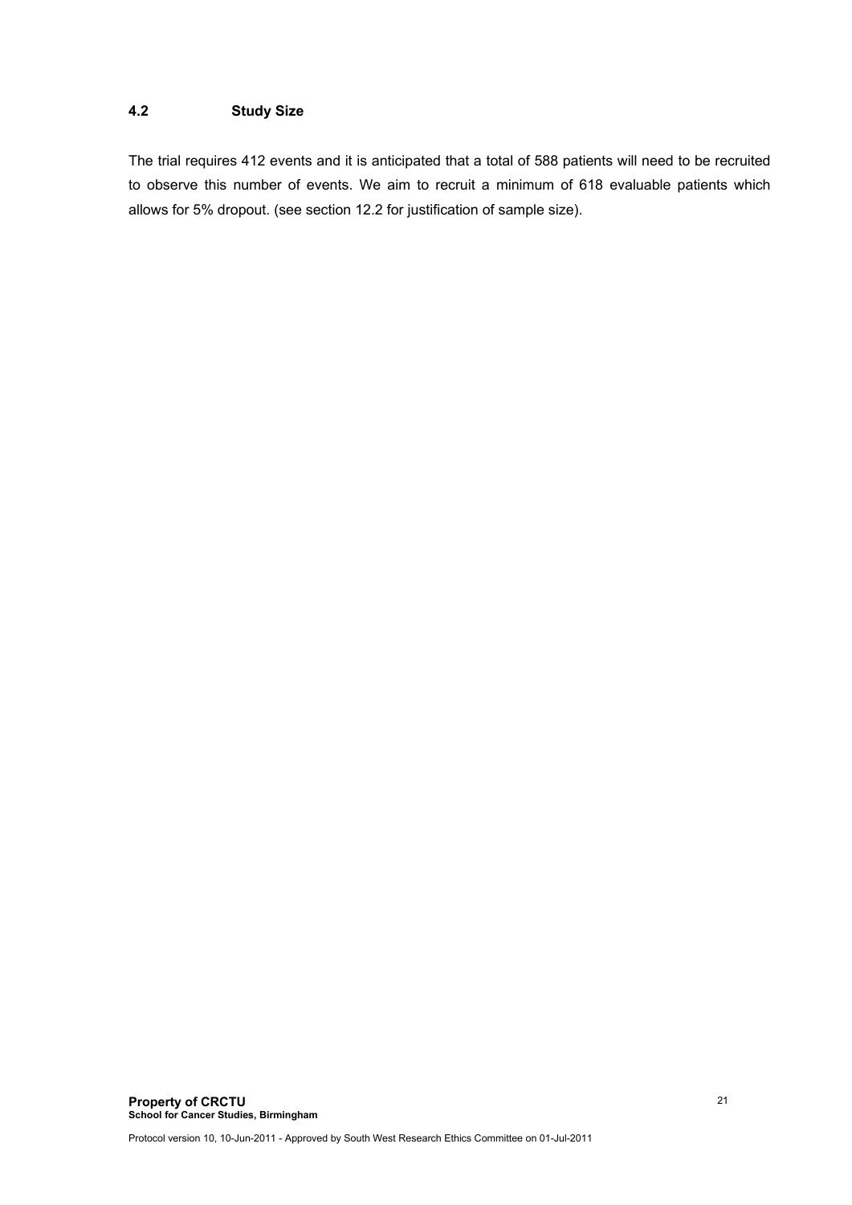## 4.2 Study Size

The trial requires 412 events and it is anticipated that a total of 588 patients will need to be recruited to observe this number of events. We aim to recruit a minimum of 618 evaluable patients which allows for 5% dropout. (see section 12.2 for justification of sample size).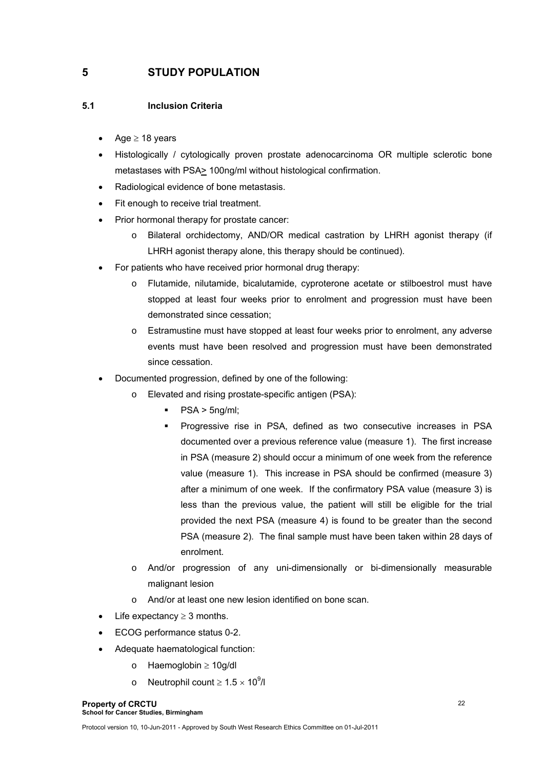# 5 STUDY POPULATION

## 5.1 Inclusion Criteria

- Age $\geq$ 18 years
- Histologically / cytologically proven prostate adenocarcinoma OR multiple sclerotic bone metastases with PSA$\geq$ 100ng/ml without histological confirmation.
- Radiological evidence of bone metastasis.
- Fit enough to receive trial treatment.
- Prior hormonal therapy for prostate cancer:
  - Bilateral orchidectomy, AND/OR medical castration by LHRH agonist therapy (if LHRH agonist therapy alone, this therapy should be continued).
- For patients who have received prior hormonal drug therapy:
  - Flutamide, nilutamide, bicalutamide, cyproterone acetate or stilboestrol must have stopped at least four weeks prior to enrolment and progression must have been demonstrated since cessation;
  - Estramustine must have stopped at least four weeks prior to enrolment, any adverse events must have been resolved and progression must have been demonstrated since cessation.
- Documented progression, defined by one of the following:
  - Elevated and rising prostate-specific antigen (PSA):
    - PSA > 5ng/ml;
    - Progressive rise in PSA, defined as two consecutive increases in PSA documented over a previous reference value (measure 1). The first increase in PSA (measure 2) should occur a minimum of one week from the reference value (measure 1). This increase in PSA should be confirmed (measure 3) after a minimum of one week. If the confirmatory PSA value (measure 3) is less than the previous value, the patient will still be eligible for the trial provided the next PSA (measure 4) is found to be greater than the second PSA (measure 2). The final sample must have been taken within 28 days of enrolment.
  - And/or progression of any uni-dimensionally or bi-dimensionally measurable malignant lesion
  - And/or at least one new lesion identified on bone scan.
- Life expectancy $\geq$ 3 months.
- ECOG performance status 0-2.
- Adequate haematological function:
  - Haemoglobin $\geq$ 10g/dl
  - Neutrophil count $\geq 1.5 \times 10^9$/l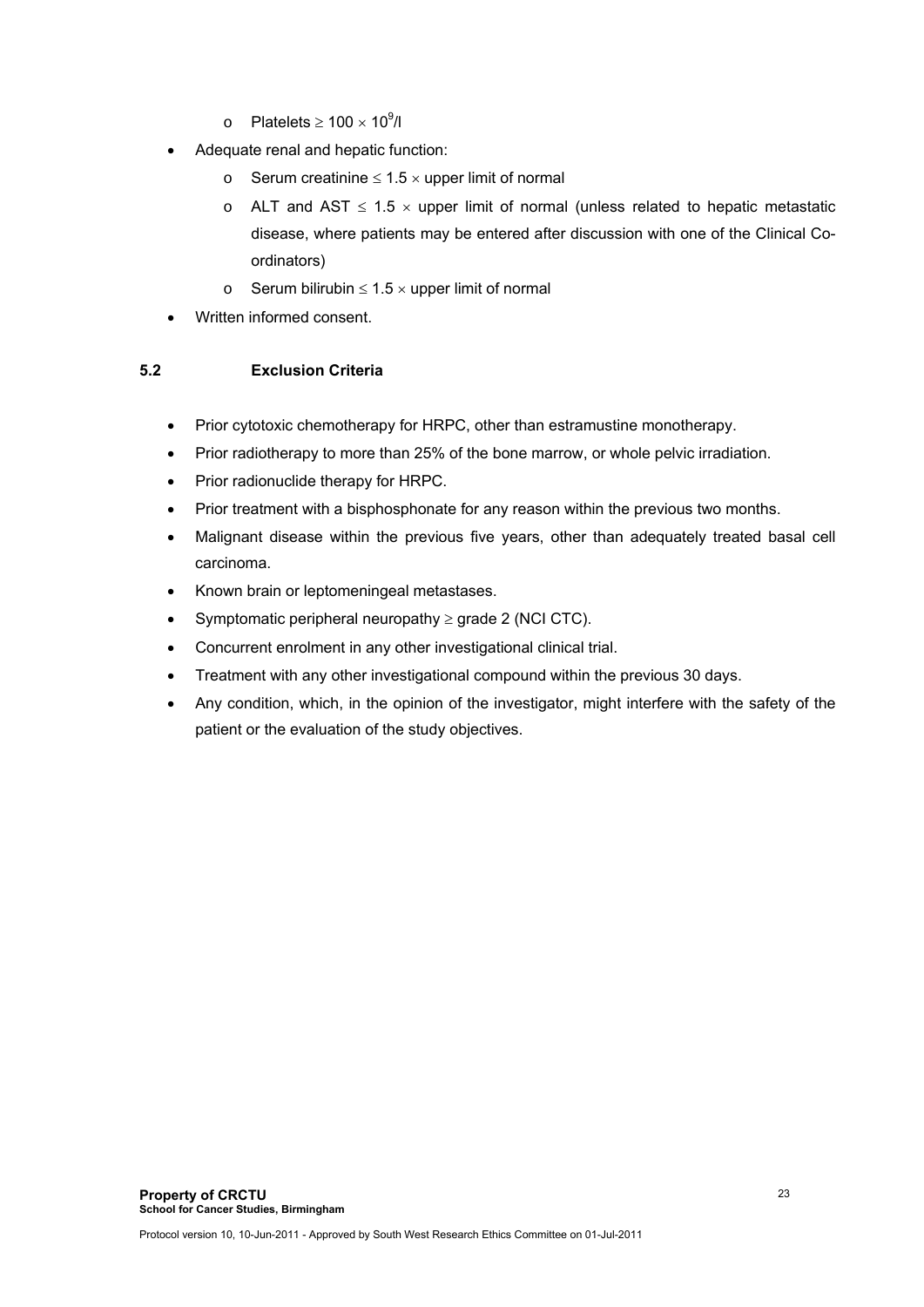- Platelets $\geq 100 \times 10^9$/l
- Adequate renal and hepatic function:
  - Serum creatinine $\leq 1.5 \times$ upper limit of normal
  - ALT and AST $\leq 1.5 \times$ upper limit of normal (unless related to hepatic metastatic disease, where patients may be entered after discussion with one of the Clinical Co-ordinators)
  - Serum bilirubin $\leq 1.5 \times$ upper limit of normal
- Written informed consent.

## 5.2 Exclusion Criteria

- Prior cytotoxic chemotherapy for HRPC, other than estramustine monotherapy.
- Prior radiotherapy to more than 25% of the bone marrow, or whole pelvic irradiation.
- Prior radionuclide therapy for HRPC.
- Prior treatment with a bisphosphonate for any reason within the previous two months.
- Malignant disease within the previous five years, other than adequately treated basal cell carcinoma.
- Known brain or leptomeningeal metastases.
- Symptomatic peripheral neuropathy $\geq$ grade 2 (NCI CTC).
- Concurrent enrolment in any other investigational clinical trial.
- Treatment with any other investigational compound within the previous 30 days.
- Any condition, which, in the opinion of the investigator, might interfere with the safety of the patient or the evaluation of the study objectives.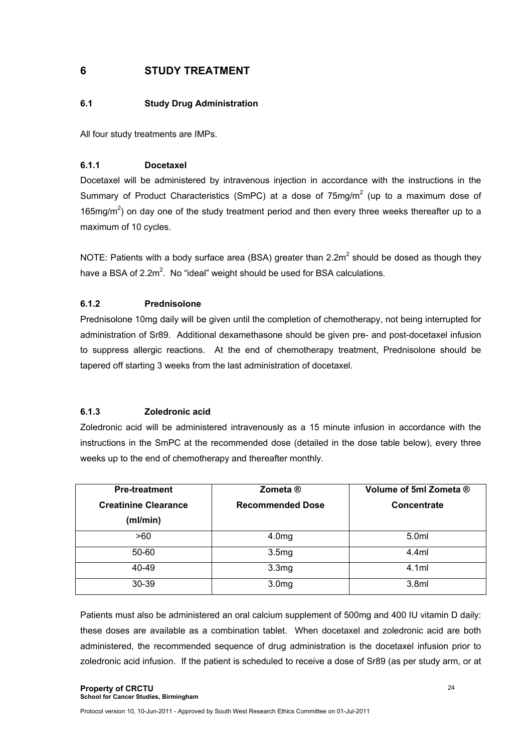# 6 STUDY TREATMENT

## 6.1 Study Drug Administration

All four study treatments are IMPs.

### 6.1.1 Docetaxel

Docetaxel will be administered by intravenous injection in accordance with the instructions in the Summary of Product Characteristics (SmPC) at a dose of $75mg/m^2$ (up to a maximum dose of $165mg/m^2$) on day one of the study treatment period and then every three weeks thereafter up to a maximum of 10 cycles.

NOTE: Patients with a body surface area (BSA) greater than $2.2m^2$ should be dosed as though they have a BSA of $2.2m^2$. No "ideal" weight should be used for BSA calculations.

### 6.1.2 Prednisolone

Prednisolone 10mg daily will be given until the completion of chemotherapy, not being interrupted for administration of Sr89. Additional dexamethasone should be given pre- and post-docetaxel infusion to suppress allergic reactions. At the end of chemotherapy treatment, Prednisolone should be tapered off starting 3 weeks from the last administration of docetaxel.

### 6.1.3 Zoledronic acid

Zoledronic acid will be administered intravenously as a 15 minute infusion in accordance with the instructions in the SmPC at the recommended dose (detailed in the dose table below), every three weeks up to the end of chemotherapy and thereafter monthly.

| Pre-treatment Creatinine Clearance (ml/min) | Zometa ® Recommended Dose | Volume of 5ml Zometa ® Concentrate |
|---|---|---|
| >60 | 4.0mg | 5.0ml |
| 50-60 | 3.5mg | 4.4ml |
| 40-49 | 3.3mg | 4.1ml |
| 30-39 | 3.0mg | 3.8ml |

Patients must also be administered an oral calcium supplement of 500mg and 400 IU vitamin D daily: these doses are available as a combination tablet. When docetaxel and zoledronic acid are both administered, the recommended sequence of drug administration is the docetaxel infusion prior to zoledronic acid infusion. If the patient is scheduled to receive a dose of Sr89 (as per study arm, or at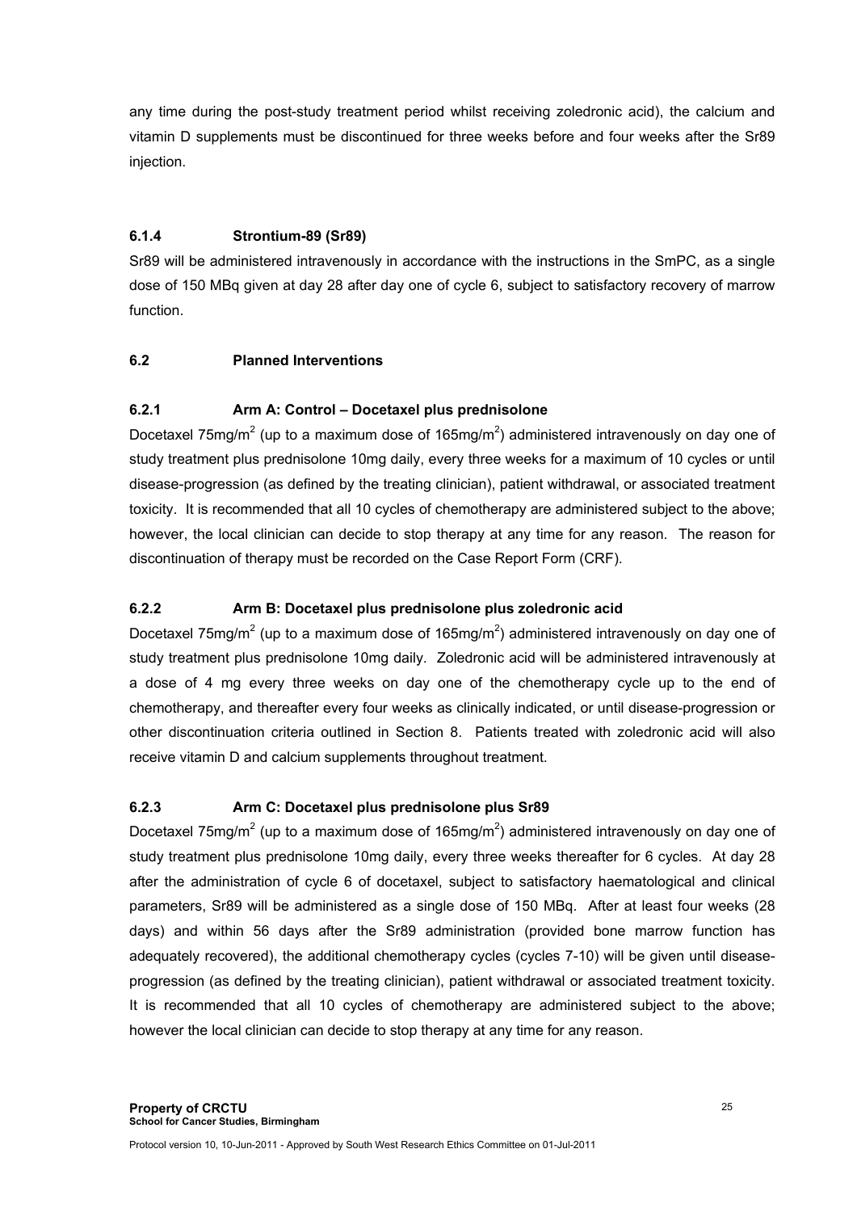any time during the post-study treatment period whilst receiving zoledronic acid), the calcium and vitamin D supplements must be discontinued for three weeks before and four weeks after the Sr89 injection.

### 6.1.4 Strontium-89 (Sr89)

Sr89 will be administered intravenously in accordance with the instructions in the SmPC, as a single dose of 150 MBq given at day 28 after day one of cycle 6, subject to satisfactory recovery of marrow function.

## 6.2 Planned Interventions

### 6.2.1 Arm A: Control – Docetaxel plus prednisolone

Docetaxel 75mg/m$^2$ (up to a maximum dose of 165mg/m$^2$) administered intravenously on day one of study treatment plus prednisolone 10mg daily, every three weeks for a maximum of 10 cycles or until disease-progression (as defined by the treating clinician), patient withdrawal, or associated treatment toxicity. It is recommended that all 10 cycles of chemotherapy are administered subject to the above; however, the local clinician can decide to stop therapy at any time for any reason. The reason for discontinuation of therapy must be recorded on the Case Report Form (CRF).

### 6.2.2 Arm B: Docetaxel plus prednisolone plus zoledronic acid

Docetaxel 75mg/m$^2$ (up to a maximum dose of 165mg/m$^2$) administered intravenously on day one of study treatment plus prednisolone 10mg daily. Zoledronic acid will be administered intravenously at a dose of 4 mg every three weeks on day one of the chemotherapy cycle up to the end of chemotherapy, and thereafter every four weeks as clinically indicated, or until disease-progression or other discontinuation criteria outlined in Section 8. Patients treated with zoledronic acid will also receive vitamin D and calcium supplements throughout treatment.

### 6.2.3 Arm C: Docetaxel plus prednisolone plus Sr89

Docetaxel 75mg/m$^2$ (up to a maximum dose of 165mg/m$^2$) administered intravenously on day one of study treatment plus prednisolone 10mg daily, every three weeks thereafter for 6 cycles. At day 28 after the administration of cycle 6 of docetaxel, subject to satisfactory haematological and clinical parameters, Sr89 will be administered as a single dose of 150 MBq. After at least four weeks (28 days) and within 56 days after the Sr89 administration (provided bone marrow function has adequately recovered), the additional chemotherapy cycles (cycles 7-10) will be given until disease-progression (as defined by the treating clinician), patient withdrawal or associated treatment toxicity. It is recommended that all 10 cycles of chemotherapy are administered subject to the above; however the local clinician can decide to stop therapy at any time for any reason.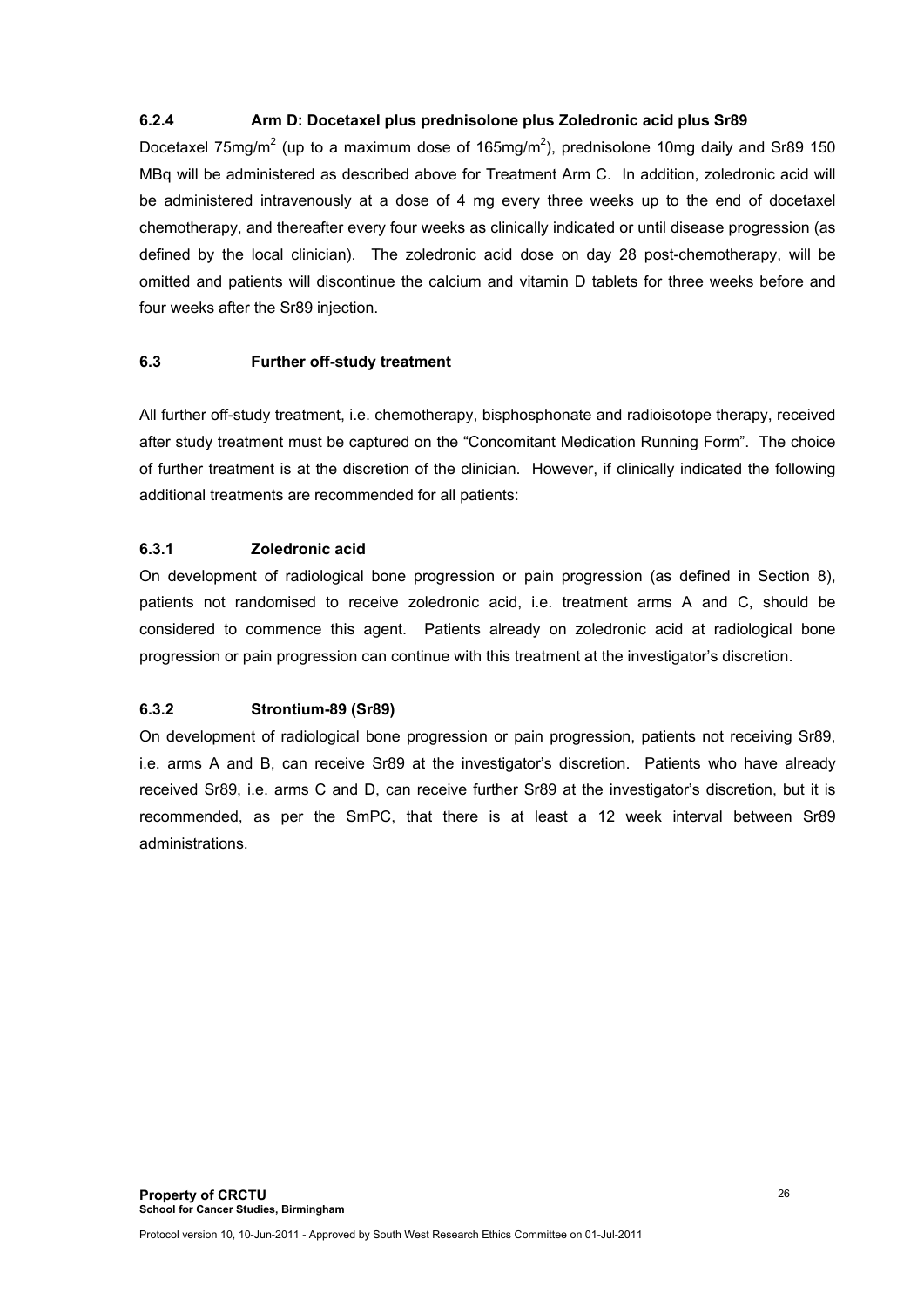### 6.2.4 Arm D: Docetaxel plus prednisolone plus Zoledronic acid plus Sr89

Docetaxel 75mg/m$^2$ (up to a maximum dose of 165mg/m$^2$), prednisolone 10mg daily and Sr89 150 MBq will be administered as described above for Treatment Arm C. In addition, zoledronic acid will be administered intravenously at a dose of 4 mg every three weeks up to the end of docetaxel chemotherapy, and thereafter every four weeks as clinically indicated or until disease progression (as defined by the local clinician). The zoledronic acid dose on day 28 post-chemotherapy, will be omitted and patients will discontinue the calcium and vitamin D tablets for three weeks before and four weeks after the Sr89 injection.

## 6.3 Further off-study treatment

All further off-study treatment, i.e. chemotherapy, bisphosphonate and radioisotope therapy, received after study treatment must be captured on the "Concomitant Medication Running Form". The choice of further treatment is at the discretion of the clinician. However, if clinically indicated the following additional treatments are recommended for all patients:

### 6.3.1 Zoledronic acid

On development of radiological bone progression or pain progression (as defined in Section 8), patients not randomised to receive zoledronic acid, i.e. treatment arms A and C, should be considered to commence this agent. Patients already on zoledronic acid at radiological bone progression or pain progression can continue with this treatment at the investigator's discretion.

### 6.3.2 Strontium-89 (Sr89)

On development of radiological bone progression or pain progression, patients not receiving Sr89, i.e. arms A and B, can receive Sr89 at the investigator's discretion. Patients who have already received Sr89, i.e. arms C and D, can receive further Sr89 at the investigator's discretion, but it is recommended, as per the SmPC, that there is at least a 12 week interval between Sr89 administrations.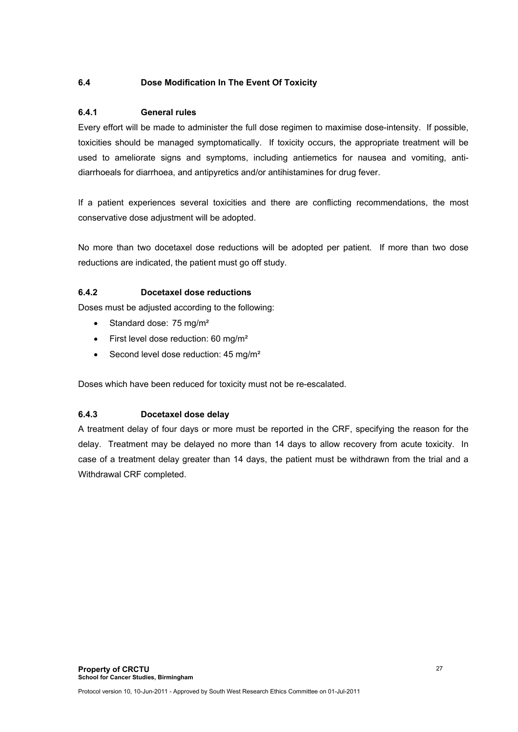### 6.4 Dose Modification In The Event Of Toxicity

#### 6.4.1 General rules

Every effort will be made to administer the full dose regimen to maximise dose-intensity. If possible, toxicities should be managed symptomatically. If toxicity occurs, the appropriate treatment will be used to ameliorate signs and symptoms, including antiemetics for nausea and vomiting, anti-diarrhoeals for diarrhoea, and antipyretics and/or antihistamines for drug fever.

If a patient experiences several toxicities and there are conflicting recommendations, the most conservative dose adjustment will be adopted.

No more than two docetaxel dose reductions will be adopted per patient. If more than two dose reductions are indicated, the patient must go off study.

#### 6.4.2 Docetaxel dose reductions

Doses must be adjusted according to the following:

- Standard dose: 75 mg/m²
- First level dose reduction: 60 mg/m²
- Second level dose reduction: 45 mg/m²

Doses which have been reduced for toxicity must not be re-escalated.

#### 6.4.3 Docetaxel dose delay

A treatment delay of four days or more must be reported in the CRF, specifying the reason for the delay. Treatment may be delayed no more than 14 days to allow recovery from acute toxicity. In case of a treatment delay greater than 14 days, the patient must be withdrawn from the trial and a Withdrawal CRF completed.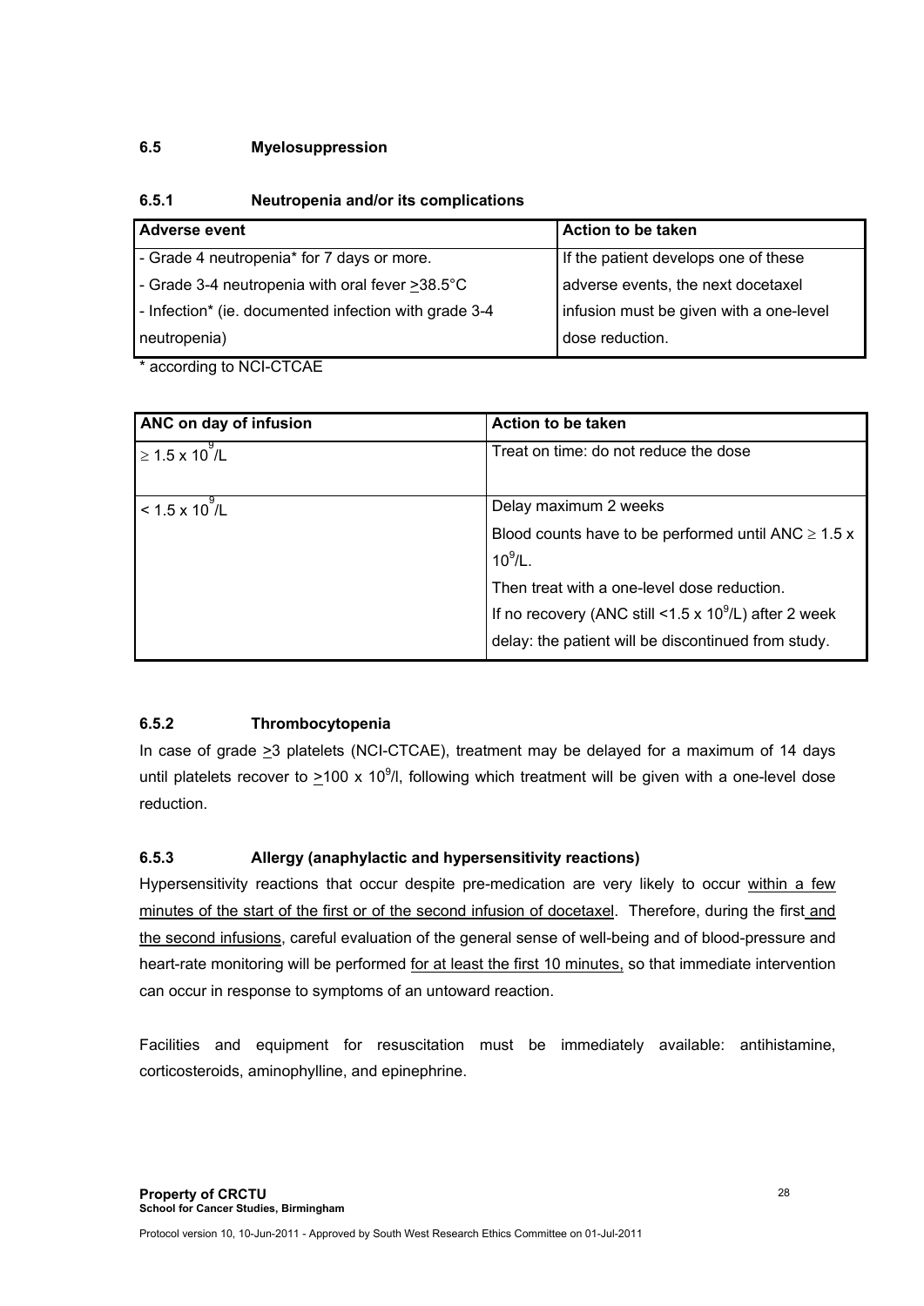### 6.5 Myelosuppression

#### 6.5.1 Neutropenia and/or its complications

| Adverse event | Action to be taken |
| --- | --- |
| - Grade 4 neutropenia* for 7 days or more.<br>- Grade 3-4 neutropenia with oral fever ≥38.5°C<br>- Infection* (ie. documented infection with grade 3-4 neutropenia) | If the patient develops one of these adverse events, the next docetaxel infusion must be given with a one-level dose reduction. |

\* according to NCI-CTCAE

| ANC on day of infusion | Action to be taken |
| --- | --- |
| $\geq 1.5 \times 10^9$/L | Treat on time: do not reduce the dose |
| $< 1.5 \times 10^9$/L | Delay maximum 2 weeks<br>Blood counts have to be performed until ANC $\geq 1.5 \times 10^9$/L.<br>Then treat with a one-level dose reduction.<br>If no recovery (ANC still $<1.5 \times 10^9$/L) after 2 week delay: the patient will be discontinued from study. |

#### 6.5.2 Thrombocytopenia

In case of grade ≥3 platelets (NCI-CTCAE), treatment may be delayed for a maximum of 14 days until platelets recover to ≥100 x $10^9$/l, following which treatment will be given with a one-level dose reduction.

#### 6.5.3 Allergy (anaphylactic and hypersensitivity reactions)

Hypersensitivity reactions that occur despite pre-medication are very likely to occur within a few minutes of the start of the first or of the second infusion of docetaxel. Therefore, during the first and the second infusions, careful evaluation of the general sense of well-being and of blood-pressure and heart-rate monitoring will be performed for at least the first 10 minutes, so that immediate intervention can occur in response to symptoms of an untoward reaction.

Facilities and equipment for resuscitation must be immediately available: antihistamine, corticosteroids, aminophylline, and epinephrine.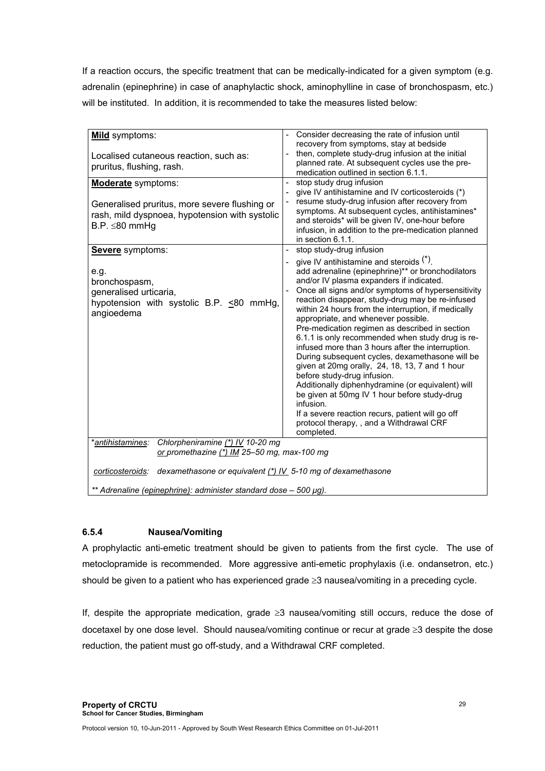If a reaction occurs, the specific treatment that can be medically-indicated for a given symptom (e.g. adrenalin (epinephrine) in case of anaphylactic shock, aminophylline in case of bronchospasm, etc.) will be instituted. In addition, it is recommended to take the measures listed below:

| | |
|---|---|
| **Mild** symptoms:<br><br>Localised cutaneous reaction, such as: pruritus, flushing, rash. | - Consider decreasing the rate of infusion until recovery from symptoms, stay at bedside<br>- then, complete study-drug infusion at the initial planned rate. At subsequent cycles use the pre-medication outlined in section 6.1.1. |
| **Moderate** symptoms:<br><br>Generalised pruritus, more severe flushing or rash, mild dyspnoea, hypotension with systolic B.P. ≤80 mmHg | - stop study drug infusion<br>- give IV antihistamine and IV corticosteroids (*)<br>- resume study-drug infusion after recovery from symptoms. At subsequent cycles, antihistamines* and steroids* will be given IV, one-hour before infusion, in addition to the pre-medication planned in section 6.1.1. |
| **Severe** symptoms:<br><br>e.g.<br>bronchospasm,<br>generalised urticaria,<br>hypotension with systolic B.P. ≤80 mmHg,<br>angioedema | - stop study-drug infusion<br>- give IV antihistamine and steroids (*).<br>add adrenaline (epinephrine)** or bronchodilators and/or IV plasma expanders if indicated.<br>- Once all signs and/or symptoms of hypersensitivity reaction disappear, study-drug may be re-infused within 24 hours from the interruption, if medically appropriate, and whenever possible.<br>Pre-medication regimen as described in section 6.1.1 is only recommended when study drug is re-infused more than 3 hours after the interruption.<br>During subsequent cycles, dexamethasone will be given at 20mg orally, 24, 18, 13, 7 and 1 hour before study-drug infusion.<br>Additionally diphenhydramine (or equivalent) will be given at 50mg IV 1 hour before study-drug infusion.<br>If a severe reaction recurs, patient will go off protocol therapy, , and a Withdrawal CRF completed. |
| *\*antihistamines:* *Chlorpheniramine (\*) IV 10-20 mg or promethazine (\*) IM 25–50 mg, max-100 mg*<br><br>*corticosteroids:* *dexamethasone or equivalent (\*) IV 5-10 mg of dexamethasone*<br><br>*\*\* Adrenaline (epinephrine): administer standard dose – 500 µg).* | |

#### 6.5.4 Nausea/Vomiting

A prophylactic anti-emetic treatment should be given to patients from the first cycle. The use of metoclopramide is recommended. More aggressive anti-emetic prophylaxis (i.e. ondansetron, etc.) should be given to a patient who has experienced grade ≥3 nausea/vomiting in a preceding cycle.

If, despite the appropriate medication, grade ≥3 nausea/vomiting still occurs, reduce the dose of docetaxel by one dose level. Should nausea/vomiting continue or recur at grade ≥3 despite the dose reduction, the patient must go off-study, and a Withdrawal CRF completed.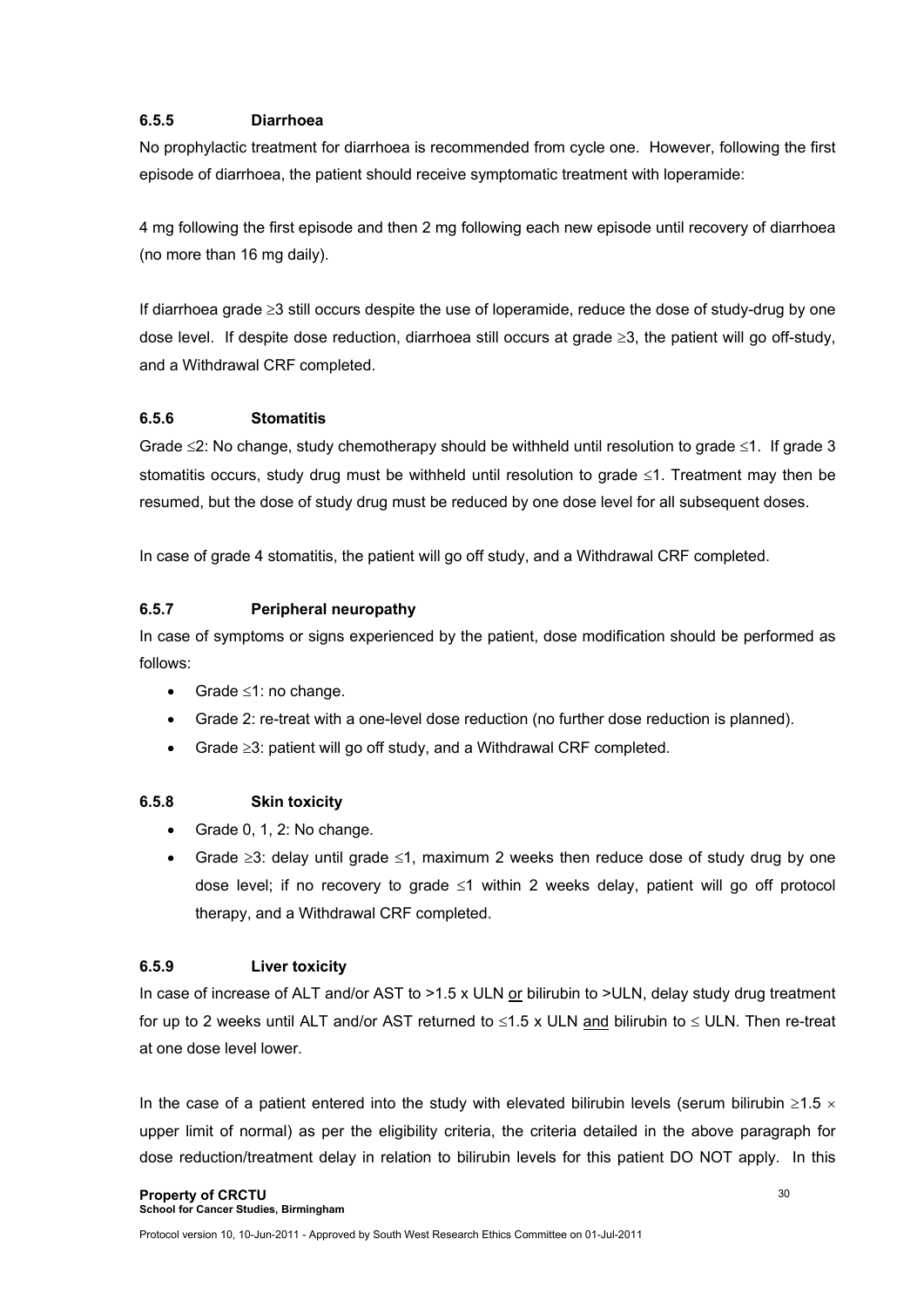#### 6.5.5 Diarrhoea

No prophylactic treatment for diarrhoea is recommended from cycle one. However, following the first episode of diarrhoea, the patient should receive symptomatic treatment with loperamide:

4 mg following the first episode and then 2 mg following each new episode until recovery of diarrhoea (no more than 16 mg daily).

If diarrhoea grade $\geq$3 still occurs despite the use of loperamide, reduce the dose of study-drug by one dose level. If despite dose reduction, diarrhoea still occurs at grade $\geq$3, the patient will go off-study, and a Withdrawal CRF completed.

#### 6.5.6 Stomatitis

Grade $\leq$2: No change, study chemotherapy should be withheld until resolution to grade $\leq$1. If grade 3 stomatitis occurs, study drug must be withheld until resolution to grade $\leq$1. Treatment may then be resumed, but the dose of study drug must be reduced by one dose level for all subsequent doses.

In case of grade 4 stomatitis, the patient will go off study, and a Withdrawal CRF completed.

#### 6.5.7 Peripheral neuropathy

In case of symptoms or signs experienced by the patient, dose modification should be performed as follows:

- Grade $\leq$1: no change.
- Grade 2: re-treat with a one-level dose reduction (no further dose reduction is planned).
- Grade $\geq$3: patient will go off study, and a Withdrawal CRF completed.

#### 6.5.8 Skin toxicity

- Grade 0, 1, 2: No change.
- Grade $\geq$3: delay until grade $\leq$1, maximum 2 weeks then reduce dose of study drug by one dose level; if no recovery to grade $\leq$1 within 2 weeks delay, patient will go off protocol therapy, and a Withdrawal CRF completed.

#### 6.5.9 Liver toxicity

In case of increase of ALT and/or AST to >1.5 x ULN <u>or</u> bilirubin to >ULN, delay study drug treatment for up to 2 weeks until ALT and/or AST returned to $\leq$1.5 x ULN <u>and</u> bilirubin to $\leq$ ULN. Then re-treat at one dose level lower.

In the case of a patient entered into the study with elevated bilirubin levels (serum bilirubin $\geq 1.5 \times$ upper limit of normal) as per the eligibility criteria, the criteria detailed in the above paragraph for dose reduction/treatment delay in relation to bilirubin levels for this patient DO NOT apply. In this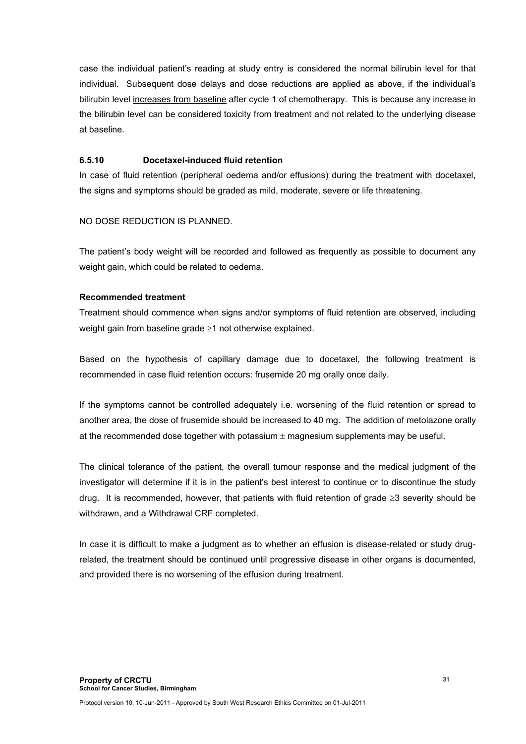case the individual patient's reading at study entry is considered the normal bilirubin level for that individual. Subsequent dose delays and dose reductions are applied as above, if the individual's bilirubin level increases from baseline after cycle 1 of chemotherapy. This is because any increase in the bilirubin level can be considered toxicity from treatment and not related to the underlying disease at baseline.

### 6.5.10 Docetaxel-induced fluid retention

In case of fluid retention (peripheral oedema and/or effusions) during the treatment with docetaxel, the signs and symptoms should be graded as mild, moderate, severe or life threatening.

NO DOSE REDUCTION IS PLANNED.

The patient's body weight will be recorded and followed as frequently as possible to document any weight gain, which could be related to oedema.

**Recommended treatment**

Treatment should commence when signs and/or symptoms of fluid retention are observed, including weight gain from baseline grade $\geq$1 not otherwise explained.

Based on the hypothesis of capillary damage due to docetaxel, the following treatment is recommended in case fluid retention occurs: frusemide 20 mg orally once daily.

If the symptoms cannot be controlled adequately i.e. worsening of the fluid retention or spread to another area, the dose of frusemide should be increased to 40 mg. The addition of metolazone orally at the recommended dose together with potassium $\pm$ magnesium supplements may be useful.

The clinical tolerance of the patient, the overall tumour response and the medical judgment of the investigator will determine if it is in the patient's best interest to continue or to discontinue the study drug. It is recommended, however, that patients with fluid retention of grade $\geq$3 severity should be withdrawn, and a Withdrawal CRF completed.

In case it is difficult to make a judgment as to whether an effusion is disease-related or study drug-related, the treatment should be continued until progressive disease in other organs is documented, and provided there is no worsening of the effusion during treatment.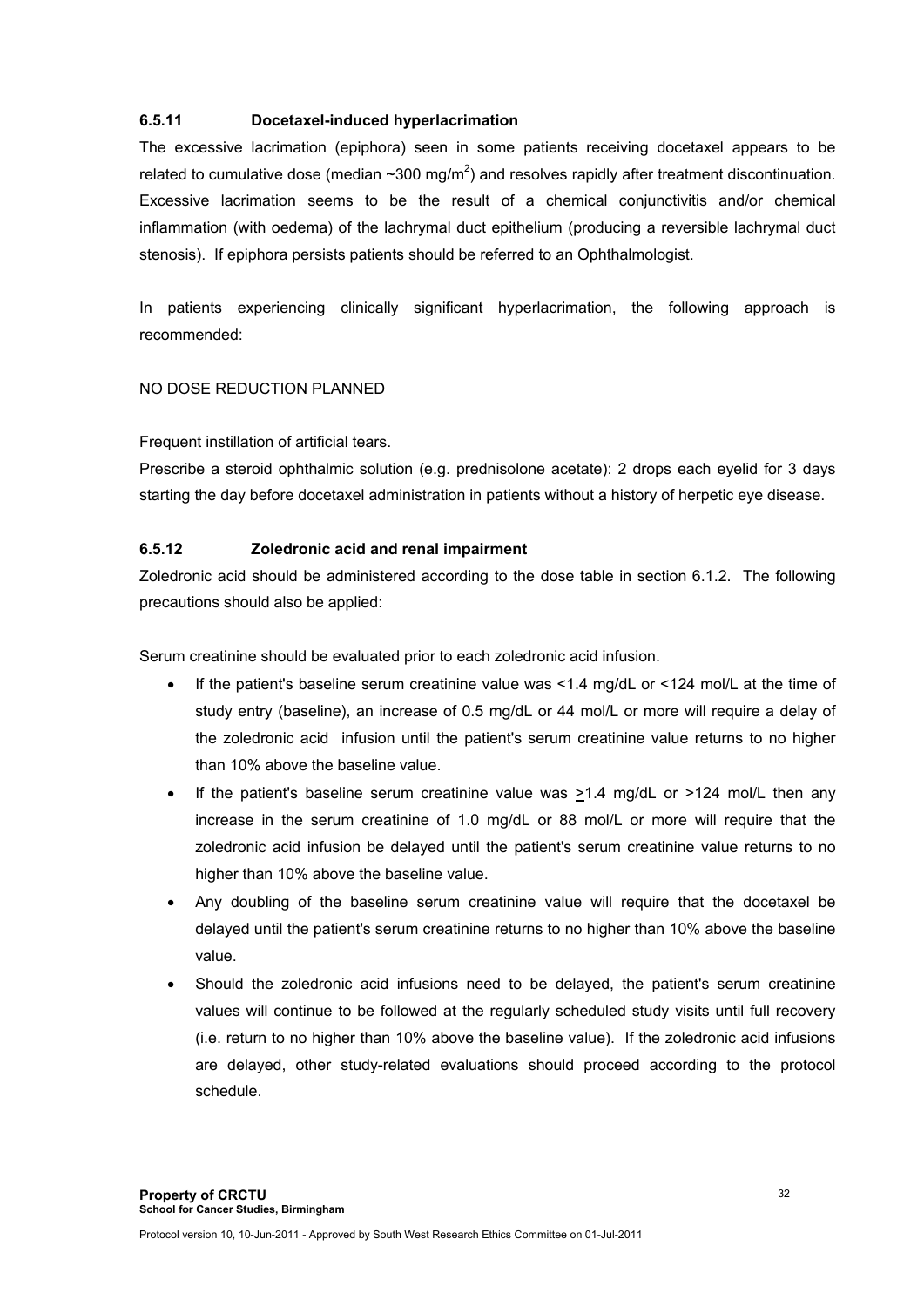### 6.5.11 Docetaxel-induced hyperlacrimation

The excessive lacrimation (epiphora) seen in some patients receiving docetaxel appears to be related to cumulative dose (median ~300 mg/m$^2$) and resolves rapidly after treatment discontinuation. Excessive lacrimation seems to be the result of a chemical conjunctivitis and/or chemical inflammation (with oedema) of the lachrymal duct epithelium (producing a reversible lachrymal duct stenosis). If epiphora persists patients should be referred to an Ophthalmologist.

In patients experiencing clinically significant hyperlacrimation, the following approach is recommended:

NO DOSE REDUCTION PLANNED

Frequent instillation of artificial tears.
Prescribe a steroid ophthalmic solution (e.g. prednisolone acetate): 2 drops each eyelid for 3 days starting the day before docetaxel administration in patients without a history of herpetic eye disease.

### 6.5.12 Zoledronic acid and renal impairment

Zoledronic acid should be administered according to the dose table in section 6.1.2. The following precautions should also be applied:

Serum creatinine should be evaluated prior to each zoledronic acid infusion.

- If the patient's baseline serum creatinine value was <1.4 mg/dL or <124 mol/L at the time of study entry (baseline), an increase of 0.5 mg/dL or 44 mol/L or more will require a delay of the zoledronic acid infusion until the patient's serum creatinine value returns to no higher than 10% above the baseline value.
- If the patient's baseline serum creatinine value was $\geq$1.4 mg/dL or >124 mol/L then any increase in the serum creatinine of 1.0 mg/dL or 88 mol/L or more will require that the zoledronic acid infusion be delayed until the patient's serum creatinine value returns to no higher than 10% above the baseline value.
- Any doubling of the baseline serum creatinine value will require that the docetaxel be delayed until the patient's serum creatinine returns to no higher than 10% above the baseline value.
- Should the zoledronic acid infusions need to be delayed, the patient's serum creatinine values will continue to be followed at the regularly scheduled study visits until full recovery (i.e. return to no higher than 10% above the baseline value). If the zoledronic acid infusions are delayed, other study-related evaluations should proceed according to the protocol schedule.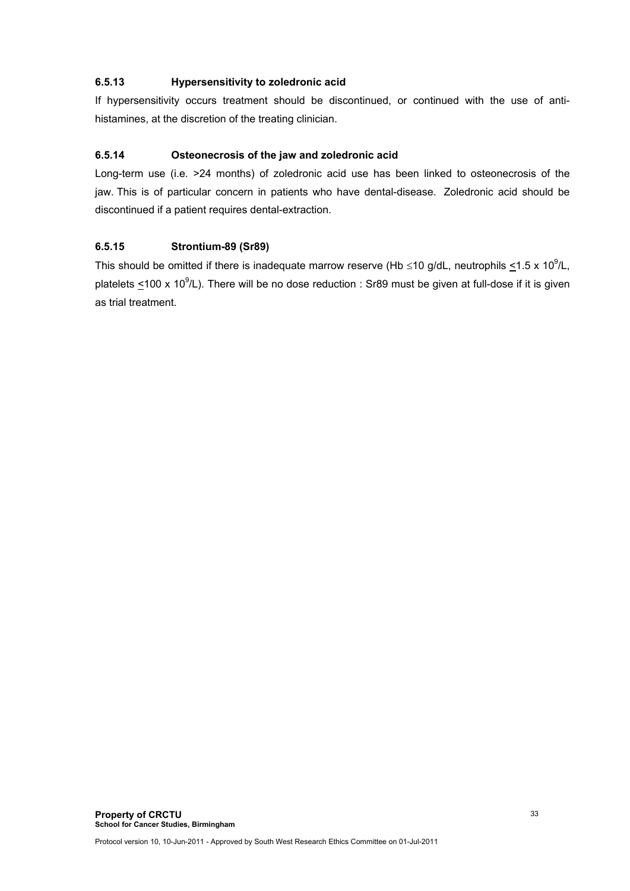### 6.5.13 Hypersensitivity to zoledronic acid

If hypersensitivity occurs treatment should be discontinued, or continued with the use of anti-histamines, at the discretion of the treating clinician.

### 6.5.14 Osteonecrosis of the jaw and zoledronic acid

Long-term use (i.e. >24 months) of zoledronic acid use has been linked to osteonecrosis of the jaw. This is of particular concern in patients who have dental-disease. Zoledronic acid should be discontinued if a patient requires dental-extraction.

### 6.5.15 Strontium-89 (Sr89)

This should be omitted if there is inadequate marrow reserve (Hb $\leq$10 g/dL, neutrophils $\leq$1.5 x $10^9$/L, platelets $\leq$100 x $10^9$/L). There will be no dose reduction : Sr89 must be given at full-dose if it is given as trial treatment.

**Property of CRCTU**
**School for Cancer Studies, Birmingham**

Protocol version 10, 10-Jun-2011 - Approved by South West Research Ethics Committee on 01-Jul-2011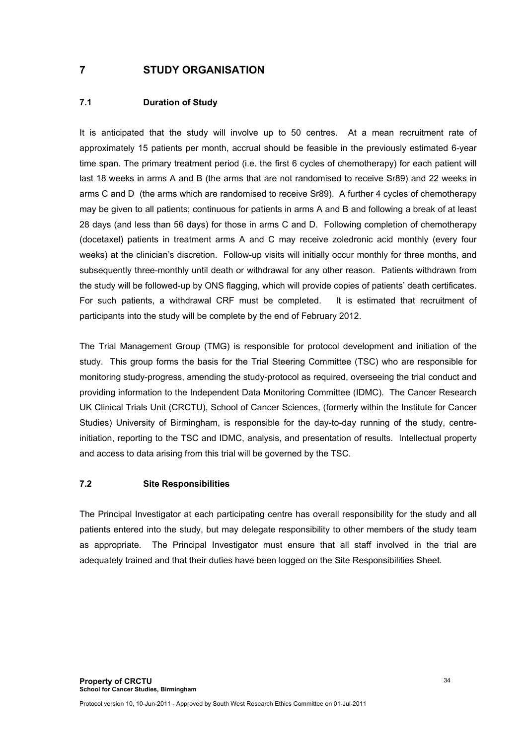# 7 STUDY ORGANISATION

## 7.1 Duration of Study

It is anticipated that the study will involve up to 50 centres. At a mean recruitment rate of approximately 15 patients per month, accrual should be feasible in the previously estimated 6-year time span. The primary treatment period (i.e. the first 6 cycles of chemotherapy) for each patient will last 18 weeks in arms A and B (the arms that are not randomised to receive Sr89) and 22 weeks in arms C and D (the arms which are randomised to receive Sr89). A further 4 cycles of chemotherapy may be given to all patients; continuous for patients in arms A and B and following a break of at least 28 days (and less than 56 days) for those in arms C and D. Following completion of chemotherapy (docetaxel) patients in treatment arms A and C may receive zoledronic acid monthly (every four weeks) at the clinician's discretion. Follow-up visits will initially occur monthly for three months, and subsequently three-monthly until death or withdrawal for any other reason. Patients withdrawn from the study will be followed-up by ONS flagging, which will provide copies of patients' death certificates. For such patients, a withdrawal CRF must be completed. It is estimated that recruitment of participants into the study will be complete by the end of February 2012.

The Trial Management Group (TMG) is responsible for protocol development and initiation of the study. This group forms the basis for the Trial Steering Committee (TSC) who are responsible for monitoring study-progress, amending the study-protocol as required, overseeing the trial conduct and providing information to the Independent Data Monitoring Committee (IDMC). The Cancer Research UK Clinical Trials Unit (CRCTU), School of Cancer Sciences, (formerly within the Institute for Cancer Studies) University of Birmingham, is responsible for the day-to-day running of the study, centre-initiation, reporting to the TSC and IDMC, analysis, and presentation of results. Intellectual property and access to data arising from this trial will be governed by the TSC.

## 7.2 Site Responsibilities

The Principal Investigator at each participating centre has overall responsibility for the study and all patients entered into the study, but may delegate responsibility to other members of the study team as appropriate. The Principal Investigator must ensure that all staff involved in the trial are adequately trained and that their duties have been logged on the Site Responsibilities Sheet.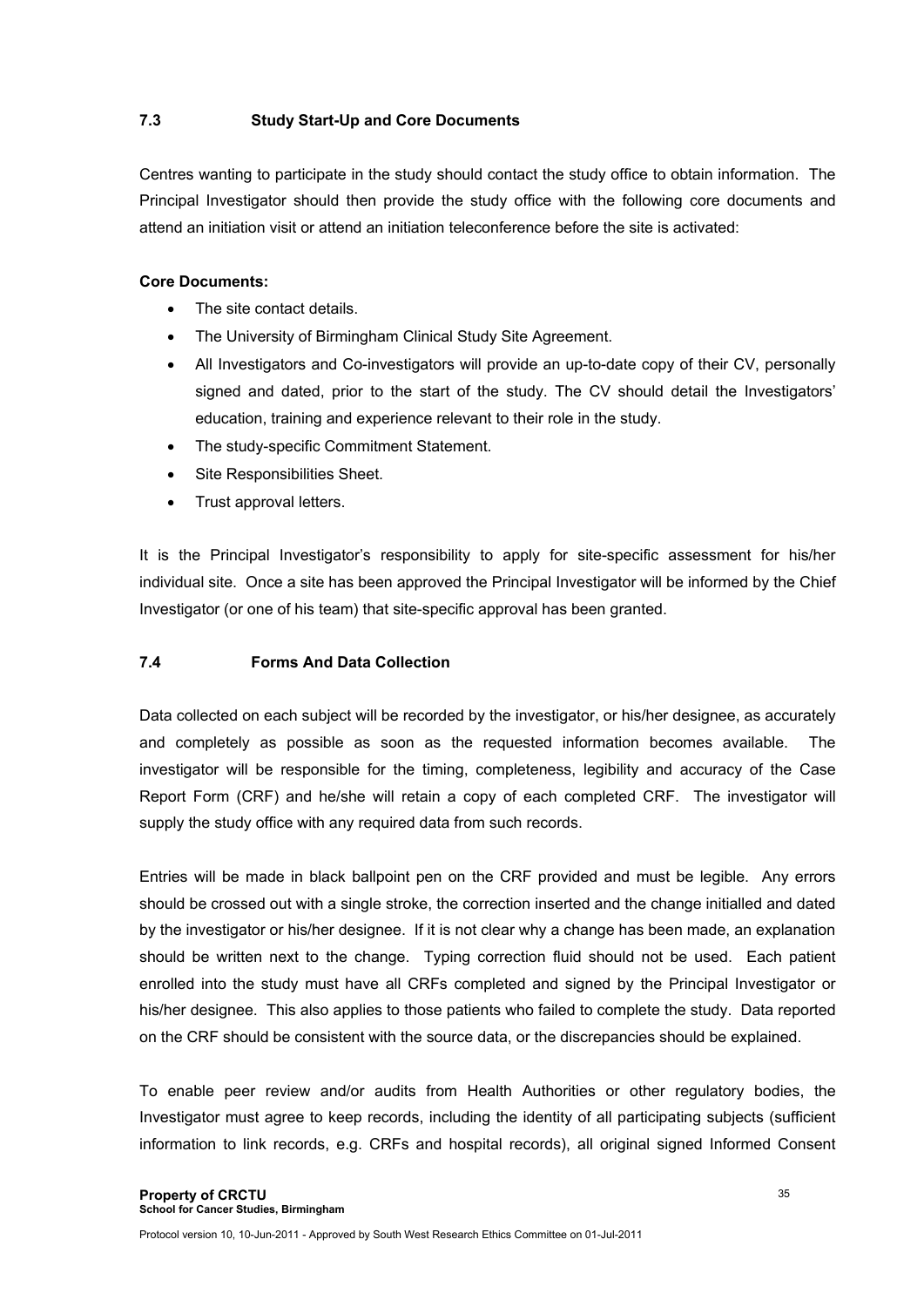### 7.3 Study Start-Up and Core Documents

Centres wanting to participate in the study should contact the study office to obtain information. The Principal Investigator should then provide the study office with the following core documents and attend an initiation visit or attend an initiation teleconference before the site is activated:

**Core Documents:**

- The site contact details.
- The University of Birmingham Clinical Study Site Agreement.
- All Investigators and Co-investigators will provide an up-to-date copy of their CV, personally signed and dated, prior to the start of the study. The CV should detail the Investigators' education, training and experience relevant to their role in the study.
- The study-specific Commitment Statement.
- Site Responsibilities Sheet.
- Trust approval letters.

It is the Principal Investigator's responsibility to apply for site-specific assessment for his/her individual site. Once a site has been approved the Principal Investigator will be informed by the Chief Investigator (or one of his team) that site-specific approval has been granted.

### 7.4 Forms And Data Collection

Data collected on each subject will be recorded by the investigator, or his/her designee, as accurately and completely as possible as soon as the requested information becomes available. The investigator will be responsible for the timing, completeness, legibility and accuracy of the Case Report Form (CRF) and he/she will retain a copy of each completed CRF. The investigator will supply the study office with any required data from such records.

Entries will be made in black ballpoint pen on the CRF provided and must be legible. Any errors should be crossed out with a single stroke, the correction inserted and the change initialled and dated by the investigator or his/her designee. If it is not clear why a change has been made, an explanation should be written next to the change. Typing correction fluid should not be used. Each patient enrolled into the study must have all CRFs completed and signed by the Principal Investigator or his/her designee. This also applies to those patients who failed to complete the study. Data reported on the CRF should be consistent with the source data, or the discrepancies should be explained.

To enable peer review and/or audits from Health Authorities or other regulatory bodies, the Investigator must agree to keep records, including the identity of all participating subjects (sufficient information to link records, e.g. CRFs and hospital records), all original signed Informed Consent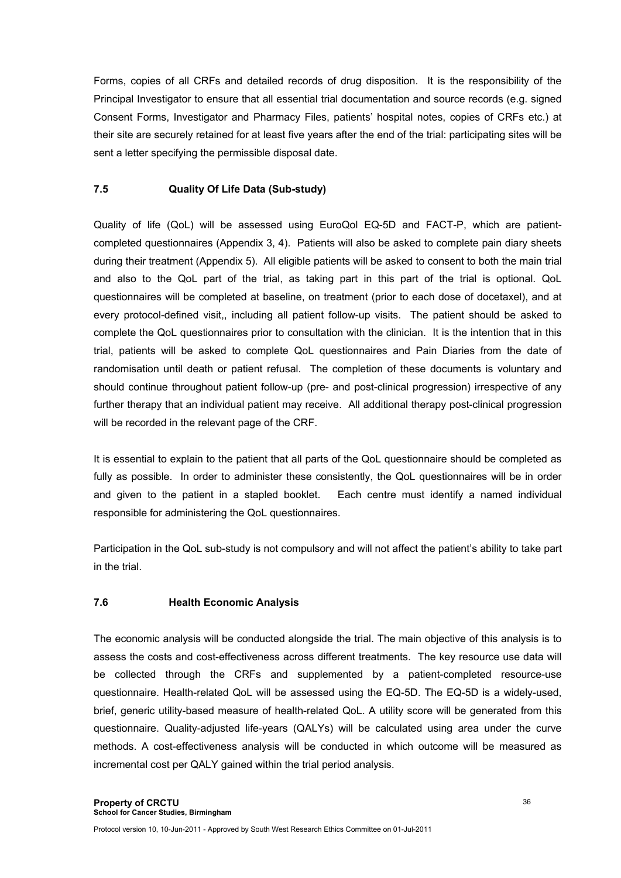Forms, copies of all CRFs and detailed records of drug disposition. It is the responsibility of the Principal Investigator to ensure that all essential trial documentation and source records (e.g. signed Consent Forms, Investigator and Pharmacy Files, patients' hospital notes, copies of CRFs etc.) at their site are securely retained for at least five years after the end of the trial: participating sites will be sent a letter specifying the permissible disposal date.

### 7.5 Quality Of Life Data (Sub-study)

Quality of life (QoL) will be assessed using EuroQol EQ-5D and FACT-P, which are patient-completed questionnaires (Appendix 3, 4). Patients will also be asked to complete pain diary sheets during their treatment (Appendix 5). All eligible patients will be asked to consent to both the main trial and also to the QoL part of the trial, as taking part in this part of the trial is optional. QoL questionnaires will be completed at baseline, on treatment (prior to each dose of docetaxel), and at every protocol-defined visit,, including all patient follow-up visits. The patient should be asked to complete the QoL questionnaires prior to consultation with the clinician. It is the intention that in this trial, patients will be asked to complete QoL questionnaires and Pain Diaries from the date of randomisation until death or patient refusal. The completion of these documents is voluntary and should continue throughout patient follow-up (pre- and post-clinical progression) irrespective of any further therapy that an individual patient may receive. All additional therapy post-clinical progression will be recorded in the relevant page of the CRF.

It is essential to explain to the patient that all parts of the QoL questionnaire should be completed as fully as possible. In order to administer these consistently, the QoL questionnaires will be in order and given to the patient in a stapled booklet. Each centre must identify a named individual responsible for administering the QoL questionnaires.

Participation in the QoL sub-study is not compulsory and will not affect the patient's ability to take part in the trial.

### 7.6 Health Economic Analysis

The economic analysis will be conducted alongside the trial. The main objective of this analysis is to assess the costs and cost-effectiveness across different treatments. The key resource use data will be collected through the CRFs and supplemented by a patient-completed resource-use questionnaire. Health-related QoL will be assessed using the EQ-5D. The EQ-5D is a widely-used, brief, generic utility-based measure of health-related QoL. A utility score will be generated from this questionnaire. Quality-adjusted life-years (QALYs) will be calculated using area under the curve methods. A cost-effectiveness analysis will be conducted in which outcome will be measured as incremental cost per QALY gained within the trial period analysis.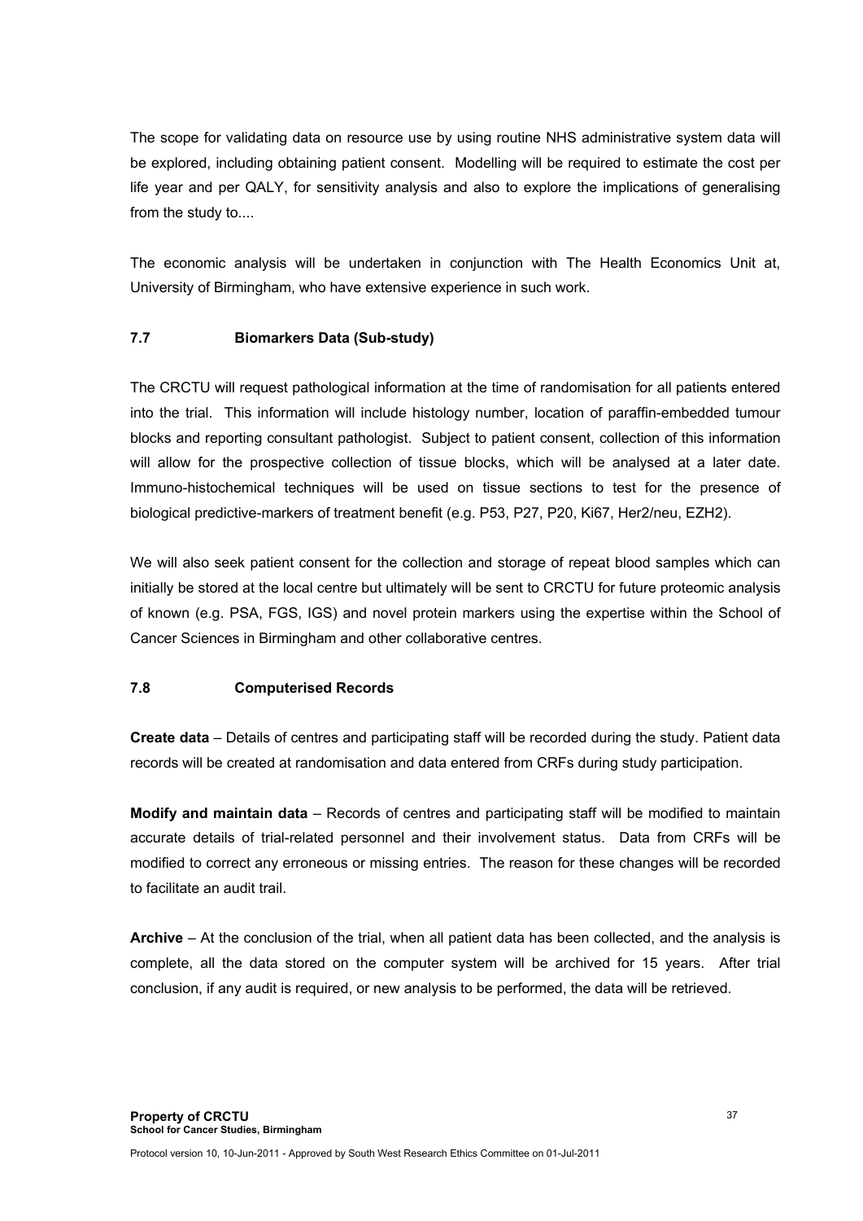The scope for validating data on resource use by using routine NHS administrative system data will be explored, including obtaining patient consent. Modelling will be required to estimate the cost per life year and per QALY, for sensitivity analysis and also to explore the implications of generalising from the study to....

The economic analysis will be undertaken in conjunction with The Health Economics Unit at, University of Birmingham, who have extensive experience in such work.

### 7.7 Biomarkers Data (Sub-study)

The CRCTU will request pathological information at the time of randomisation for all patients entered into the trial. This information will include histology number, location of paraffin-embedded tumour blocks and reporting consultant pathologist. Subject to patient consent, collection of this information will allow for the prospective collection of tissue blocks, which will be analysed at a later date. Immuno-histochemical techniques will be used on tissue sections to test for the presence of biological predictive-markers of treatment benefit (e.g. P53, P27, P20, Ki67, Her2/neu, EZH2).

We will also seek patient consent for the collection and storage of repeat blood samples which can initially be stored at the local centre but ultimately will be sent to CRCTU for future proteomic analysis of known (e.g. PSA, FGS, IGS) and novel protein markers using the expertise within the School of Cancer Sciences in Birmingham and other collaborative centres.

### 7.8 Computerised Records

**Create data** – Details of centres and participating staff will be recorded during the study. Patient data records will be created at randomisation and data entered from CRFs during study participation.

**Modify and maintain data** – Records of centres and participating staff will be modified to maintain accurate details of trial-related personnel and their involvement status. Data from CRFs will be modified to correct any erroneous or missing entries. The reason for these changes will be recorded to facilitate an audit trail.

**Archive** – At the conclusion of the trial, when all patient data has been collected, and the analysis is complete, all the data stored on the computer system will be archived for 15 years. After trial conclusion, if any audit is required, or new analysis to be performed, the data will be retrieved.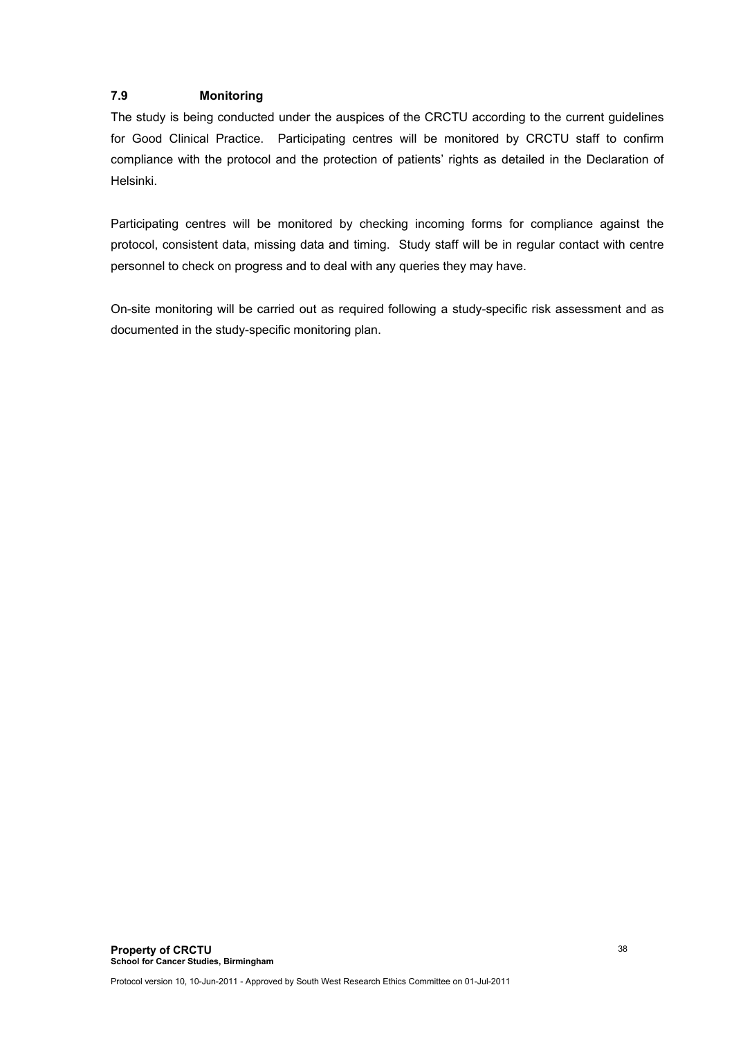### 7.9 Monitoring

The study is being conducted under the auspices of the CRCTU according to the current guidelines for Good Clinical Practice. Participating centres will be monitored by CRCTU staff to confirm compliance with the protocol and the protection of patients' rights as detailed in the Declaration of Helsinki.

Participating centres will be monitored by checking incoming forms for compliance against the protocol, consistent data, missing data and timing. Study staff will be in regular contact with centre personnel to check on progress and to deal with any queries they may have.

On-site monitoring will be carried out as required following a study-specific risk assessment and as documented in the study-specific monitoring plan.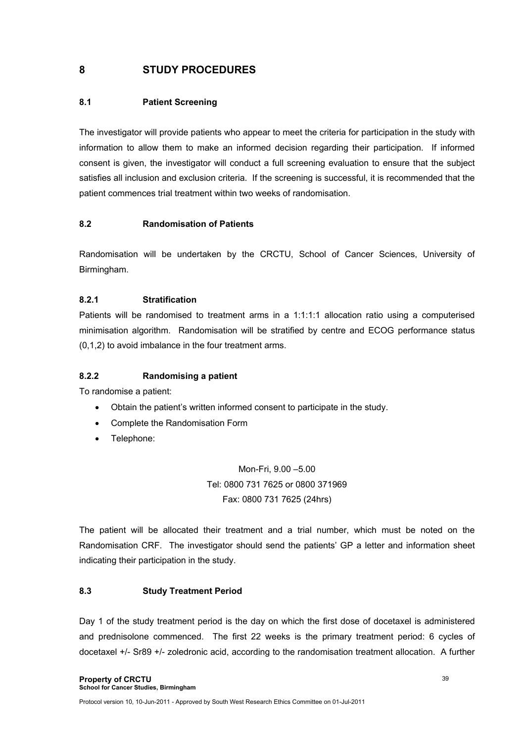# 8 STUDY PROCEDURES

## 8.1 Patient Screening

The investigator will provide patients who appear to meet the criteria for participation in the study with information to allow them to make an informed decision regarding their participation. If informed consent is given, the investigator will conduct a full screening evaluation to ensure that the subject satisfies all inclusion and exclusion criteria. If the screening is successful, it is recommended that the patient commences trial treatment within two weeks of randomisation.

## 8.2 Randomisation of Patients

Randomisation will be undertaken by the CRCTU, School of Cancer Sciences, University of Birmingham.

### 8.2.1 Stratification

Patients will be randomised to treatment arms in a 1:1:1:1 allocation ratio using a computerised minimisation algorithm. Randomisation will be stratified by centre and ECOG performance status (0,1,2) to avoid imbalance in the four treatment arms.

### 8.2.2 Randomising a patient

To randomise a patient:

- Obtain the patient's written informed consent to participate in the study.
- Complete the Randomisation Form
- Telephone:

Mon-Fri, 9.00 –5.00
Tel: 0800 731 7625 or 0800 371969
Fax: 0800 731 7625 (24hrs)

The patient will be allocated their treatment and a trial number, which must be noted on the Randomisation CRF. The investigator should send the patients' GP a letter and information sheet indicating their participation in the study.

## 8.3 Study Treatment Period

Day 1 of the study treatment period is the day on which the first dose of docetaxel is administered and prednisolone commenced. The first 22 weeks is the primary treatment period: 6 cycles of docetaxel +/- Sr89 +/- zoledronic acid, according to the randomisation treatment allocation. A further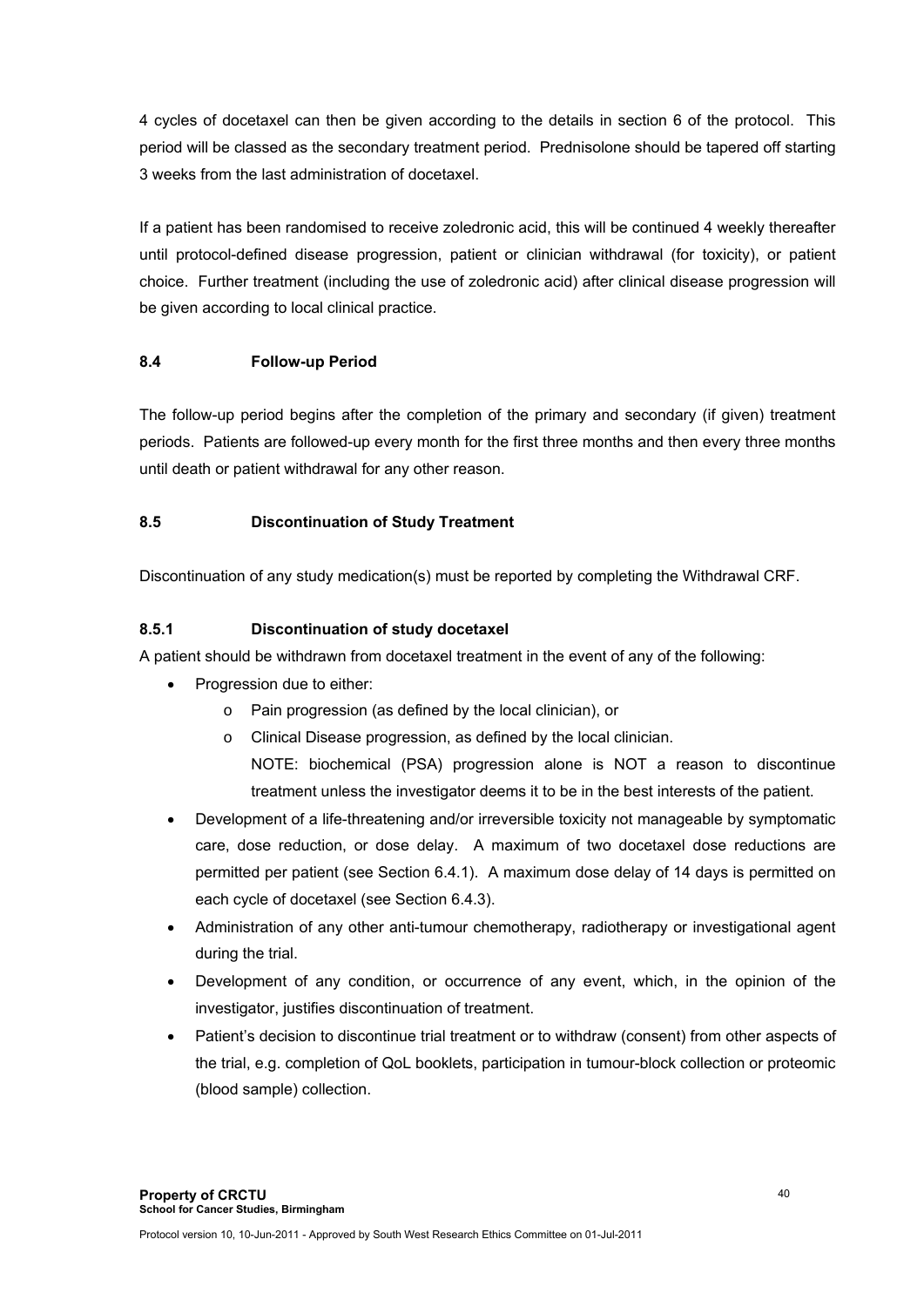4 cycles of docetaxel can then be given according to the details in section 6 of the protocol. This period will be classed as the secondary treatment period. Prednisolone should be tapered off starting 3 weeks from the last administration of docetaxel.

If a patient has been randomised to receive zoledronic acid, this will be continued 4 weekly thereafter until protocol-defined disease progression, patient or clinician withdrawal (for toxicity), or patient choice. Further treatment (including the use of zoledronic acid) after clinical disease progression will be given according to local clinical practice.

### 8.4 Follow-up Period

The follow-up period begins after the completion of the primary and secondary (if given) treatment periods. Patients are followed-up every month for the first three months and then every three months until death or patient withdrawal for any other reason.

### 8.5 Discontinuation of Study Treatment

Discontinuation of any study medication(s) must be reported by completing the Withdrawal CRF.

#### 8.5.1 Discontinuation of study docetaxel

A patient should be withdrawn from docetaxel treatment in the event of any of the following:

- Progression due to either:
  - Pain progression (as defined by the local clinician), or
  - Clinical Disease progression, as defined by the local clinician.
    NOTE: biochemical (PSA) progression alone is NOT a reason to discontinue treatment unless the investigator deems it to be in the best interests of the patient.
- Development of a life-threatening and/or irreversible toxicity not manageable by symptomatic care, dose reduction, or dose delay. A maximum of two docetaxel dose reductions are permitted per patient (see Section 6.4.1). A maximum dose delay of 14 days is permitted on each cycle of docetaxel (see Section 6.4.3).
- Administration of any other anti-tumour chemotherapy, radiotherapy or investigational agent during the trial.
- Development of any condition, or occurrence of any event, which, in the opinion of the investigator, justifies discontinuation of treatment.
- Patient's decision to discontinue trial treatment or to withdraw (consent) from other aspects of the trial, e.g. completion of QoL booklets, participation in tumour-block collection or proteomic (blood sample) collection.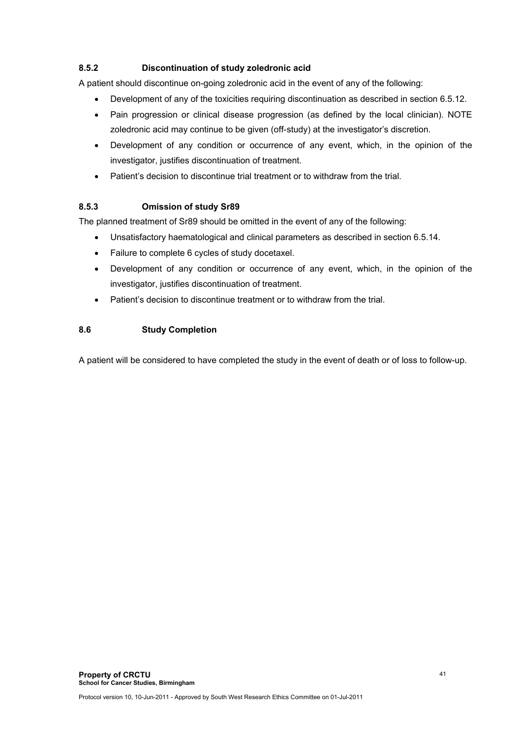### 8.5.2 Discontinuation of study zoledronic acid

A patient should discontinue on-going zoledronic acid in the event of any of the following:

- Development of any of the toxicities requiring discontinuation as described in section 6.5.12.
- Pain progression or clinical disease progression (as defined by the local clinician). NOTE zoledronic acid may continue to be given (off-study) at the investigator's discretion.
- Development of any condition or occurrence of any event, which, in the opinion of the investigator, justifies discontinuation of treatment.
- Patient's decision to discontinue trial treatment or to withdraw from the trial.

### 8.5.3 Omission of study Sr89

The planned treatment of Sr89 should be omitted in the event of any of the following:

- Unsatisfactory haematological and clinical parameters as described in section 6.5.14.
- Failure to complete 6 cycles of study docetaxel.
- Development of any condition or occurrence of any event, which, in the opinion of the investigator, justifies discontinuation of treatment.
- Patient's decision to discontinue treatment or to withdraw from the trial.

## 8.6 Study Completion

A patient will be considered to have completed the study in the event of death or of loss to follow-up.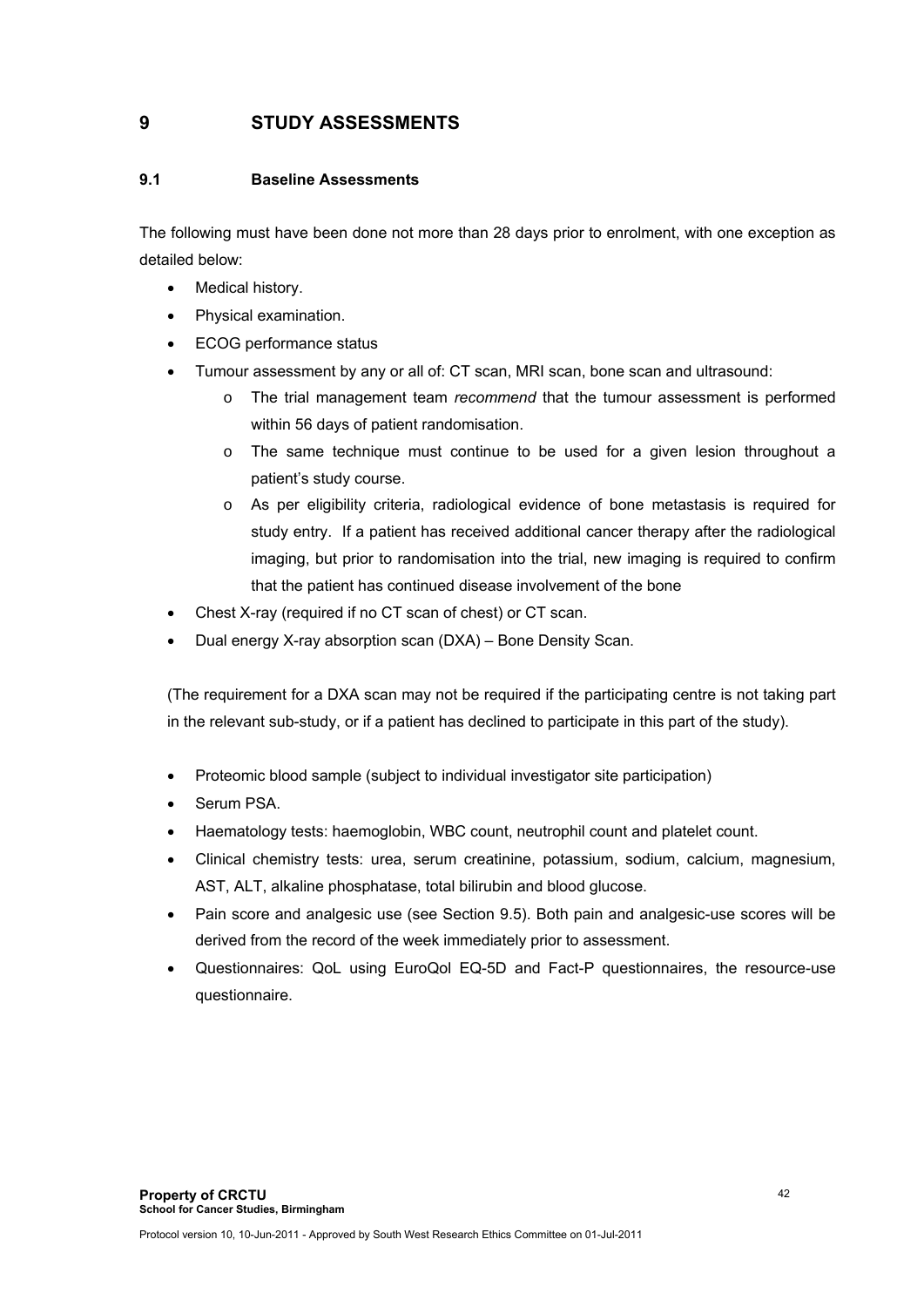# 9 STUDY ASSESSMENTS

## 9.1 Baseline Assessments

The following must have been done not more than 28 days prior to enrolment, with one exception as detailed below:

- Medical history.
- Physical examination.
- ECOG performance status
- Tumour assessment by any or all of: CT scan, MRI scan, bone scan and ultrasound:
  - The trial management team *recommend* that the tumour assessment is performed within 56 days of patient randomisation.
  - The same technique must continue to be used for a given lesion throughout a patient's study course.
  - As per eligibility criteria, radiological evidence of bone metastasis is required for study entry. If a patient has received additional cancer therapy after the radiological imaging, but prior to randomisation into the trial, new imaging is required to confirm that the patient has continued disease involvement of the bone
- Chest X-ray (required if no CT scan of chest) or CT scan.
- Dual energy X-ray absorption scan (DXA) – Bone Density Scan.

(The requirement for a DXA scan may not be required if the participating centre is not taking part in the relevant sub-study, or if a patient has declined to participate in this part of the study).

- Proteomic blood sample (subject to individual investigator site participation)
- Serum PSA.
- Haematology tests: haemoglobin, WBC count, neutrophil count and platelet count.
- Clinical chemistry tests: urea, serum creatinine, potassium, sodium, calcium, magnesium, AST, ALT, alkaline phosphatase, total bilirubin and blood glucose.
- Pain score and analgesic use (see Section 9.5). Both pain and analgesic-use scores will be derived from the record of the week immediately prior to assessment.
- Questionnaires: QoL using EuroQol EQ-5D and Fact-P questionnaires, the resource-use questionnaire.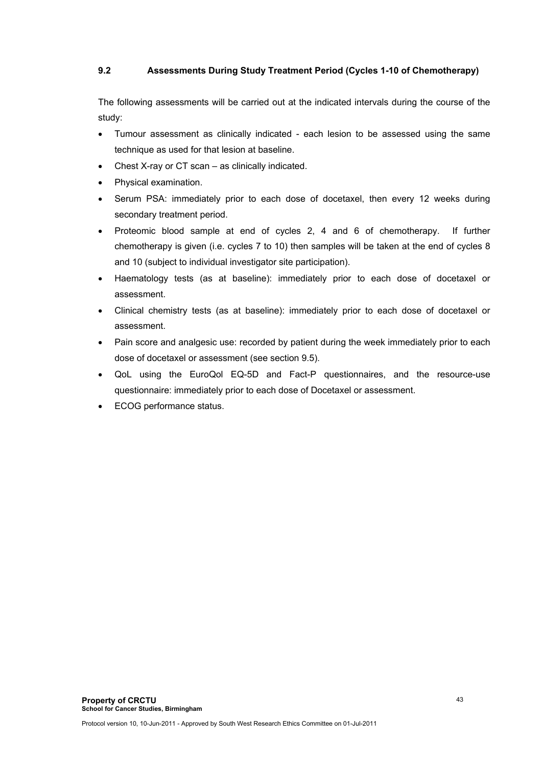### 9.2 Assessments During Study Treatment Period (Cycles 1-10 of Chemotherapy)

The following assessments will be carried out at the indicated intervals during the course of the study:

- Tumour assessment as clinically indicated - each lesion to be assessed using the same technique as used for that lesion at baseline.
- Chest X-ray or CT scan – as clinically indicated.
- Physical examination.
- Serum PSA: immediately prior to each dose of docetaxel, then every 12 weeks during secondary treatment period.
- Proteomic blood sample at end of cycles 2, 4 and 6 of chemotherapy. If further chemotherapy is given (i.e. cycles 7 to 10) then samples will be taken at the end of cycles 8 and 10 (subject to individual investigator site participation).
- Haematology tests (as at baseline): immediately prior to each dose of docetaxel or assessment.
- Clinical chemistry tests (as at baseline): immediately prior to each dose of docetaxel or assessment.
- Pain score and analgesic use: recorded by patient during the week immediately prior to each dose of docetaxel or assessment (see section 9.5).
- QoL using the EuroQol EQ-5D and Fact-P questionnaires, and the resource-use questionnaire: immediately prior to each dose of Docetaxel or assessment.
- ECOG performance status.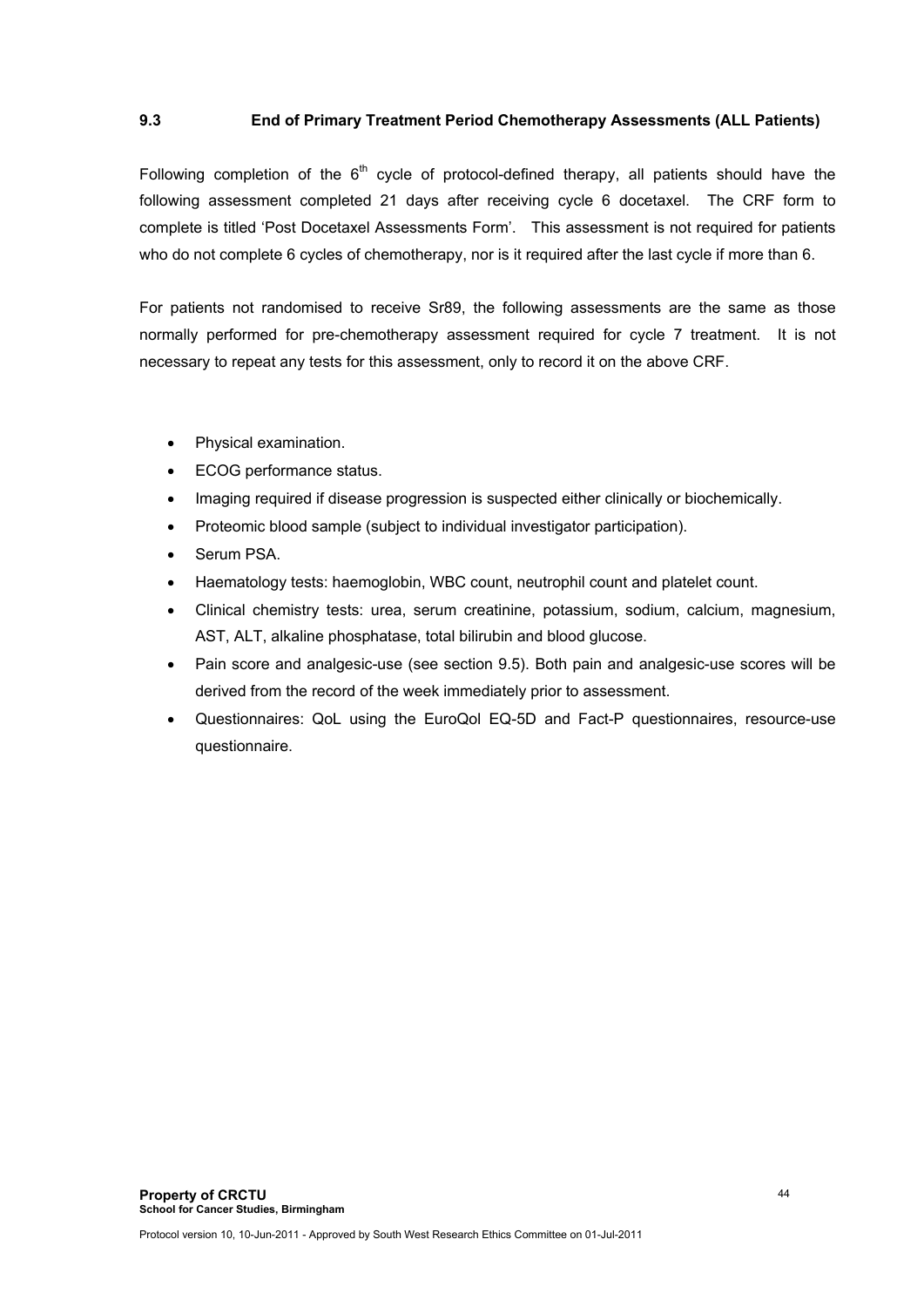### 9.3 End of Primary Treatment Period Chemotherapy Assessments (ALL Patients)

Following completion of the 6th cycle of protocol-defined therapy, all patients should have the following assessment completed 21 days after receiving cycle 6 docetaxel. The CRF form to complete is titled 'Post Docetaxel Assessments Form'. This assessment is not required for patients who do not complete 6 cycles of chemotherapy, nor is it required after the last cycle if more than 6.

For patients not randomised to receive Sr89, the following assessments are the same as those normally performed for pre-chemotherapy assessment required for cycle 7 treatment. It is not necessary to repeat any tests for this assessment, only to record it on the above CRF.

- Physical examination.
- ECOG performance status.
- Imaging required if disease progression is suspected either clinically or biochemically.
- Proteomic blood sample (subject to individual investigator participation).
- Serum PSA.
- Haematology tests: haemoglobin, WBC count, neutrophil count and platelet count.
- Clinical chemistry tests: urea, serum creatinine, potassium, sodium, calcium, magnesium, AST, ALT, alkaline phosphatase, total bilirubin and blood glucose.
- Pain score and analgesic-use (see section 9.5). Both pain and analgesic-use scores will be derived from the record of the week immediately prior to assessment.
- Questionnaires: QoL using the EuroQol EQ-5D and Fact-P questionnaires, resource-use questionnaire.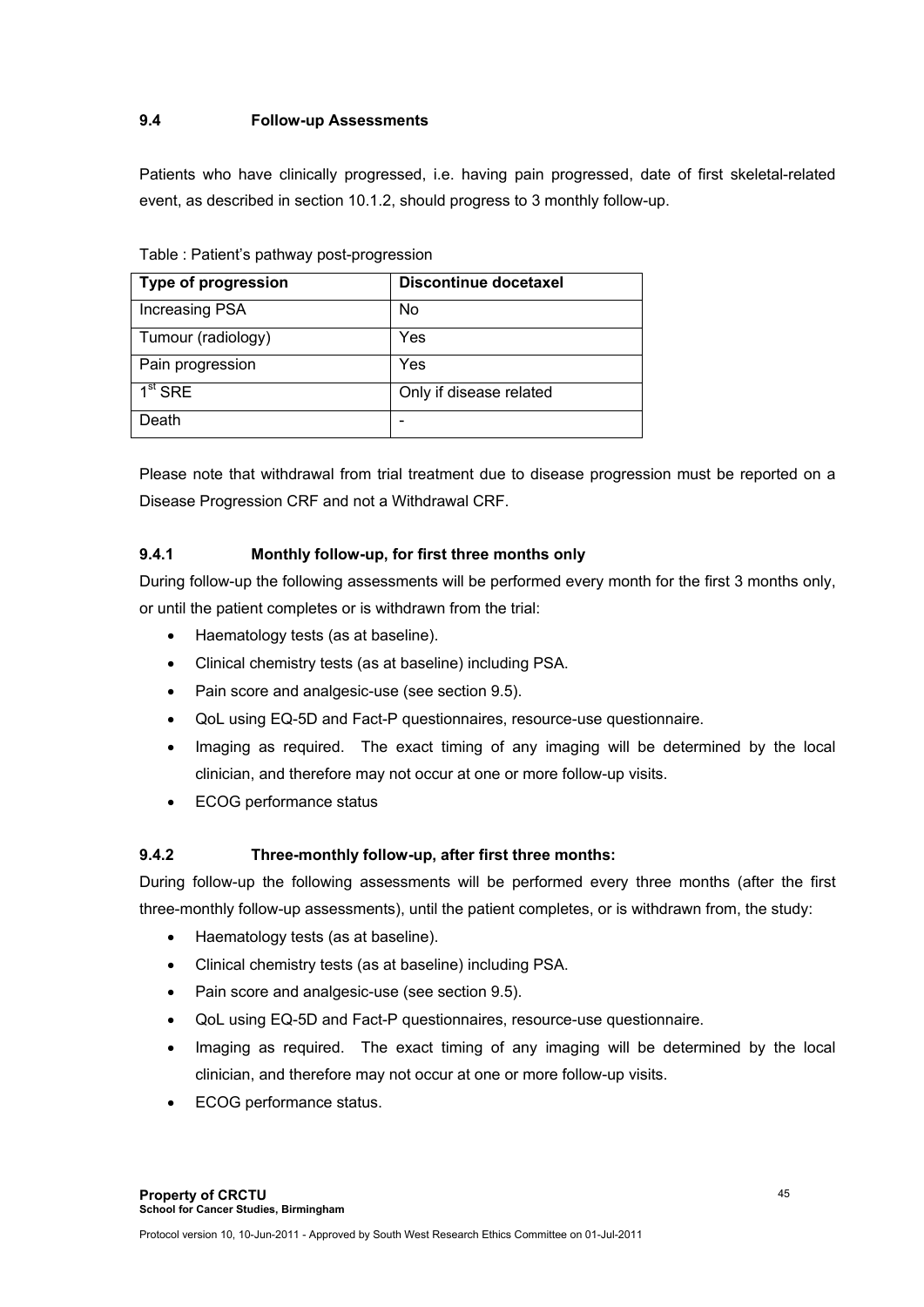### 9.4 Follow-up Assessments

Patients who have clinically progressed, i.e. having pain progressed, date of first skeletal-related event, as described in section 10.1.2, should progress to 3 monthly follow-up.

Table : Patient's pathway post-progression

| Type of progression | Discontinue docetaxel |
|---|---|
| Increasing PSA | No |
| Tumour (radiology) | Yes |
| Pain progression | Yes |
| 1st SRE | Only if disease related |
| Death | - |

Please note that withdrawal from trial treatment due to disease progression must be reported on a Disease Progression CRF and not a Withdrawal CRF.

#### 9.4.1 Monthly follow-up, for first three months only

During follow-up the following assessments will be performed every month for the first 3 months only, or until the patient completes or is withdrawn from the trial:

- Haematology tests (as at baseline).
- Clinical chemistry tests (as at baseline) including PSA.
- Pain score and analgesic-use (see section 9.5).
- QoL using EQ-5D and Fact-P questionnaires, resource-use questionnaire.
- Imaging as required. The exact timing of any imaging will be determined by the local clinician, and therefore may not occur at one or more follow-up visits.
- ECOG performance status

#### 9.4.2 Three-monthly follow-up, after first three months:

During follow-up the following assessments will be performed every three months (after the first three-monthly follow-up assessments), until the patient completes, or is withdrawn from, the study:

- Haematology tests (as at baseline).
- Clinical chemistry tests (as at baseline) including PSA.
- Pain score and analgesic-use (see section 9.5).
- QoL using EQ-5D and Fact-P questionnaires, resource-use questionnaire.
- Imaging as required. The exact timing of any imaging will be determined by the local clinician, and therefore may not occur at one or more follow-up visits.
- ECOG performance status.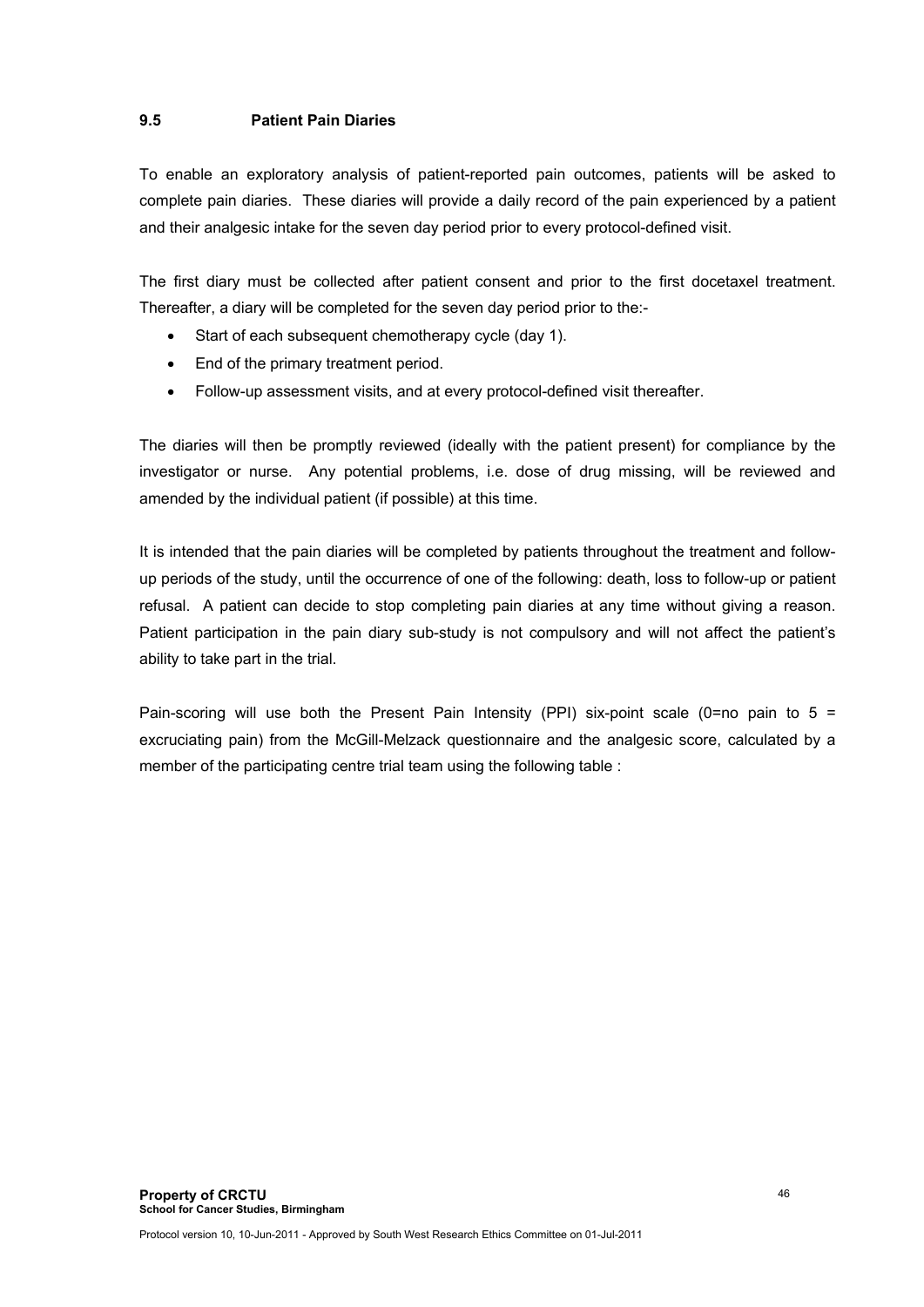### 9.5 Patient Pain Diaries

To enable an exploratory analysis of patient-reported pain outcomes, patients will be asked to complete pain diaries. These diaries will provide a daily record of the pain experienced by a patient and their analgesic intake for the seven day period prior to every protocol-defined visit.

The first diary must be collected after patient consent and prior to the first docetaxel treatment. Thereafter, a diary will be completed for the seven day period prior to the:-

- Start of each subsequent chemotherapy cycle (day 1).
- End of the primary treatment period.
- Follow-up assessment visits, and at every protocol-defined visit thereafter.

The diaries will then be promptly reviewed (ideally with the patient present) for compliance by the investigator or nurse. Any potential problems, i.e. dose of drug missing, will be reviewed and amended by the individual patient (if possible) at this time.

It is intended that the pain diaries will be completed by patients throughout the treatment and follow-up periods of the study, until the occurrence of one of the following: death, loss to follow-up or patient refusal. A patient can decide to stop completing pain diaries at any time without giving a reason. Patient participation in the pain diary sub-study is not compulsory and will not affect the patient's ability to take part in the trial.

Pain-scoring will use both the Present Pain Intensity (PPI) six-point scale (0=no pain to 5 = excruciating pain) from the McGill-Melzack questionnaire and the analgesic score, calculated by a member of the participating centre trial team using the following table :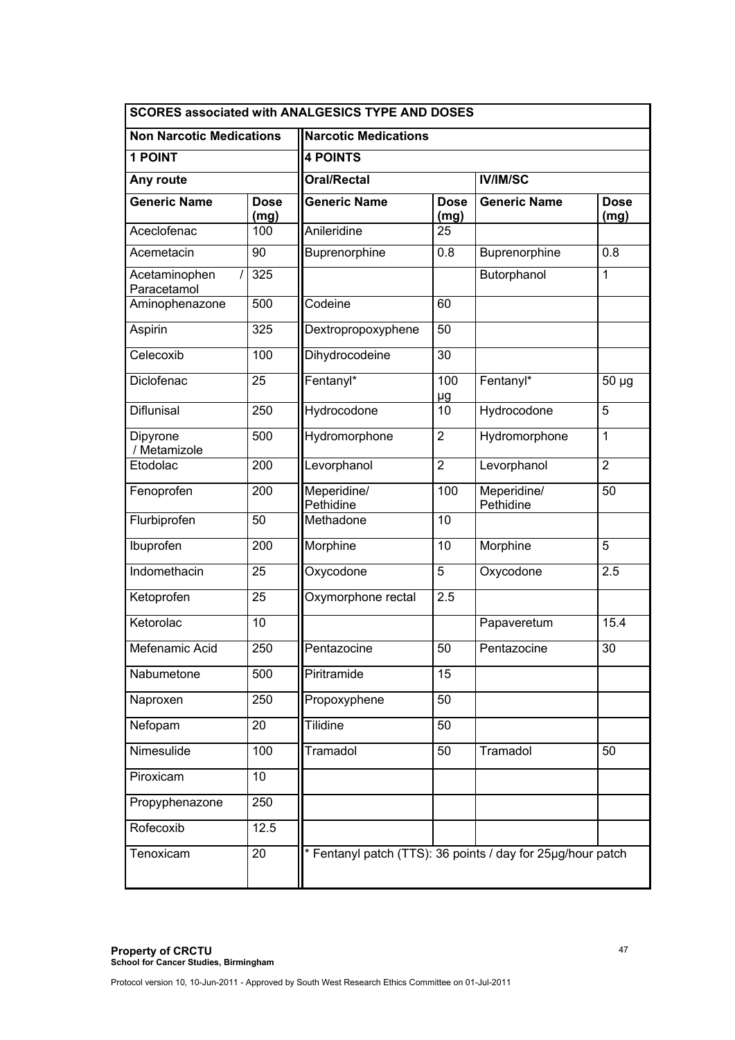| SCORES associated with ANALGESICS TYPE AND DOSES | | | | | |
|---|---|---|---|---|---|
| **Non Narcotic Medications** | | **Narcotic Medications** | | | |
| **1 POINT** | | **4 POINTS** | | | |
| **Any route** | | **Oral/Rectal** | | **IV/IM/SC** | |
| **Generic Name** | **Dose (mg)** | **Generic Name** | **Dose (mg)** | **Generic Name** | **Dose (mg)** |
| Aceclofenac | 100 | Anileridine | 25 | | |
| Acemetacin | 90 | Buprenorphine | 0.8 | Buprenorphine | 0.8 |
| Acetaminophen / Paracetamol | 325 | | | Butorphanol | 1 |
| Aminophenazone | 500 | Codeine | 60 | | |
| Aspirin | 325 | Dextropropoxyphene | 50 | | |
| Celecoxib | 100 | Dihydrocodeine | 30 | | |
| Diclofenac | 25 | Fentanyl* | 100 µg | Fentanyl* | 50 µg |
| Diflunisal | 250 | Hydrocodone | 10 | Hydrocodone | 5 |
| Dipyrone / Metamizole | 500 | Hydromorphone | 2 | Hydromorphone | 1 |
| Etodolac | 200 | Levorphanol | 2 | Levorphanol | 2 |
| Fenoprofen | 200 | Meperidine/ Pethidine | 100 | Meperidine/ Pethidine | 50 |
| Flurbiprofen | 50 | Methadone | 10 | | |
| Ibuprofen | 200 | Morphine | 10 | Morphine | 5 |
| Indomethacin | 25 | Oxycodone | 5 | Oxycodone | 2.5 |
| Ketoprofen | 25 | Oxymorphone rectal | 2.5 | | |
| Ketorolac | 10 | | | Papaveretum | 15.4 |
| Mefenamic Acid | 250 | Pentazocine | 50 | Pentazocine | 30 |
| Nabumetone | 500 | Piritramide | 15 | | |
| Naproxen | 250 | Propoxyphene | 50 | | |
| Nefopam | 20 | Tilidine | 50 | | |
| Nimesulide | 100 | Tramadol | 50 | Tramadol | 50 |
| Piroxicam | 10 | | | | |
| Propyphenazone | 250 | | | | |
| Rofecoxib | 12.5 | | | | |
| Tenoxicam | 20 | * Fentanyl patch (TTS): 36 points / day for 25µg/hour patch | | | |

**Property of CRCTU**
**School for Cancer Studies, Birmingham**

Protocol version 10, 10-Jun-2011 - Approved by South West Research Ethics Committee on 01-Jul-2011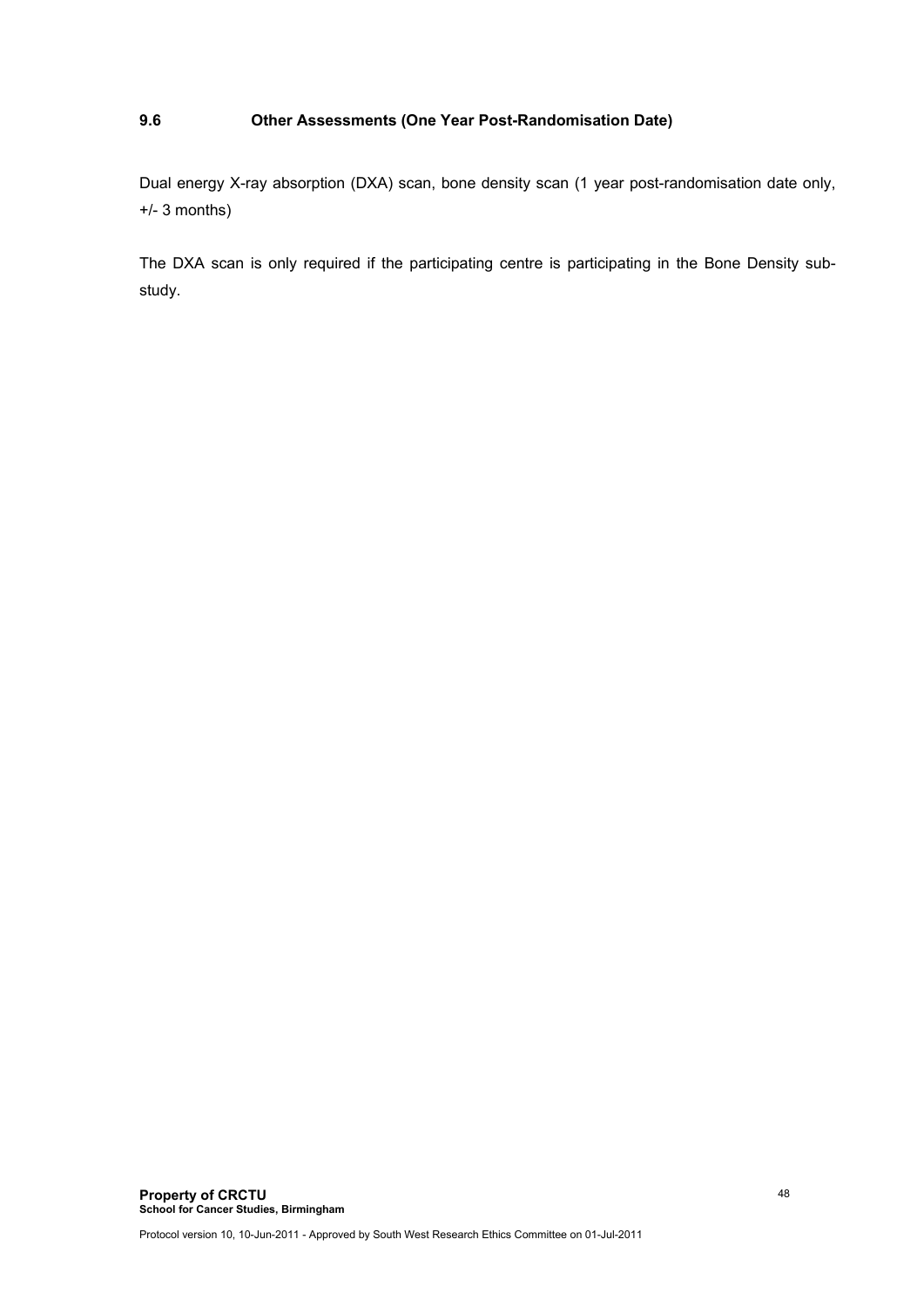## 9.6 Other Assessments (One Year Post-Randomisation Date)

Dual energy X-ray absorption (DXA) scan, bone density scan (1 year post-randomisation date only, +/- 3 months)

The DXA scan is only required if the participating centre is participating in the Bone Density sub-study.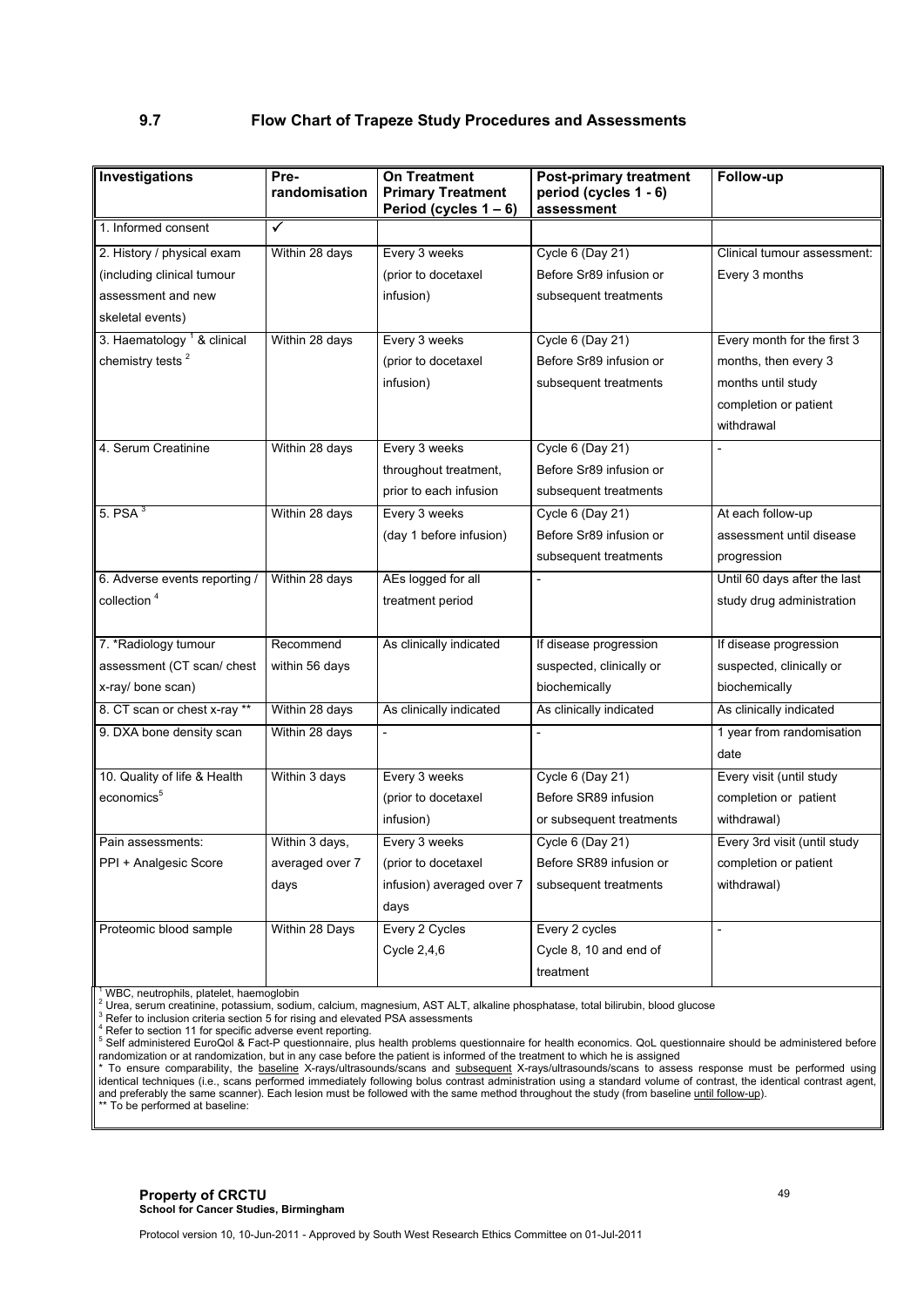### 9.7 Flow Chart of Trapeze Study Procedures and Assessments

| Investigations | Pre-randomisation | On Treatment Primary Treatment Period (cycles 1 – 6) | Post-primary treatment period (cycles 1 - 6) assessment | Follow-up |
|---|---|---|---|---|
| 1. Informed consent | ✓ | | | |
| 2. History / physical exam (including clinical tumour assessment and new skeletal events) | Within 28 days | Every 3 weeks (prior to docetaxel infusion) | Cycle 6 (Day 21) Before Sr89 infusion or subsequent treatments | Clinical tumour assessment: Every 3 months |
| 3. Haematology [1] & clinical chemistry tests [2] | Within 28 days | Every 3 weeks (prior to docetaxel infusion) | Cycle 6 (Day 21) Before Sr89 infusion or subsequent treatments | Every month for the first 3 months, then every 3 months until study completion or patient withdrawal |
| 4. Serum Creatinine | Within 28 days | Every 3 weeks throughout treatment, prior to each infusion | Cycle 6 (Day 21) Before Sr89 infusion or subsequent treatments | - |
| 5. PSA [3] | Within 28 days | Every 3 weeks (day 1 before infusion) | Cycle 6 (Day 21) Before Sr89 infusion or subsequent treatments | At each follow-up assessment until disease progression |
| 6. Adverse events reporting / collection [4] | Within 28 days | AEs logged for all treatment period | - | Until 60 days after the last study drug administration |
| 7. *Radiology tumour assessment (CT scan/ chest x-ray/ bone scan) | Recommend within 56 days | As clinically indicated | If disease progression suspected, clinically or biochemically | If disease progression suspected, clinically or biochemically |
| 8. CT scan or chest x-ray ** | Within 28 days | As clinically indicated | As clinically indicated | As clinically indicated |
| 9. DXA bone density scan | Within 28 days | - | - | 1 year from randomisation date |
| 10. Quality of life & Health economics[5] | Within 3 days | Every 3 weeks (prior to docetaxel infusion) | Cycle 6 (Day 21) Before SR89 infusion or subsequent treatments | Every visit (until study completion or patient withdrawal) |
| Pain assessments: PPI + Analgesic Score | Within 3 days, averaged over 7 days | Every 3 weeks (prior to docetaxel infusion) averaged over 7 days | Cycle 6 (Day 21) Before SR89 infusion or subsequent treatments | Every 3rd visit (until study completion or patient withdrawal) |
| Proteomic blood sample | Within 28 Days | Every 2 Cycles Cycle 2,4,6 | Every 2 cycles Cycle 8, 10 and end of treatment | - |

[1] WBC, neutrophils, platelet, haemoglobin
[2] Urea, serum creatinine, potassium, sodium, calcium, magnesium, AST ALT, alkaline phosphatase, total bilirubin, blood glucose
[3] Refer to inclusion criteria section 5 for rising and elevated PSA assessments
[4] Refer to section 11 for specific adverse event reporting.
[5] Self administered EuroQol & Fact-P questionnaire, plus health problems questionnaire for health economics. QoL questionnaire should be administered before randomization or at randomization, but in any case before the patient is informed of the treatment to which he is assigned
\* To ensure comparability, the baseline X-rays/ultrasounds/scans and subsequent X-rays/ultrasounds/scans to assess response must be performed using identical techniques (i.e., scans performed immediately following bolus contrast administration using a standard volume of contrast, the identical contrast agent, and preferably the same scanner). Each lesion must be followed with the same method throughout the study (from baseline until follow-up).
** To be performed at baseline:

**Property of CRCTU**
**School for Cancer Studies, Birmingham**

Protocol version 10, 10-Jun-2011 - Approved by South West Research Ethics Committee on 01-Jul-2011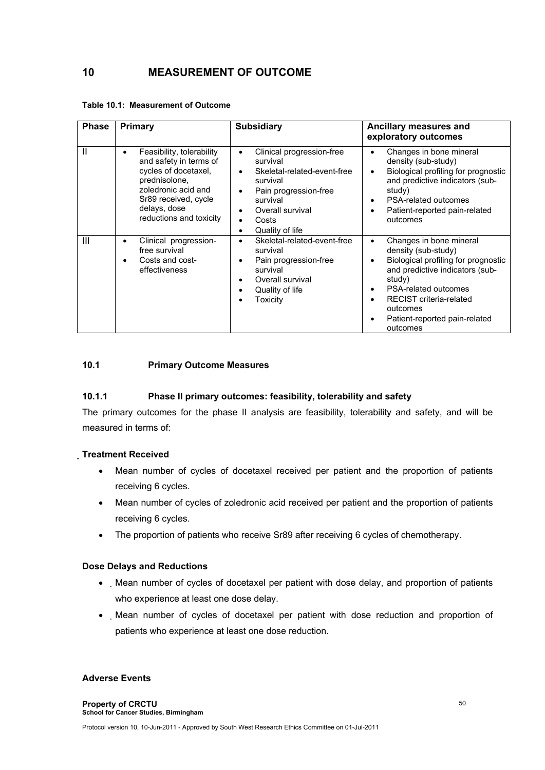# 10 MEASUREMENT OF OUTCOME

**Table 10.1: Measurement of Outcome**

| Phase | Primary | Subsidiary | Ancillary measures and exploratory outcomes |
|---|---|---|---|
| II | • Feasibility, tolerability and safety in terms of cycles of docetaxel, prednisolone, zoledronic acid and Sr89 received, cycle delays, dose reductions and toxicity | • Clinical progression-free survival<br>• Skeletal-related-event-free survival<br>• Pain progression-free survival<br>• Overall survival<br>• Costs<br>• Quality of life | • Changes in bone mineral density (sub-study)<br>• Biological profiling for prognostic and predictive indicators (sub-study)<br>• PSA-related outcomes<br>• Patient-reported pain-related outcomes |
| III | • Clinical progression-free survival<br>• Costs and cost-effectiveness | • Skeletal-related-event-free survival<br>• Pain progression-free survival<br>• Overall survival<br>• Quality of life<br>• Toxicity | • Changes in bone mineral density (sub-study)<br>• Biological profiling for prognostic and predictive indicators (sub-study)<br>• PSA-related outcomes<br>• RECIST criteria-related outcomes<br>• Patient-reported pain-related outcomes |

## 10.1 Primary Outcome Measures

### 10.1.1 Phase II primary outcomes: feasibility, tolerability and safety

The primary outcomes for the phase II analysis are feasibility, tolerability and safety, and will be measured in terms of:

**Treatment Received**

- Mean number of cycles of docetaxel received per patient and the proportion of patients receiving 6 cycles.
- Mean number of cycles of zoledronic acid received per patient and the proportion of patients receiving 6 cycles.
- The proportion of patients who receive Sr89 after receiving 6 cycles of chemotherapy.

**Dose Delays and Reductions**

- Mean number of cycles of docetaxel per patient with dose delay, and proportion of patients who experience at least one dose delay.
- Mean number of cycles of docetaxel per patient with dose reduction and proportion of patients who experience at least one dose reduction.

**Adverse Events**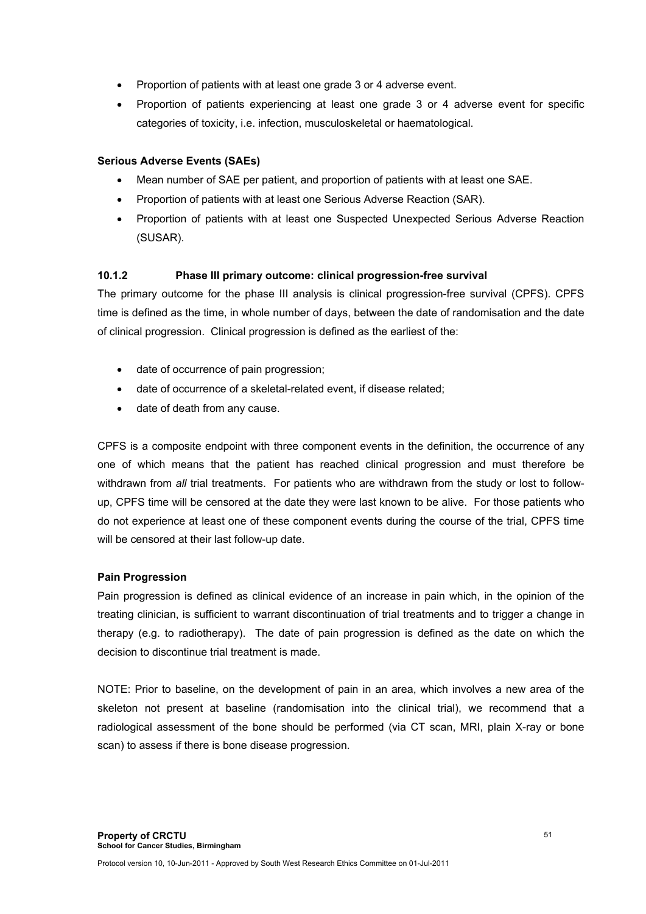- Proportion of patients with at least one grade 3 or 4 adverse event.
- Proportion of patients experiencing at least one grade 3 or 4 adverse event for specific categories of toxicity, i.e. infection, musculoskeletal or haematological.

**Serious Adverse Events (SAEs)**

- Mean number of SAE per patient, and proportion of patients with at least one SAE.
- Proportion of patients with at least one Serious Adverse Reaction (SAR).
- Proportion of patients with at least one Suspected Unexpected Serious Adverse Reaction (SUSAR).

### 10.1.2 Phase III primary outcome: clinical progression-free survival

The primary outcome for the phase III analysis is clinical progression-free survival (CPFS). CPFS time is defined as the time, in whole number of days, between the date of randomisation and the date of clinical progression. Clinical progression is defined as the earliest of the:

- date of occurrence of pain progression;
- date of occurrence of a skeletal-related event, if disease related;
- date of death from any cause.

CPFS is a composite endpoint with three component events in the definition, the occurrence of any one of which means that the patient has reached clinical progression and must therefore be withdrawn from *all* trial treatments. For patients who are withdrawn from the study or lost to follow-up, CPFS time will be censored at the date they were last known to be alive. For those patients who do not experience at least one of these component events during the course of the trial, CPFS time will be censored at their last follow-up date.

**Pain Progression**

Pain progression is defined as clinical evidence of an increase in pain which, in the opinion of the treating clinician, is sufficient to warrant discontinuation of trial treatments and to trigger a change in therapy (e.g. to radiotherapy). The date of pain progression is defined as the date on which the decision to discontinue trial treatment is made.

NOTE: Prior to baseline, on the development of pain in an area, which involves a new area of the skeleton not present at baseline (randomisation into the clinical trial), we recommend that a radiological assessment of the bone should be performed (via CT scan, MRI, plain X-ray or bone scan) to assess if there is bone disease progression.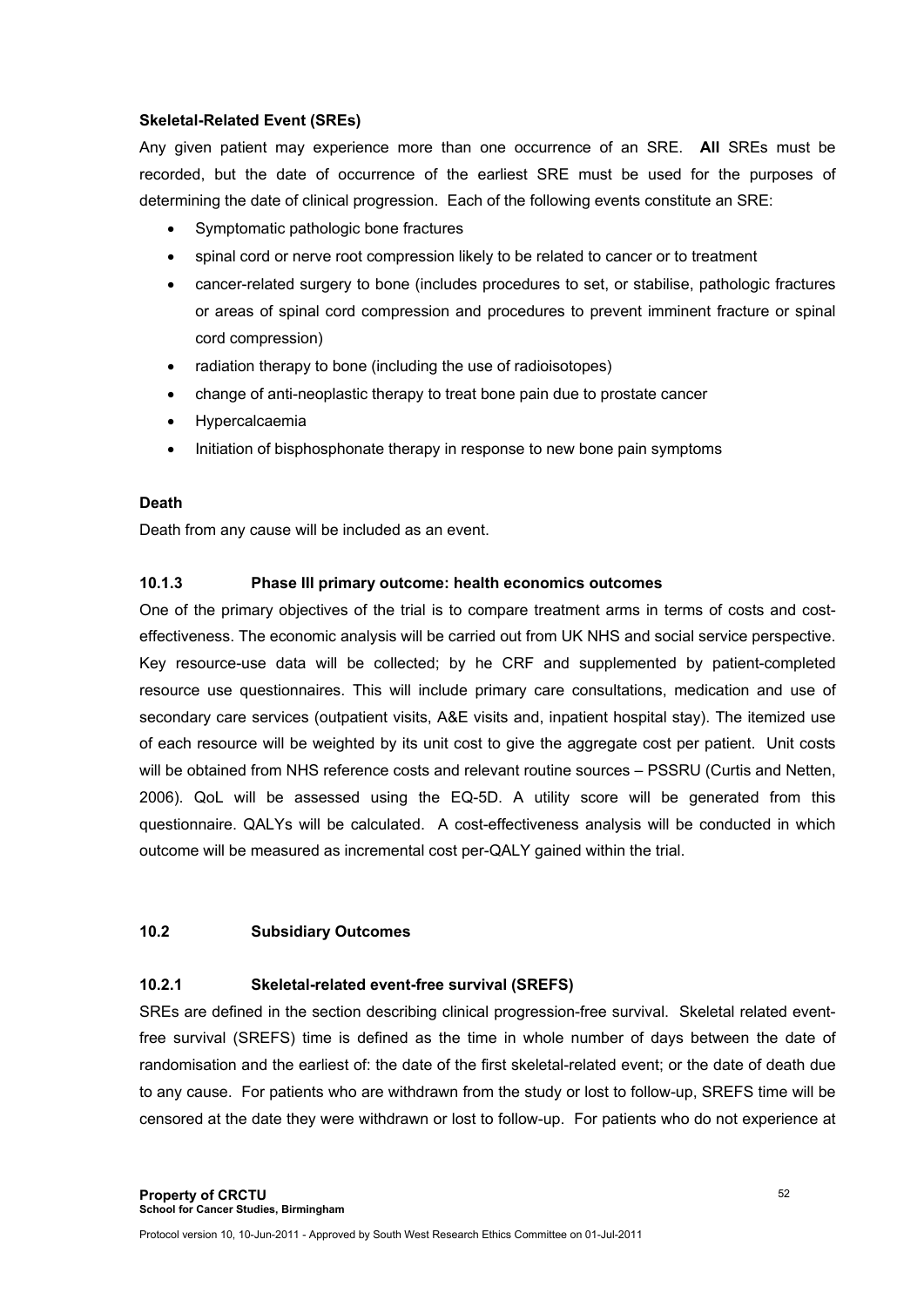**Skeletal-Related Event (SREs)**

Any given patient may experience more than one occurrence of an SRE. **All** SREs must be recorded, but the date of occurrence of the earliest SRE must be used for the purposes of determining the date of clinical progression. Each of the following events constitute an SRE:

- Symptomatic pathologic bone fractures
- spinal cord or nerve root compression likely to be related to cancer or to treatment
- cancer-related surgery to bone (includes procedures to set, or stabilise, pathologic fractures or areas of spinal cord compression and procedures to prevent imminent fracture or spinal cord compression)
- radiation therapy to bone (including the use of radioisotopes)
- change of anti-neoplastic therapy to treat bone pain due to prostate cancer
- Hypercalcaemia
- Initiation of bisphosphonate therapy in response to new bone pain symptoms

**Death**

Death from any cause will be included as an event.

### 10.1.3 Phase III primary outcome: health economics outcomes

One of the primary objectives of the trial is to compare treatment arms in terms of costs and cost-effectiveness. The economic analysis will be carried out from UK NHS and social service perspective. Key resource-use data will be collected; by he CRF and supplemented by patient-completed resource use questionnaires. This will include primary care consultations, medication and use of secondary care services (outpatient visits, A&E visits and, inpatient hospital stay). The itemized use of each resource will be weighted by its unit cost to give the aggregate cost per patient. Unit costs will be obtained from NHS reference costs and relevant routine sources – PSSRU (Curtis and Netten, 2006). QoL will be assessed using the EQ-5D. A utility score will be generated from this questionnaire. QALYs will be calculated. A cost-effectiveness analysis will be conducted in which outcome will be measured as incremental cost per-QALY gained within the trial.

## 10.2 Subsidiary Outcomes

### 10.2.1 Skeletal-related event-free survival (SREFS)

SREs are defined in the section describing clinical progression-free survival. Skeletal related event-free survival (SREFS) time is defined as the time in whole number of days between the date of randomisation and the earliest of: the date of the first skeletal-related event; or the date of death due to any cause. For patients who are withdrawn from the study or lost to follow-up, SREFS time will be censored at the date they were withdrawn or lost to follow-up. For patients who do not experience at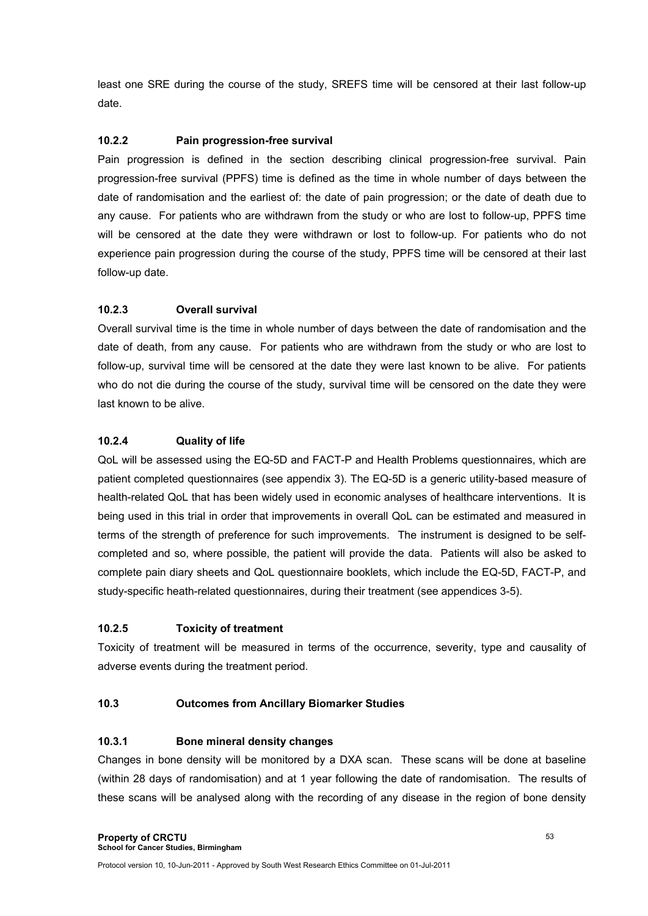least one SRE during the course of the study, SREFS time will be censored at their last follow-up date.

### 10.2.2 Pain progression-free survival

Pain progression is defined in the section describing clinical progression-free survival. Pain progression-free survival (PPFS) time is defined as the time in whole number of days between the date of randomisation and the earliest of: the date of pain progression; or the date of death due to any cause. For patients who are withdrawn from the study or who are lost to follow-up, PPFS time will be censored at the date they were withdrawn or lost to follow-up. For patients who do not experience pain progression during the course of the study, PPFS time will be censored at their last follow-up date.

### 10.2.3 Overall survival

Overall survival time is the time in whole number of days between the date of randomisation and the date of death, from any cause. For patients who are withdrawn from the study or who are lost to follow-up, survival time will be censored at the date they were last known to be alive. For patients who do not die during the course of the study, survival time will be censored on the date they were last known to be alive.

### 10.2.4 Quality of life

QoL will be assessed using the EQ-5D and FACT-P and Health Problems questionnaires, which are patient completed questionnaires (see appendix 3). The EQ-5D is a generic utility-based measure of health-related QoL that has been widely used in economic analyses of healthcare interventions. It is being used in this trial in order that improvements in overall QoL can be estimated and measured in terms of the strength of preference for such improvements. The instrument is designed to be self-completed and so, where possible, the patient will provide the data. Patients will also be asked to complete pain diary sheets and QoL questionnaire booklets, which include the EQ-5D, FACT-P, and study-specific heath-related questionnaires, during their treatment (see appendices 3-5).

### 10.2.5 Toxicity of treatment

Toxicity of treatment will be measured in terms of the occurrence, severity, type and causality of adverse events during the treatment period.

## 10.3 Outcomes from Ancillary Biomarker Studies

### 10.3.1 Bone mineral density changes

Changes in bone density will be monitored by a DXA scan. These scans will be done at baseline (within 28 days of randomisation) and at 1 year following the date of randomisation. The results of these scans will be analysed along with the recording of any disease in the region of bone density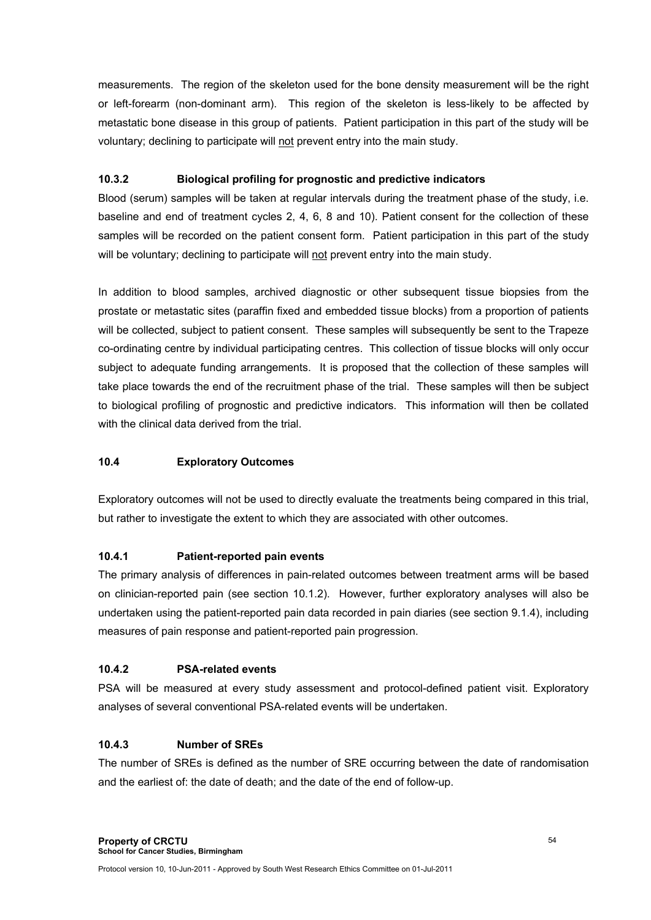measurements. The region of the skeleton used for the bone density measurement will be the right or left-forearm (non-dominant arm). This region of the skeleton is less-likely to be affected by metastatic bone disease in this group of patients. Patient participation in this part of the study will be voluntary; declining to participate will not prevent entry into the main study.

### 10.3.2 Biological profiling for prognostic and predictive indicators

Blood (serum) samples will be taken at regular intervals during the treatment phase of the study, i.e. baseline and end of treatment cycles 2, 4, 6, 8 and 10). Patient consent for the collection of these samples will be recorded on the patient consent form. Patient participation in this part of the study will be voluntary; declining to participate will not prevent entry into the main study.

In addition to blood samples, archived diagnostic or other subsequent tissue biopsies from the prostate or metastatic sites (paraffin fixed and embedded tissue blocks) from a proportion of patients will be collected, subject to patient consent. These samples will subsequently be sent to the Trapeze co-ordinating centre by individual participating centres. This collection of tissue blocks will only occur subject to adequate funding arrangements. It is proposed that the collection of these samples will take place towards the end of the recruitment phase of the trial. These samples will then be subject to biological profiling of prognostic and predictive indicators. This information will then be collated with the clinical data derived from the trial.

## 10.4 Exploratory Outcomes

Exploratory outcomes will not be used to directly evaluate the treatments being compared in this trial, but rather to investigate the extent to which they are associated with other outcomes.

### 10.4.1 Patient-reported pain events

The primary analysis of differences in pain-related outcomes between treatment arms will be based on clinician-reported pain (see section 10.1.2). However, further exploratory analyses will also be undertaken using the patient-reported pain data recorded in pain diaries (see section 9.1.4), including measures of pain response and patient-reported pain progression.

### 10.4.2 PSA-related events

PSA will be measured at every study assessment and protocol-defined patient visit. Exploratory analyses of several conventional PSA-related events will be undertaken.

### 10.4.3 Number of SREs

The number of SREs is defined as the number of SRE occurring between the date of randomisation and the earliest of: the date of death; and the date of the end of follow-up.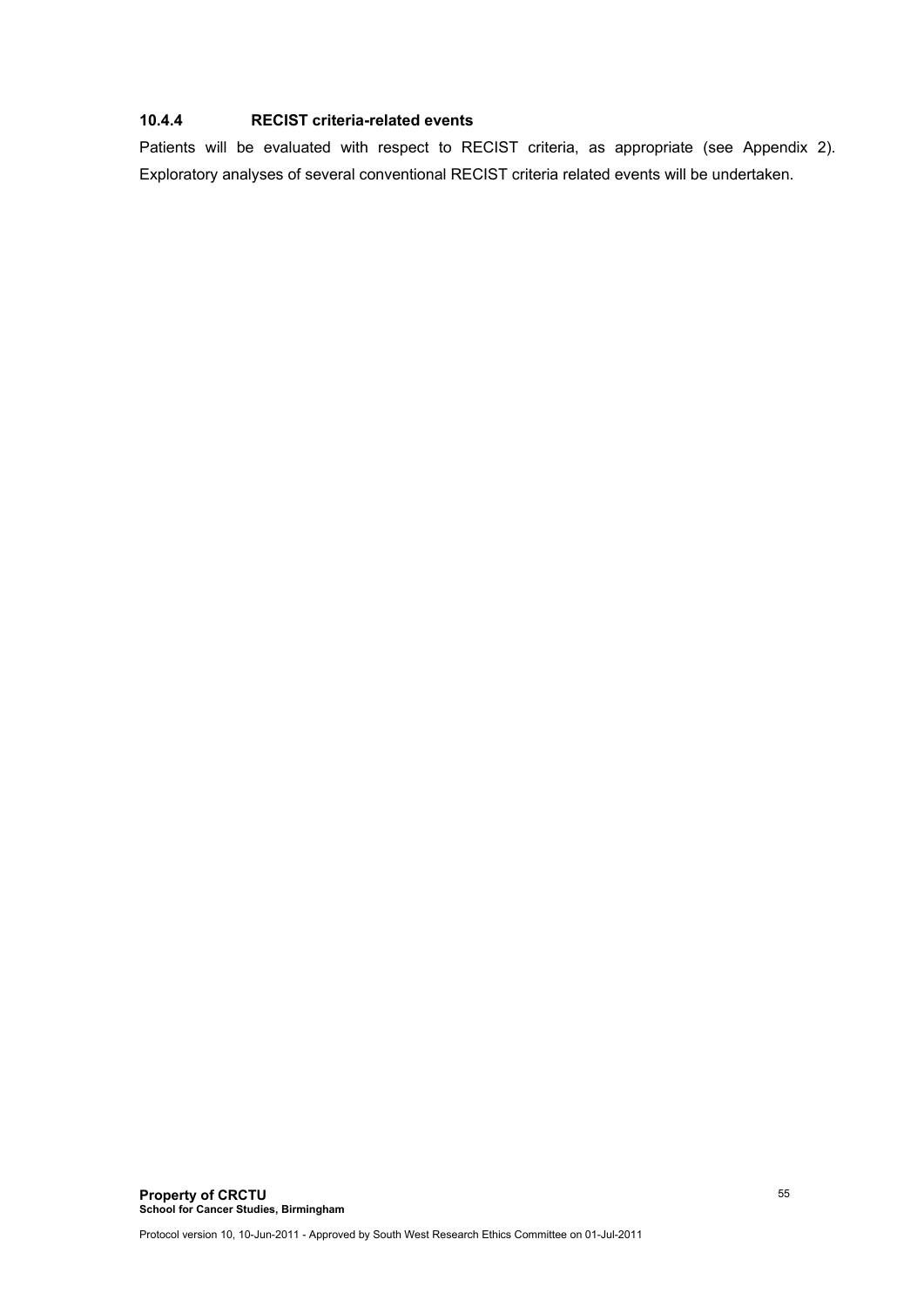#### 10.4.4 RECIST criteria-related events

Patients will be evaluated with respect to RECIST criteria, as appropriate (see Appendix 2). Exploratory analyses of several conventional RECIST criteria related events will be undertaken.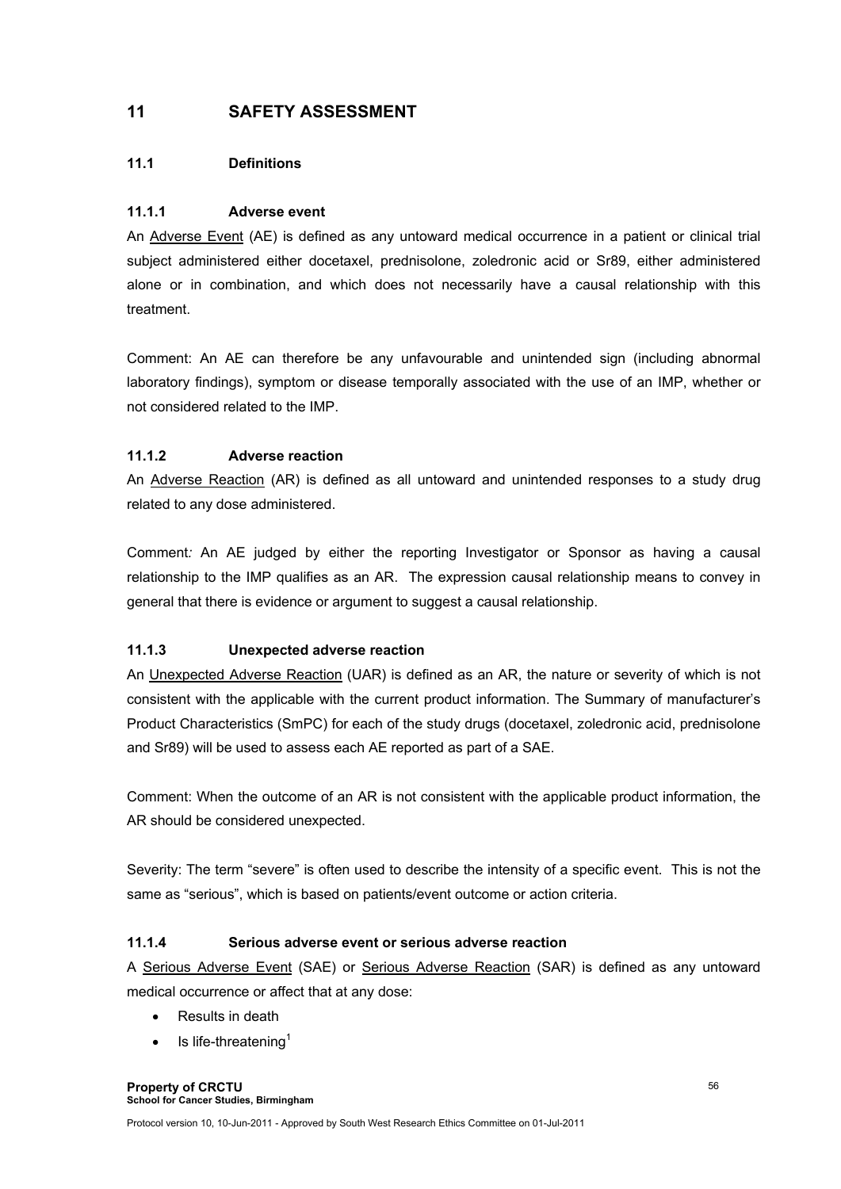# 11 SAFETY ASSESSMENT

## 11.1 Definitions

### 11.1.1 Adverse event

An Adverse Event (AE) is defined as any untoward medical occurrence in a patient or clinical trial subject administered either docetaxel, prednisolone, zoledronic acid or Sr89, either administered alone or in combination, and which does not necessarily have a causal relationship with this treatment.

Comment: An AE can therefore be any unfavourable and unintended sign (including abnormal laboratory findings), symptom or disease temporally associated with the use of an IMP, whether or not considered related to the IMP.

### 11.1.2 Adverse reaction

An Adverse Reaction (AR) is defined as all untoward and unintended responses to a study drug related to any dose administered.

Comment*:* An AE judged by either the reporting Investigator or Sponsor as having a causal relationship to the IMP qualifies as an AR. The expression causal relationship means to convey in general that there is evidence or argument to suggest a causal relationship.

### 11.1.3 Unexpected adverse reaction

An Unexpected Adverse Reaction (UAR) is defined as an AR, the nature or severity of which is not consistent with the applicable with the current product information. The Summary of manufacturer's Product Characteristics (SmPC) for each of the study drugs (docetaxel, zoledronic acid, prednisolone and Sr89) will be used to assess each AE reported as part of a SAE.

Comment: When the outcome of an AR is not consistent with the applicable product information, the AR should be considered unexpected.

Severity: The term "severe" is often used to describe the intensity of a specific event. This is not the same as "serious", which is based on patients/event outcome or action criteria.

### 11.1.4 Serious adverse event or serious adverse reaction

A Serious Adverse Event (SAE) or Serious Adverse Reaction (SAR) is defined as any untoward medical occurrence or affect that at any dose:

- Results in death
- Is life-threatening[1]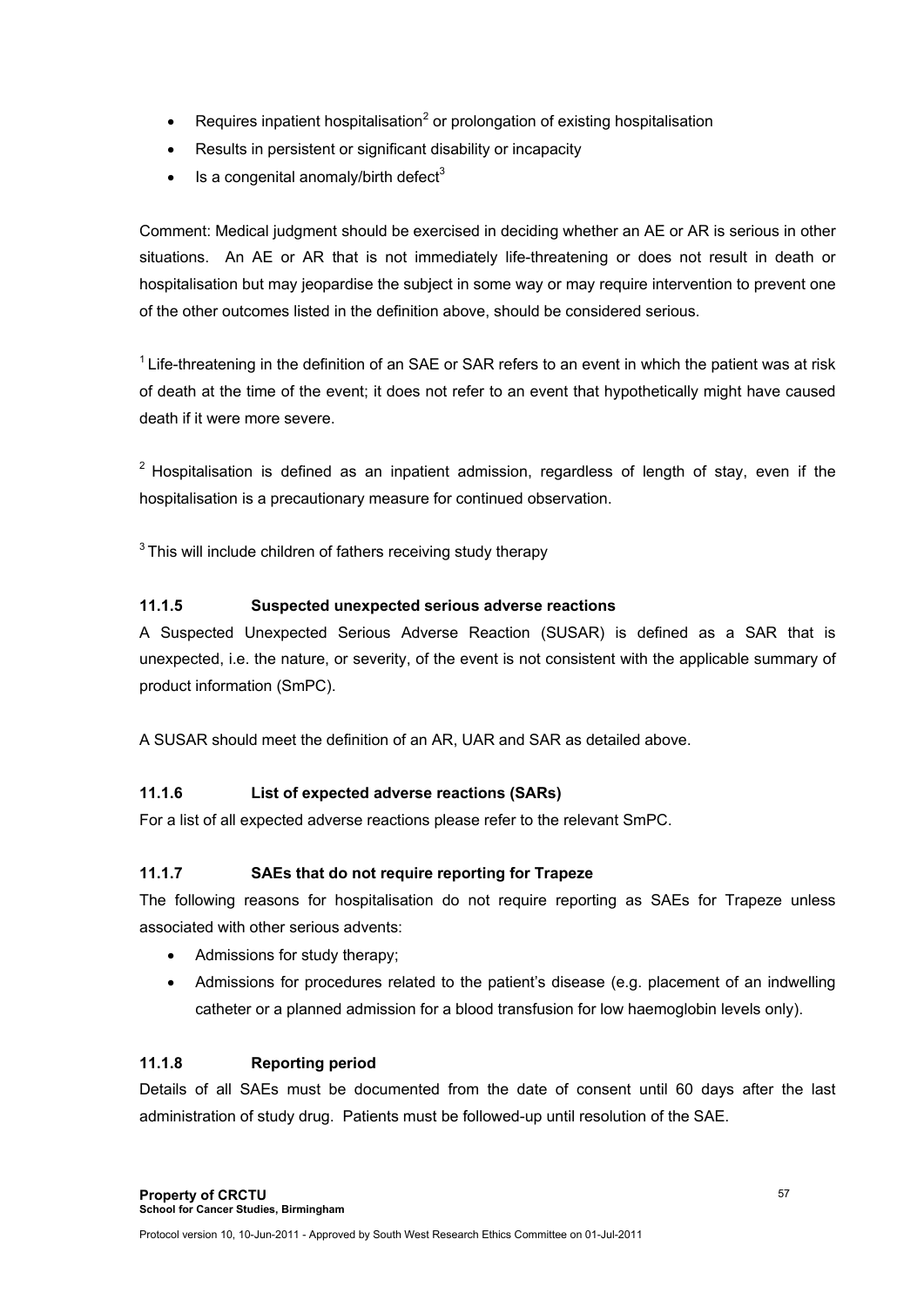- Requires inpatient hospitalisation[2] or prolongation of existing hospitalisation
- Results in persistent or significant disability or incapacity
- Is a congenital anomaly/birth defect[3]

Comment: Medical judgment should be exercised in deciding whether an AE or AR is serious in other situations. An AE or AR that is not immediately life-threatening or does not result in death or hospitalisation but may jeopardise the subject in some way or may require intervention to prevent one of the other outcomes listed in the definition above, should be considered serious.

[1] Life-threatening in the definition of an SAE or SAR refers to an event in which the patient was at risk of death at the time of the event; it does not refer to an event that hypothetically might have caused death if it were more severe.

[2] Hospitalisation is defined as an inpatient admission, regardless of length of stay, even if the hospitalisation is a precautionary measure for continued observation.

[3] This will include children of fathers receiving study therapy

### 11.1.5 Suspected unexpected serious adverse reactions

A Suspected Unexpected Serious Adverse Reaction (SUSAR) is defined as a SAR that is unexpected, i.e. the nature, or severity, of the event is not consistent with the applicable summary of product information (SmPC).

A SUSAR should meet the definition of an AR, UAR and SAR as detailed above.

### 11.1.6 List of expected adverse reactions (SARs)

For a list of all expected adverse reactions please refer to the relevant SmPC.

### 11.1.7 SAEs that do not require reporting for Trapeze

The following reasons for hospitalisation do not require reporting as SAEs for Trapeze unless associated with other serious advents:

- Admissions for study therapy;
- Admissions for procedures related to the patient's disease (e.g. placement of an indwelling catheter or a planned admission for a blood transfusion for low haemoglobin levels only).

### 11.1.8 Reporting period

Details of all SAEs must be documented from the date of consent until 60 days after the last administration of study drug. Patients must be followed-up until resolution of the SAE.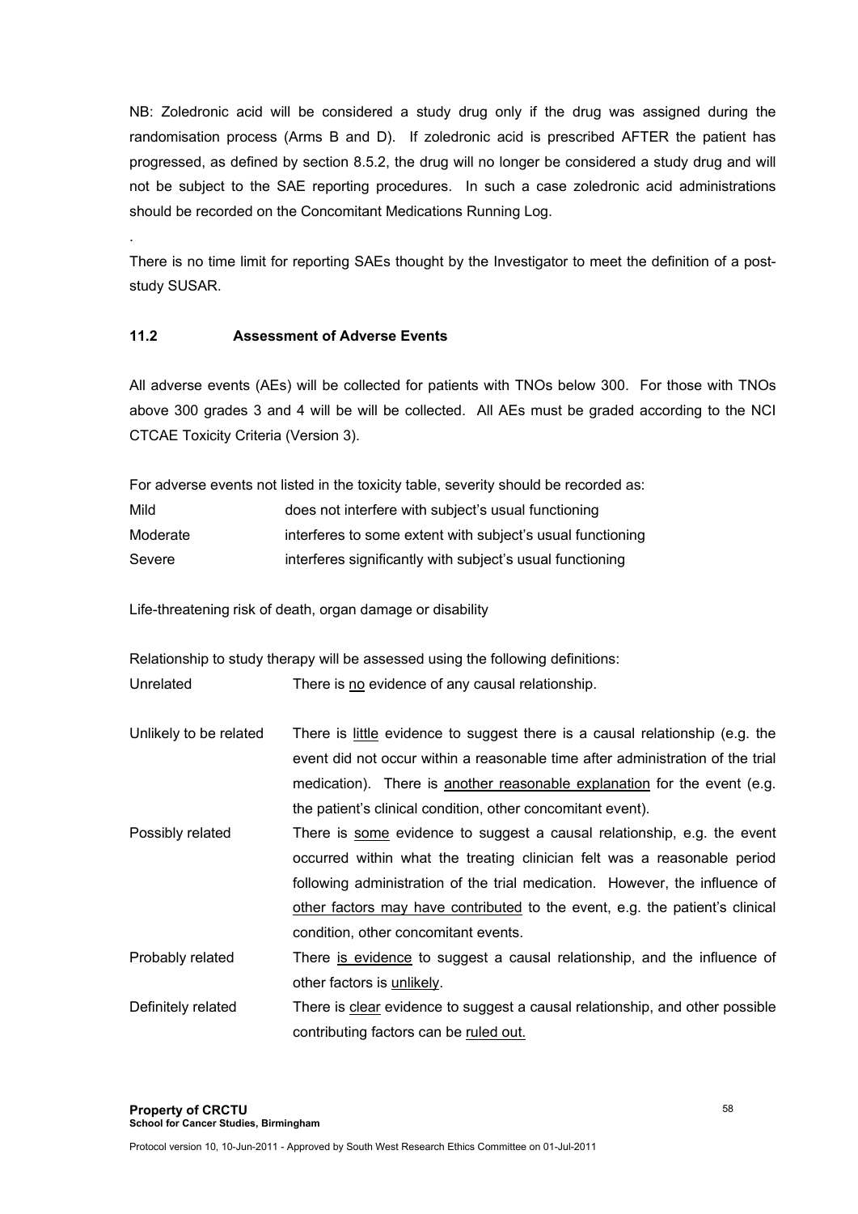NB: Zoledronic acid will be considered a study drug only if the drug was assigned during the randomisation process (Arms B and D). If zoledronic acid is prescribed AFTER the patient has progressed, as defined by section 8.5.2, the drug will no longer be considered a study drug and will not be subject to the SAE reporting procedures. In such a case zoledronic acid administrations should be recorded on the Concomitant Medications Running Log.

.

There is no time limit for reporting SAEs thought by the Investigator to meet the definition of a post-study SUSAR.

### 11.2 Assessment of Adverse Events

All adverse events (AEs) will be collected for patients with TNOs below 300. For those with TNOs above 300 grades 3 and 4 will be will be collected. All AEs must be graded according to the NCI CTCAE Toxicity Criteria (Version 3).

For adverse events not listed in the toxicity table, severity should be recorded as:

| | |
|---|---|
| Mild | does not interfere with subject's usual functioning |
| Moderate | interferes to some extent with subject's usual functioning |
| Severe | interferes significantly with subject's usual functioning |

Life-threatening risk of death, organ damage or disability

Relationship to study therapy will be assessed using the following definitions:

| | |
|---|---|
| Unrelated | There is <u>no</u> evidence of any causal relationship. |
| Unlikely to be related | There is <u>little</u> evidence to suggest there is a causal relationship (e.g. the event did not occur within a reasonable time after administration of the trial medication). There is <u>another reasonable explanation</u> for the event (e.g. the patient's clinical condition, other concomitant event). |
| Possibly related | There is <u>some</u> evidence to suggest a causal relationship, e.g. the event occurred within what the treating clinician felt was a reasonable period following administration of the trial medication. However, the influence of <u>other factors may have contributed</u> to the event, e.g. the patient's clinical condition, other concomitant events. |
| Probably related | There <u>is evidence</u> to suggest a causal relationship, and the influence of other factors is <u>unlikely</u>. |
| Definitely related | There is <u>clear</u> evidence to suggest a causal relationship, and other possible contributing factors can be <u>ruled out.</u> |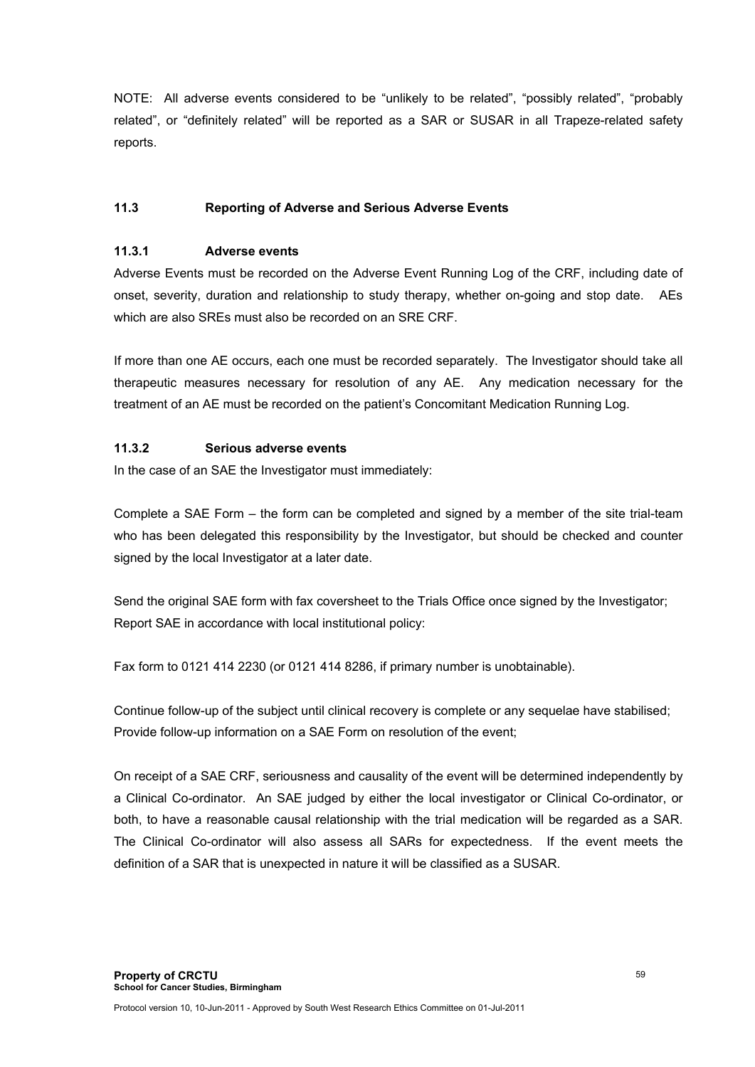NOTE: All adverse events considered to be "unlikely to be related", "possibly related", "probably related", or "definitely related" will be reported as a SAR or SUSAR in all Trapeze-related safety reports.

### 11.3 Reporting of Adverse and Serious Adverse Events

#### 11.3.1 Adverse events

Adverse Events must be recorded on the Adverse Event Running Log of the CRF, including date of onset, severity, duration and relationship to study therapy, whether on-going and stop date. AEs which are also SREs must also be recorded on an SRE CRF.

If more than one AE occurs, each one must be recorded separately. The Investigator should take all therapeutic measures necessary for resolution of any AE. Any medication necessary for the treatment of an AE must be recorded on the patient's Concomitant Medication Running Log.

#### 11.3.2 Serious adverse events

In the case of an SAE the Investigator must immediately:

Complete a SAE Form – the form can be completed and signed by a member of the site trial-team who has been delegated this responsibility by the Investigator, but should be checked and counter signed by the local Investigator at a later date.

Send the original SAE form with fax coversheet to the Trials Office once signed by the Investigator;
Report SAE in accordance with local institutional policy:

Fax form to 0121 414 2230 (or 0121 414 8286, if primary number is unobtainable).

Continue follow-up of the subject until clinical recovery is complete or any sequelae have stabilised;
Provide follow-up information on a SAE Form on resolution of the event;

On receipt of a SAE CRF, seriousness and causality of the event will be determined independently by a Clinical Co-ordinator. An SAE judged by either the local investigator or Clinical Co-ordinator, or both, to have a reasonable causal relationship with the trial medication will be regarded as a SAR. The Clinical Co-ordinator will also assess all SARs for expectedness. If the event meets the definition of a SAR that is unexpected in nature it will be classified as a SUSAR.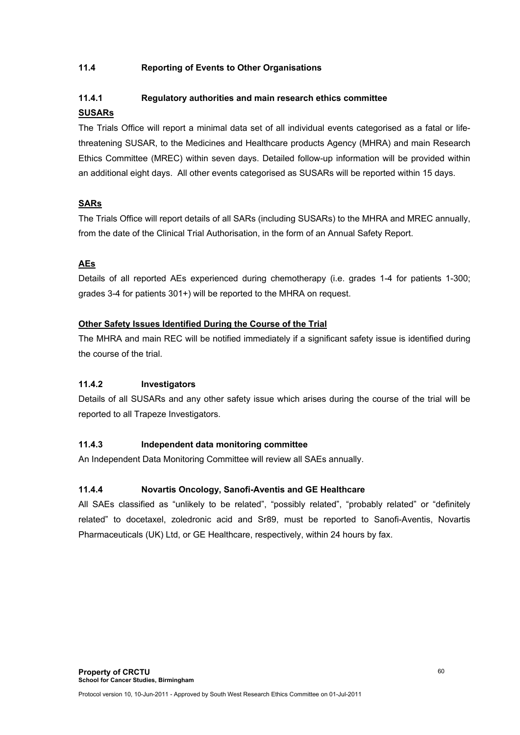## 11.4 Reporting of Events to Other Organisations

### 11.4.1 Regulatory authorities and main research ethics committee

**SUSARs**

The Trials Office will report a minimal data set of all individual events categorised as a fatal or life-threatening SUSAR, to the Medicines and Healthcare products Agency (MHRA) and main Research Ethics Committee (MREC) within seven days. Detailed follow-up information will be provided within an additional eight days. All other events categorised as SUSARs will be reported within 15 days.

**SARs**

The Trials Office will report details of all SARs (including SUSARs) to the MHRA and MREC annually, from the date of the Clinical Trial Authorisation, in the form of an Annual Safety Report.

**AEs**

Details of all reported AEs experienced during chemotherapy (i.e. grades 1-4 for patients 1-300; grades 3-4 for patients 301+) will be reported to the MHRA on request.

**Other Safety Issues Identified During the Course of the Trial**

The MHRA and main REC will be notified immediately if a significant safety issue is identified during the course of the trial.

### 11.4.2 Investigators

Details of all SUSARs and any other safety issue which arises during the course of the trial will be reported to all Trapeze Investigators.

### 11.4.3 Independent data monitoring committee

An Independent Data Monitoring Committee will review all SAEs annually.

### 11.4.4 Novartis Oncology, Sanofi-Aventis and GE Healthcare

All SAEs classified as "unlikely to be related", "possibly related", "probably related" or "definitely related" to docetaxel, zoledronic acid and Sr89, must be reported to Sanofi-Aventis, Novartis Pharmaceuticals (UK) Ltd, or GE Healthcare, respectively, within 24 hours by fax.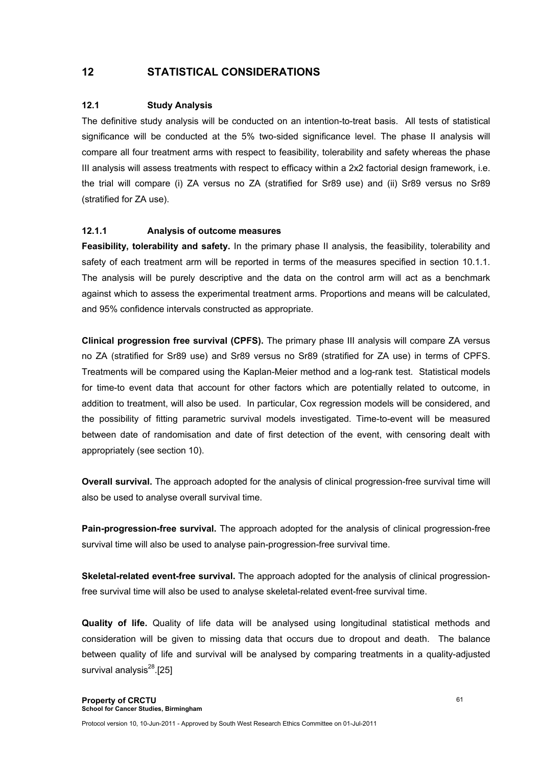# 12 STATISTICAL CONSIDERATIONS

## 12.1 Study Analysis

The definitive study analysis will be conducted on an intention-to-treat basis. All tests of statistical significance will be conducted at the 5% two-sided significance level. The phase II analysis will compare all four treatment arms with respect to feasibility, tolerability and safety whereas the phase III analysis will assess treatments with respect to efficacy within a 2x2 factorial design framework, i.e. the trial will compare (i) ZA versus no ZA (stratified for Sr89 use) and (ii) Sr89 versus no Sr89 (stratified for ZA use).

### 12.1.1 Analysis of outcome measures

**Feasibility, tolerability and safety.** In the primary phase II analysis, the feasibility, tolerability and safety of each treatment arm will be reported in terms of the measures specified in section 10.1.1. The analysis will be purely descriptive and the data on the control arm will act as a benchmark against which to assess the experimental treatment arms. Proportions and means will be calculated, and 95% confidence intervals constructed as appropriate.

**Clinical progression free survival (CPFS).** The primary phase III analysis will compare ZA versus no ZA (stratified for Sr89 use) and Sr89 versus no Sr89 (stratified for ZA use) in terms of CPFS. Treatments will be compared using the Kaplan-Meier method and a log-rank test. Statistical models for time-to event data that account for other factors which are potentially related to outcome, in addition to treatment, will also be used. In particular, Cox regression models will be considered, and the possibility of fitting parametric survival models investigated. Time-to-event will be measured between date of randomisation and date of first detection of the event, with censoring dealt with appropriately (see section 10).

**Overall survival.** The approach adopted for the analysis of clinical progression-free survival time will also be used to analyse overall survival time.

**Pain-progression-free survival.** The approach adopted for the analysis of clinical progression-free survival time will also be used to analyse pain-progression-free survival time.

**Skeletal-related event-free survival.** The approach adopted for the analysis of clinical progression-free survival time will also be used to analyse skeletal-related event-free survival time.

**Quality of life.** Quality of life data will be analysed using longitudinal statistical methods and consideration will be given to missing data that occurs due to dropout and death. The balance between quality of life and survival will be analysed by comparing treatments in a quality-adjusted survival analysis[28].[25]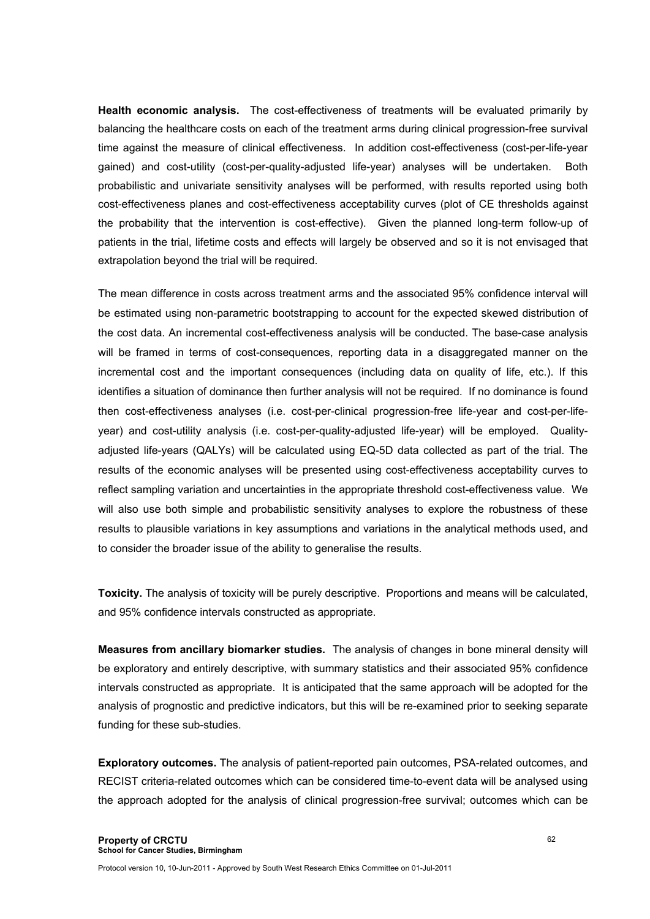**Health economic analysis.** The cost-effectiveness of treatments will be evaluated primarily by balancing the healthcare costs on each of the treatment arms during clinical progression-free survival time against the measure of clinical effectiveness. In addition cost-effectiveness (cost-per-life-year gained) and cost-utility (cost-per-quality-adjusted life-year) analyses will be undertaken. Both probabilistic and univariate sensitivity analyses will be performed, with results reported using both cost-effectiveness planes and cost-effectiveness acceptability curves (plot of CE thresholds against the probability that the intervention is cost-effective). Given the planned long-term follow-up of patients in the trial, lifetime costs and effects will largely be observed and so it is not envisaged that extrapolation beyond the trial will be required.

The mean difference in costs across treatment arms and the associated 95% confidence interval will be estimated using non-parametric bootstrapping to account for the expected skewed distribution of the cost data. An incremental cost-effectiveness analysis will be conducted. The base-case analysis will be framed in terms of cost-consequences, reporting data in a disaggregated manner on the incremental cost and the important consequences (including data on quality of life, etc.). If this identifies a situation of dominance then further analysis will not be required. If no dominance is found then cost-effectiveness analyses (i.e. cost-per-clinical progression-free life-year and cost-per-life-year) and cost-utility analysis (i.e. cost-per-quality-adjusted life-year) will be employed. Quality-adjusted life-years (QALYs) will be calculated using EQ-5D data collected as part of the trial. The results of the economic analyses will be presented using cost-effectiveness acceptability curves to reflect sampling variation and uncertainties in the appropriate threshold cost-effectiveness value. We will also use both simple and probabilistic sensitivity analyses to explore the robustness of these results to plausible variations in key assumptions and variations in the analytical methods used, and to consider the broader issue of the ability to generalise the results.

**Toxicity.** The analysis of toxicity will be purely descriptive. Proportions and means will be calculated, and 95% confidence intervals constructed as appropriate.

**Measures from ancillary biomarker studies.** The analysis of changes in bone mineral density will be exploratory and entirely descriptive, with summary statistics and their associated 95% confidence intervals constructed as appropriate. It is anticipated that the same approach will be adopted for the analysis of prognostic and predictive indicators, but this will be re-examined prior to seeking separate funding for these sub-studies.

**Exploratory outcomes.** The analysis of patient-reported pain outcomes, PSA-related outcomes, and RECIST criteria-related outcomes which can be considered time-to-event data will be analysed using the approach adopted for the analysis of clinical progression-free survival; outcomes which can be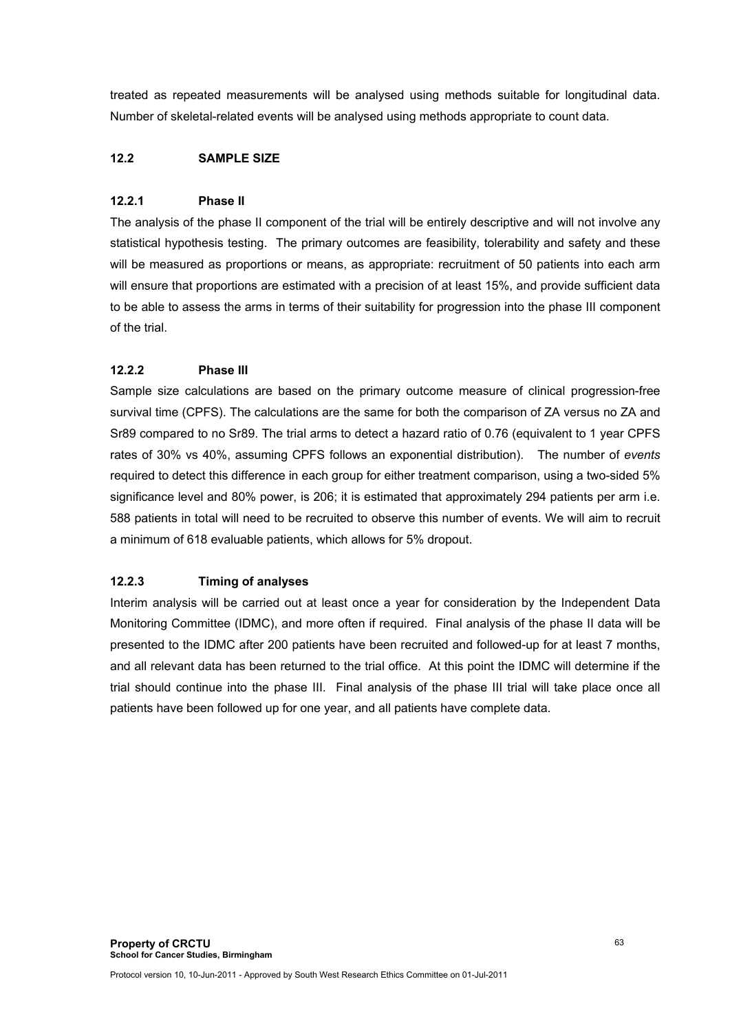treated as repeated measurements will be analysed using methods suitable for longitudinal data. Number of skeletal-related events will be analysed using methods appropriate to count data.

### 12.2 SAMPLE SIZE

#### 12.2.1 Phase II

The analysis of the phase II component of the trial will be entirely descriptive and will not involve any statistical hypothesis testing. The primary outcomes are feasibility, tolerability and safety and these will be measured as proportions or means, as appropriate: recruitment of 50 patients into each arm will ensure that proportions are estimated with a precision of at least 15%, and provide sufficient data to be able to assess the arms in terms of their suitability for progression into the phase III component of the trial.

#### 12.2.2 Phase III

Sample size calculations are based on the primary outcome measure of clinical progression-free survival time (CPFS). The calculations are the same for both the comparison of ZA versus no ZA and Sr89 compared to no Sr89. The trial arms to detect a hazard ratio of 0.76 (equivalent to 1 year CPFS rates of 30% vs 40%, assuming CPFS follows an exponential distribution). The number of *events* required to detect this difference in each group for either treatment comparison, using a two-sided 5% significance level and 80% power, is 206; it is estimated that approximately 294 patients per arm i.e. 588 patients in total will need to be recruited to observe this number of events. We will aim to recruit a minimum of 618 evaluable patients, which allows for 5% dropout.

#### 12.2.3 Timing of analyses

Interim analysis will be carried out at least once a year for consideration by the Independent Data Monitoring Committee (IDMC), and more often if required. Final analysis of the phase II data will be presented to the IDMC after 200 patients have been recruited and followed-up for at least 7 months, and all relevant data has been returned to the trial office. At this point the IDMC will determine if the trial should continue into the phase III. Final analysis of the phase III trial will take place once all patients have been followed up for one year, and all patients have complete data.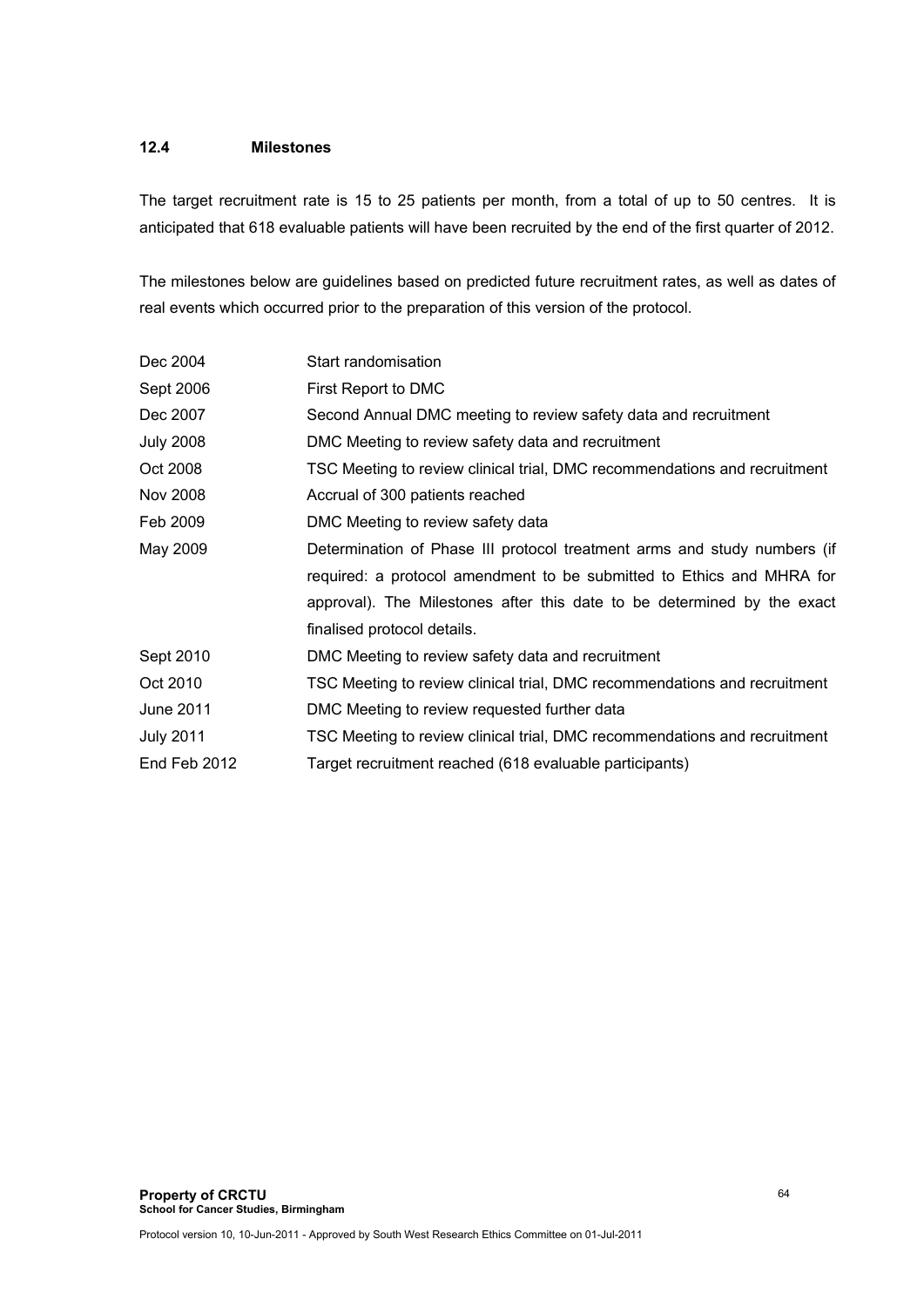### 12.4 Milestones

The target recruitment rate is 15 to 25 patients per month, from a total of up to 50 centres. It is anticipated that 618 evaluable patients will have been recruited by the end of the first quarter of 2012.

The milestones below are guidelines based on predicted future recruitment rates, as well as dates of real events which occurred prior to the preparation of this version of the protocol.

| | |
|---|---|
| Dec 2004 | Start randomisation |
| Sept 2006 | First Report to DMC |
| Dec 2007 | Second Annual DMC meeting to review safety data and recruitment |
| July 2008 | DMC Meeting to review safety data and recruitment |
| Oct 2008 | TSC Meeting to review clinical trial, DMC recommendations and recruitment |
| Nov 2008 | Accrual of 300 patients reached |
| Feb 2009 | DMC Meeting to review safety data |
| May 2009 | Determination of Phase III protocol treatment arms and study numbers (if required: a protocol amendment to be submitted to Ethics and MHRA for approval). The Milestones after this date to be determined by the exact finalised protocol details. |
| Sept 2010 | DMC Meeting to review safety data and recruitment |
| Oct 2010 | TSC Meeting to review clinical trial, DMC recommendations and recruitment |
| June 2011 | DMC Meeting to review requested further data |
| July 2011 | TSC Meeting to review clinical trial, DMC recommendations and recruitment |
| End Feb 2012 | Target recruitment reached (618 evaluable participants) |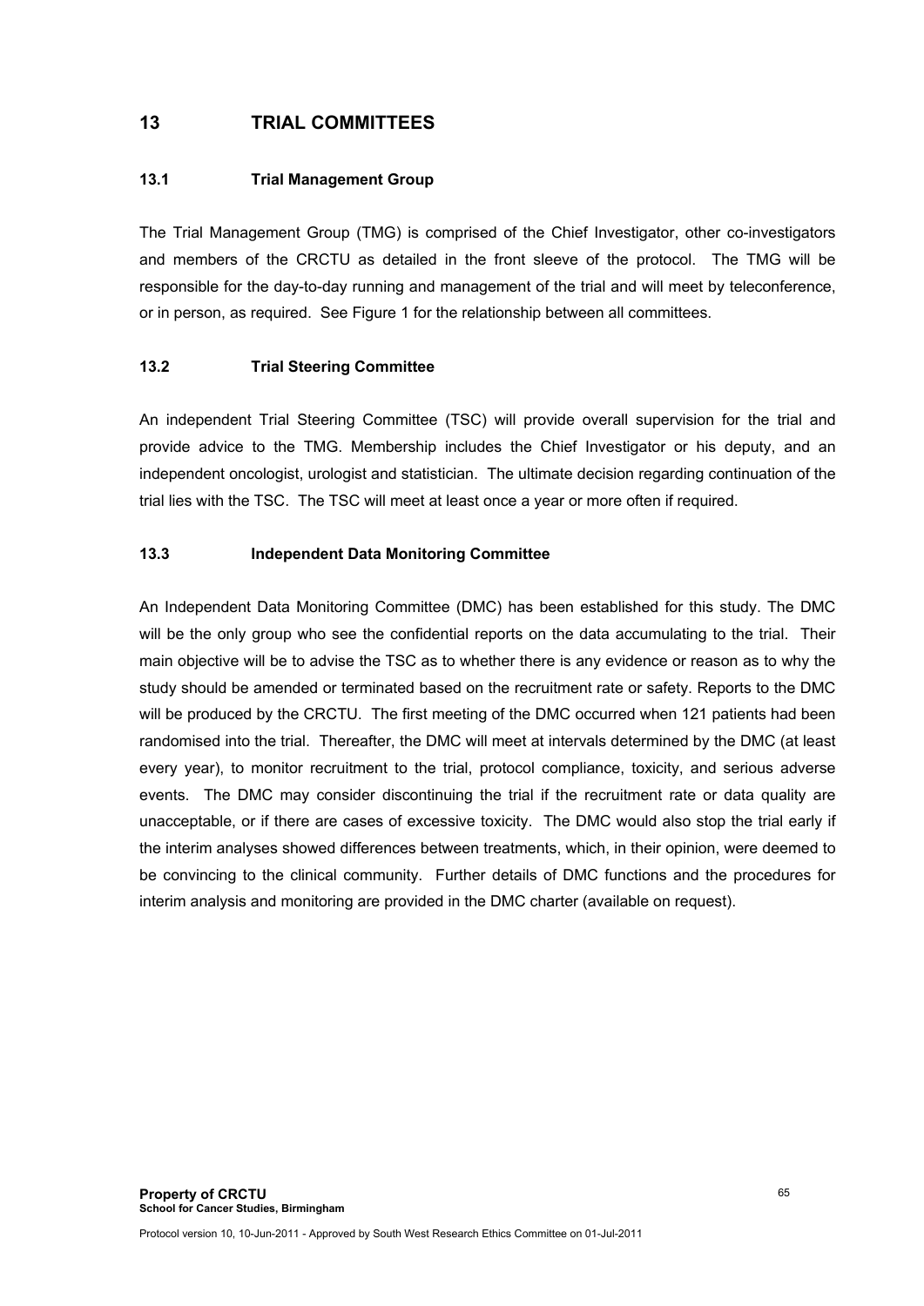# 13 TRIAL COMMITTEES

## 13.1 Trial Management Group

The Trial Management Group (TMG) is comprised of the Chief Investigator, other co-investigators and members of the CRCTU as detailed in the front sleeve of the protocol. The TMG will be responsible for the day-to-day running and management of the trial and will meet by teleconference, or in person, as required. See Figure 1 for the relationship between all committees.

## 13.2 Trial Steering Committee

An independent Trial Steering Committee (TSC) will provide overall supervision for the trial and provide advice to the TMG. Membership includes the Chief Investigator or his deputy, and an independent oncologist, urologist and statistician. The ultimate decision regarding continuation of the trial lies with the TSC. The TSC will meet at least once a year or more often if required.

## 13.3 Independent Data Monitoring Committee

An Independent Data Monitoring Committee (DMC) has been established for this study. The DMC will be the only group who see the confidential reports on the data accumulating to the trial. Their main objective will be to advise the TSC as to whether there is any evidence or reason as to why the study should be amended or terminated based on the recruitment rate or safety. Reports to the DMC will be produced by the CRCTU. The first meeting of the DMC occurred when 121 patients had been randomised into the trial. Thereafter, the DMC will meet at intervals determined by the DMC (at least every year), to monitor recruitment to the trial, protocol compliance, toxicity, and serious adverse events. The DMC may consider discontinuing the trial if the recruitment rate or data quality are unacceptable, or if there are cases of excessive toxicity. The DMC would also stop the trial early if the interim analyses showed differences between treatments, which, in their opinion, were deemed to be convincing to the clinical community. Further details of DMC functions and the procedures for interim analysis and monitoring are provided in the DMC charter (available on request).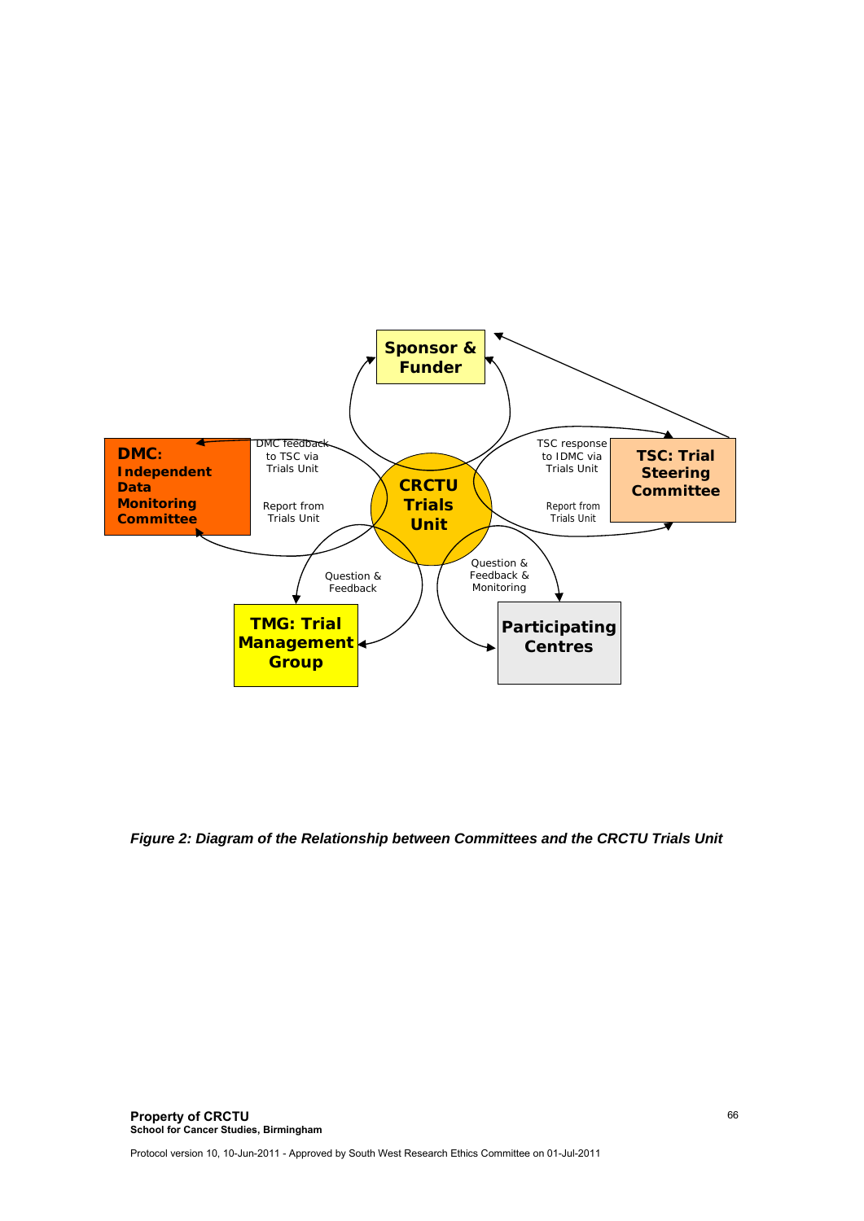Sponsor & Funder

DMC: Independent Data Monitoring Committee

DMC feedback to TSC via Trials Unit

Report from Trials Unit

CRCTU Trials Unit

TSC response to IDMC via Trials Unit

Report from Trials Unit

TSC: Trial Steering Committee

Question & Feedback

Question & Feedback & Monitoring

TMG: Trial Management Group

Participating Centres

*Figure 2: Diagram of the Relationship between Committees and the CRCTU Trials Unit*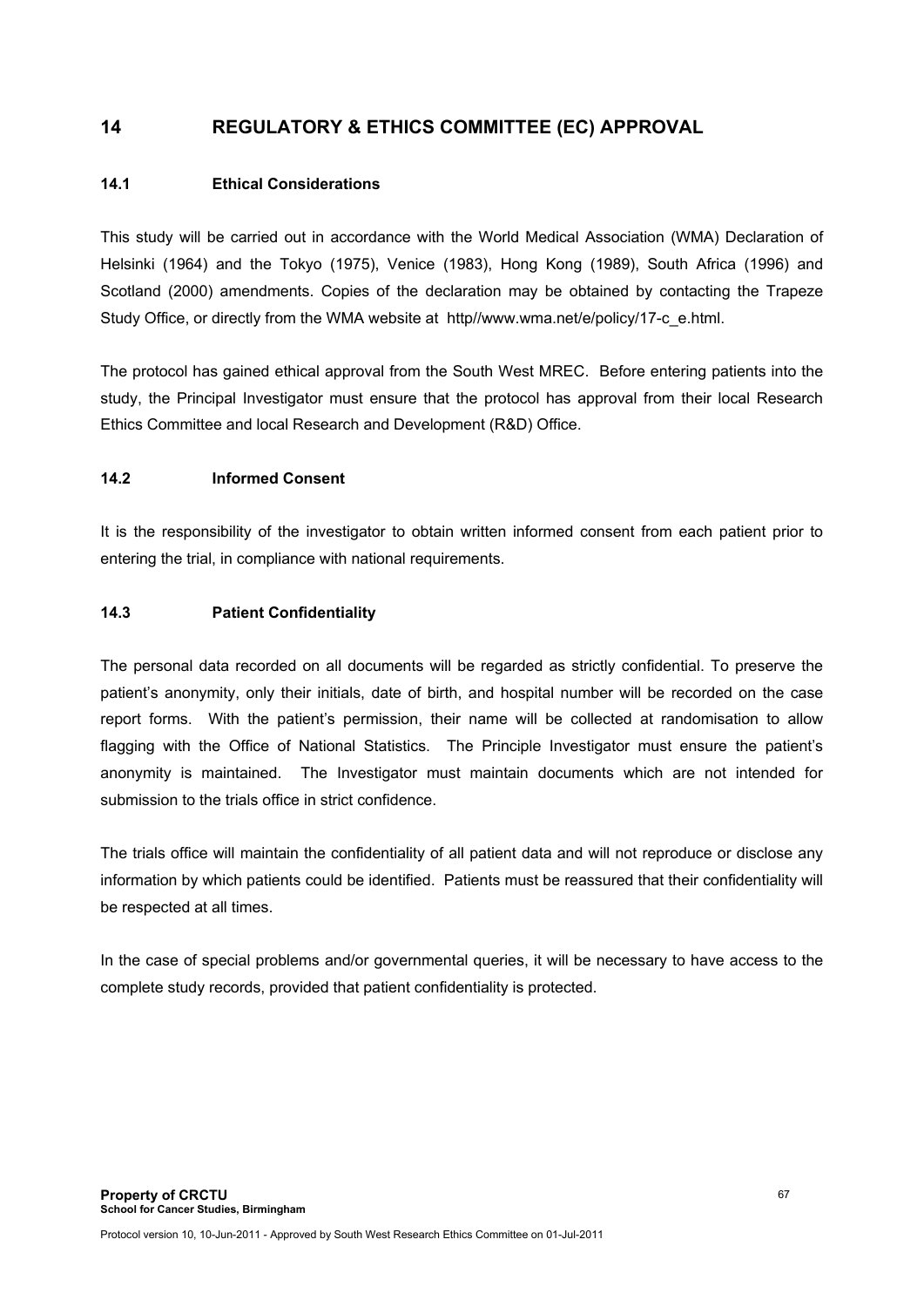# 14 REGULATORY & ETHICS COMMITTEE (EC) APPROVAL

## 14.1 Ethical Considerations

This study will be carried out in accordance with the World Medical Association (WMA) Declaration of Helsinki (1964) and the Tokyo (1975), Venice (1983), Hong Kong (1989), South Africa (1996) and Scotland (2000) amendments. Copies of the declaration may be obtained by contacting the Trapeze Study Office, or directly from the WMA website at http//www.wma.net/e/policy/17-c_e.html.

The protocol has gained ethical approval from the South West MREC. Before entering patients into the study, the Principal Investigator must ensure that the protocol has approval from their local Research Ethics Committee and local Research and Development (R&D) Office.

## 14.2 Informed Consent

It is the responsibility of the investigator to obtain written informed consent from each patient prior to entering the trial, in compliance with national requirements.

## 14.3 Patient Confidentiality

The personal data recorded on all documents will be regarded as strictly confidential. To preserve the patient's anonymity, only their initials, date of birth, and hospital number will be recorded on the case report forms. With the patient's permission, their name will be collected at randomisation to allow flagging with the Office of National Statistics. The Principle Investigator must ensure the patient's anonymity is maintained. The Investigator must maintain documents which are not intended for submission to the trials office in strict confidence.

The trials office will maintain the confidentiality of all patient data and will not reproduce or disclose any information by which patients could be identified. Patients must be reassured that their confidentiality will be respected at all times.

In the case of special problems and/or governmental queries, it will be necessary to have access to the complete study records, provided that patient confidentiality is protected.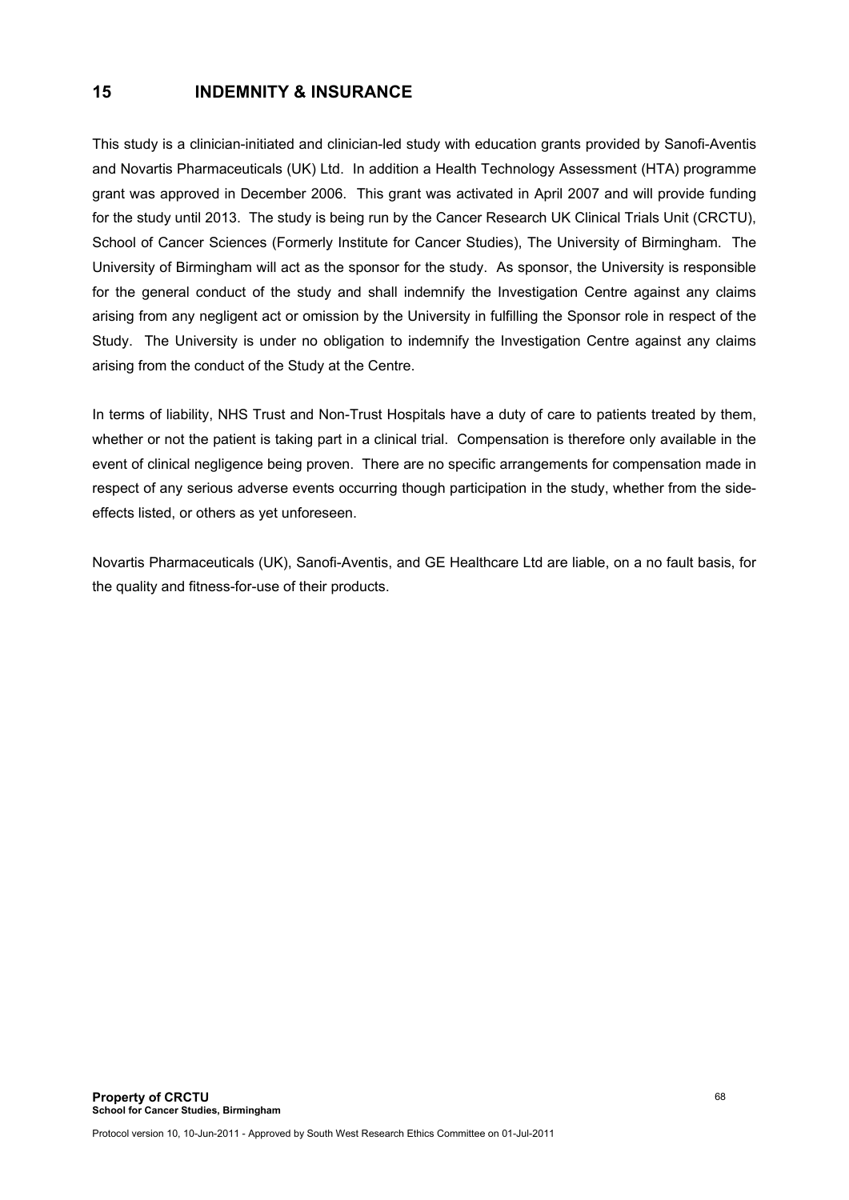## 15 INDEMNITY & INSURANCE

This study is a clinician-initiated and clinician-led study with education grants provided by Sanofi-Aventis and Novartis Pharmaceuticals (UK) Ltd. In addition a Health Technology Assessment (HTA) programme grant was approved in December 2006. This grant was activated in April 2007 and will provide funding for the study until 2013. The study is being run by the Cancer Research UK Clinical Trials Unit (CRCTU), School of Cancer Sciences (Formerly Institute for Cancer Studies), The University of Birmingham. The University of Birmingham will act as the sponsor for the study. As sponsor, the University is responsible for the general conduct of the study and shall indemnify the Investigation Centre against any claims arising from any negligent act or omission by the University in fulfilling the Sponsor role in respect of the Study. The University is under no obligation to indemnify the Investigation Centre against any claims arising from the conduct of the Study at the Centre.

In terms of liability, NHS Trust and Non-Trust Hospitals have a duty of care to patients treated by them, whether or not the patient is taking part in a clinical trial. Compensation is therefore only available in the event of clinical negligence being proven. There are no specific arrangements for compensation made in respect of any serious adverse events occurring though participation in the study, whether from the side-effects listed, or others as yet unforeseen.

Novartis Pharmaceuticals (UK), Sanofi-Aventis, and GE Healthcare Ltd are liable, on a no fault basis, for the quality and fitness-for-use of their products.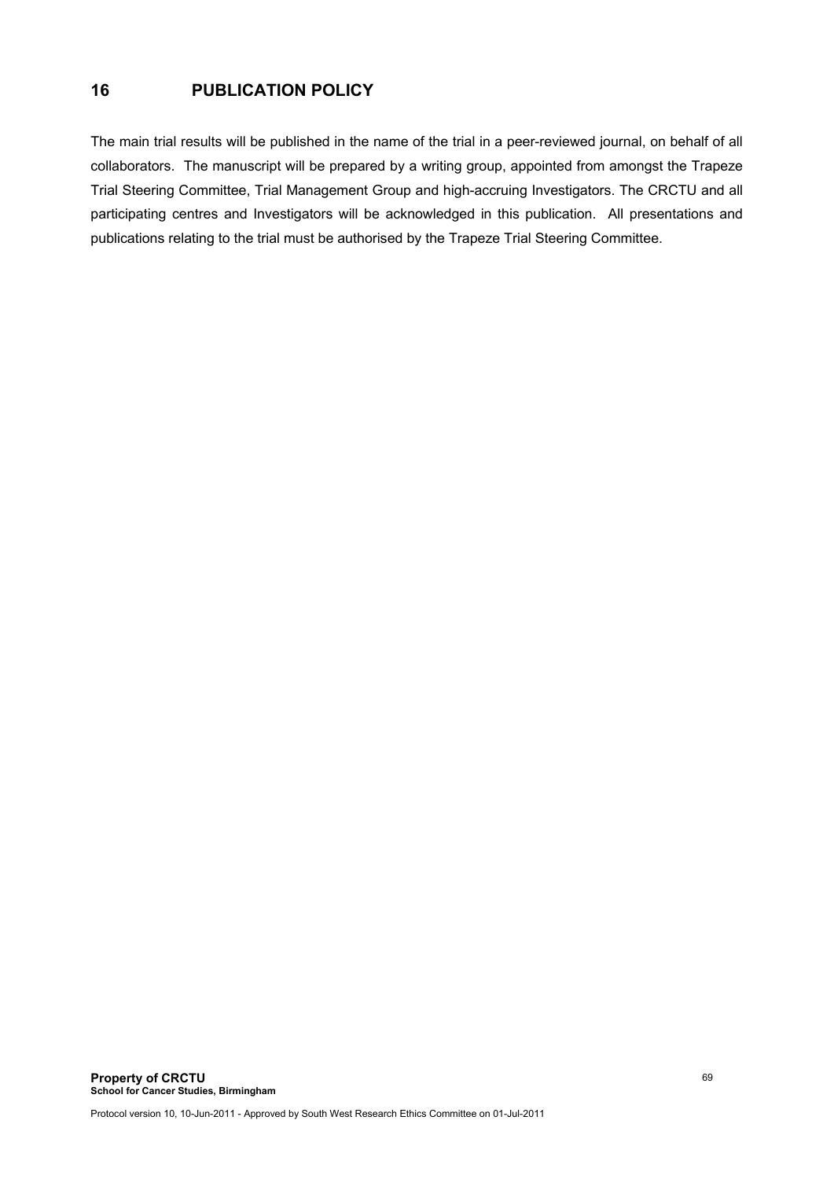# 16 PUBLICATION POLICY

The main trial results will be published in the name of the trial in a peer-reviewed journal, on behalf of all collaborators. The manuscript will be prepared by a writing group, appointed from amongst the Trapeze Trial Steering Committee, Trial Management Group and high-accruing Investigators. The CRCTU and all participating centres and Investigators will be acknowledged in this publication. All presentations and publications relating to the trial must be authorised by the Trapeze Trial Steering Committee.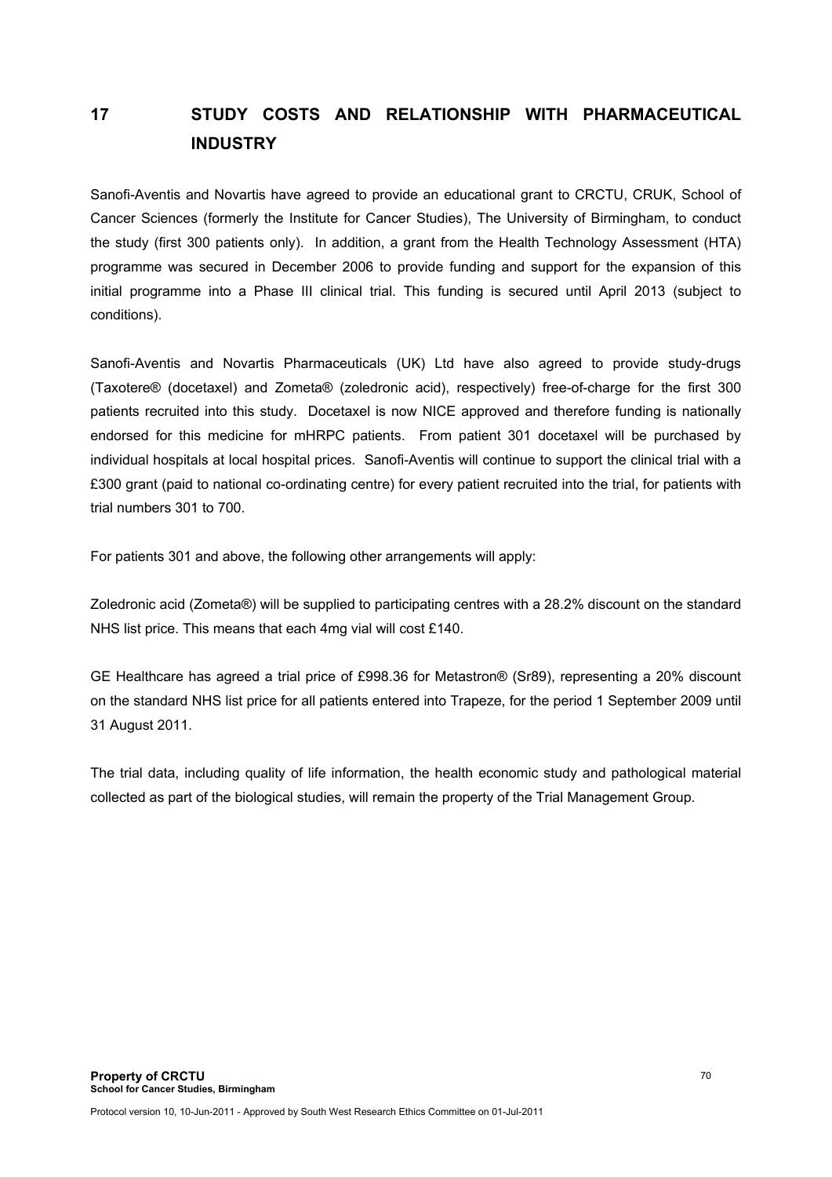# 17 STUDY COSTS AND RELATIONSHIP WITH PHARMACEUTICAL INDUSTRY

Sanofi-Aventis and Novartis have agreed to provide an educational grant to CRCTU, CRUK, School of Cancer Sciences (formerly the Institute for Cancer Studies), The University of Birmingham, to conduct the study (first 300 patients only). In addition, a grant from the Health Technology Assessment (HTA) programme was secured in December 2006 to provide funding and support for the expansion of this initial programme into a Phase III clinical trial. This funding is secured until April 2013 (subject to conditions).

Sanofi-Aventis and Novartis Pharmaceuticals (UK) Ltd have also agreed to provide study-drugs (Taxotere® (docetaxel) and Zometa® (zoledronic acid), respectively) free-of-charge for the first 300 patients recruited into this study. Docetaxel is now NICE approved and therefore funding is nationally endorsed for this medicine for mHRPC patients. From patient 301 docetaxel will be purchased by individual hospitals at local hospital prices. Sanofi-Aventis will continue to support the clinical trial with a £300 grant (paid to national co-ordinating centre) for every patient recruited into the trial, for patients with trial numbers 301 to 700.

For patients 301 and above, the following other arrangements will apply:

Zoledronic acid (Zometa®) will be supplied to participating centres with a 28.2% discount on the standard NHS list price. This means that each 4mg vial will cost £140.

GE Healthcare has agreed a trial price of £998.36 for Metastron® (Sr89), representing a 20% discount on the standard NHS list price for all patients entered into Trapeze, for the period 1 September 2009 until 31 August 2011.

The trial data, including quality of life information, the health economic study and pathological material collected as part of the biological studies, will remain the property of the Trial Management Group.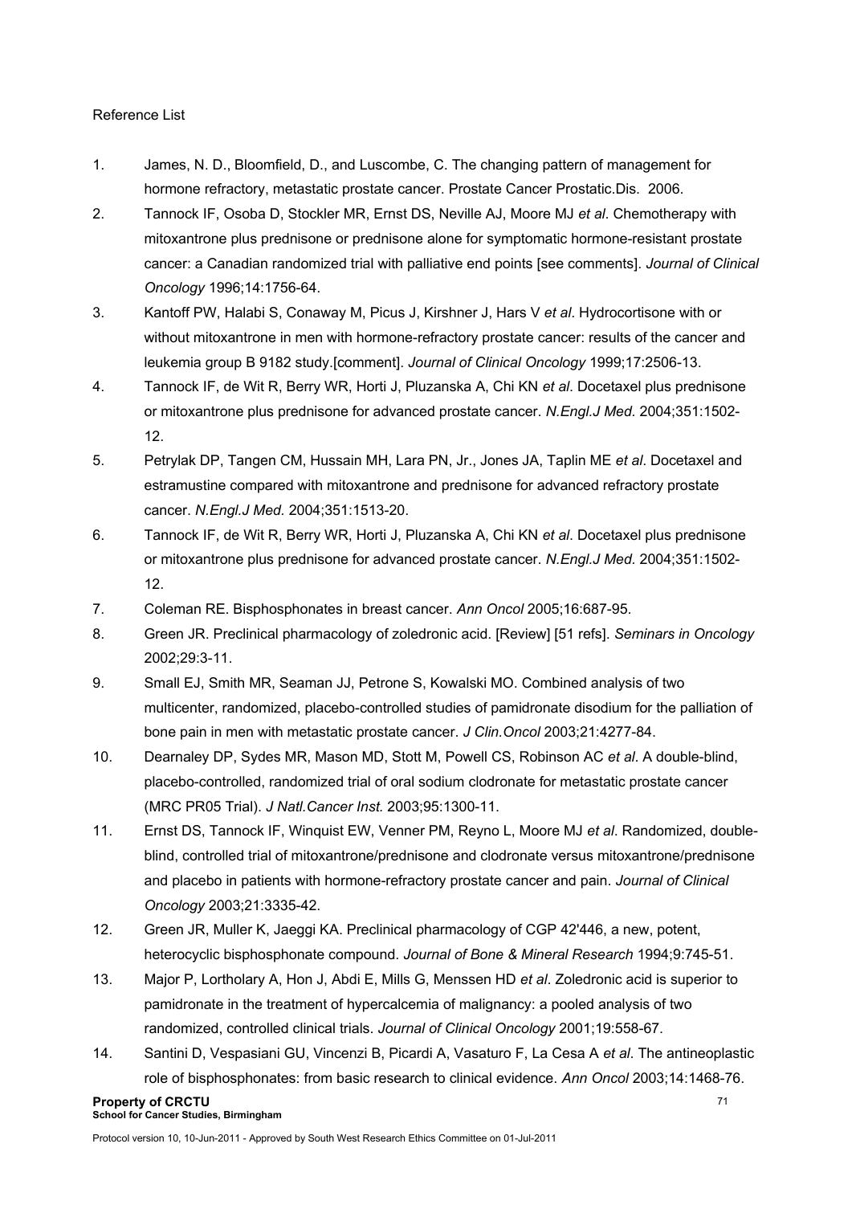Reference List

1. James, N. D., Bloomfield, D., and Luscombe, C. The changing pattern of management for hormone refractory, metastatic prostate cancer. Prostate Cancer Prostatic.Dis. 2006.
2. Tannock IF, Osoba D, Stockler MR, Ernst DS, Neville AJ, Moore MJ *et al*. Chemotherapy with mitoxantrone plus prednisone or prednisone alone for symptomatic hormone-resistant prostate cancer: a Canadian randomized trial with palliative end points [see comments]. *Journal of Clinical Oncology* 1996;14:1756-64.
3. Kantoff PW, Halabi S, Conaway M, Picus J, Kirshner J, Hars V *et al*. Hydrocortisone with or without mitoxantrone in men with hormone-refractory prostate cancer: results of the cancer and leukemia group B 9182 study.[comment]. *Journal of Clinical Oncology* 1999;17:2506-13.
4. Tannock IF, de Wit R, Berry WR, Horti J, Pluzanska A, Chi KN *et al*. Docetaxel plus prednisone or mitoxantrone plus prednisone for advanced prostate cancer. *N.Engl.J Med*. 2004;351:1502-12.
5. Petrylak DP, Tangen CM, Hussain MH, Lara PN, Jr., Jones JA, Taplin ME *et al*. Docetaxel and estramustine compared with mitoxantrone and prednisone for advanced refractory prostate cancer. *N.Engl.J Med.* 2004;351:1513-20.
6. Tannock IF, de Wit R, Berry WR, Horti J, Pluzanska A, Chi KN *et al*. Docetaxel plus prednisone or mitoxantrone plus prednisone for advanced prostate cancer. *N.Engl.J Med*. 2004;351:1502-12.
7. Coleman RE. Bisphosphonates in breast cancer. *Ann Oncol* 2005;16:687-95.
8. Green JR. Preclinical pharmacology of zoledronic acid. [Review] [51 refs]. *Seminars in Oncology* 2002;29:3-11.
9. Small EJ, Smith MR, Seaman JJ, Petrone S, Kowalski MO. Combined analysis of two multicenter, randomized, placebo-controlled studies of pamidronate disodium for the palliation of bone pain in men with metastatic prostate cancer. *J Clin.Oncol* 2003;21:4277-84.
10. Dearnaley DP, Sydes MR, Mason MD, Stott M, Powell CS, Robinson AC *et al*. A double-blind, placebo-controlled, randomized trial of oral sodium clodronate for metastatic prostate cancer (MRC PR05 Trial). *J Natl.Cancer Inst.* 2003;95:1300-11.
11. Ernst DS, Tannock IF, Winquist EW, Venner PM, Reyno L, Moore MJ *et al*. Randomized, double-blind, controlled trial of mitoxantrone/prednisone and clodronate versus mitoxantrone/prednisone and placebo in patients with hormone-refractory prostate cancer and pain. *Journal of Clinical Oncology* 2003;21:3335-42.
12. Green JR, Muller K, Jaeggi KA. Preclinical pharmacology of CGP 42'446, a new, potent, heterocyclic bisphosphonate compound. *Journal of Bone & Mineral Research* 1994;9:745-51.
13. Major P, Lortholary A, Hon J, Abdi E, Mills G, Menssen HD *et al*. Zoledronic acid is superior to pamidronate in the treatment of hypercalcemia of malignancy: a pooled analysis of two randomized, controlled clinical trials. *Journal of Clinical Oncology* 2001;19:558-67.
14. Santini D, Vespasiani GU, Vincenzi B, Picardi A, Vasaturo F, La Cesa A *et al*. The antineoplastic role of bisphosphonates: from basic research to clinical evidence. *Ann Oncol* 2003;14:1468-76.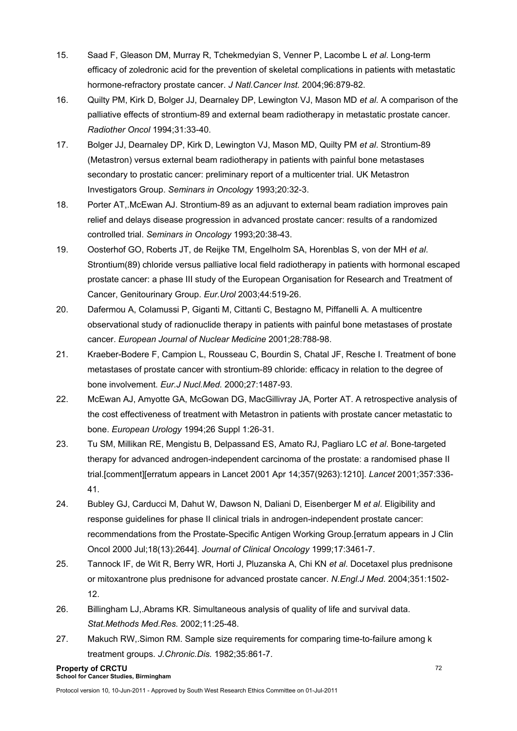15. Saad F, Gleason DM, Murray R, Tchekmedyian S, Venner P, Lacombe L *et al*. Long-term efficacy of zoledronic acid for the prevention of skeletal complications in patients with metastatic hormone-refractory prostate cancer. *J Natl.Cancer Inst.* 2004;96:879-82.
16. Quilty PM, Kirk D, Bolger JJ, Dearnaley DP, Lewington VJ, Mason MD *et al*. A comparison of the palliative effects of strontium-89 and external beam radiotherapy in metastatic prostate cancer. *Radiother Oncol* 1994;31:33-40.
17. Bolger JJ, Dearnaley DP, Kirk D, Lewington VJ, Mason MD, Quilty PM *et al*. Strontium-89 (Metastron) versus external beam radiotherapy in patients with painful bone metastases secondary to prostatic cancer: preliminary report of a multicenter trial. UK Metastron Investigators Group. *Seminars in Oncology* 1993;20:32-3.
18. Porter AT,.McEwan AJ. Strontium-89 as an adjuvant to external beam radiation improves pain relief and delays disease progression in advanced prostate cancer: results of a randomized controlled trial. *Seminars in Oncology* 1993;20:38-43.
19. Oosterhof GO, Roberts JT, de Reijke TM, Engelholm SA, Horenblas S, von der MH *et al*. Strontium(89) chloride versus palliative local field radiotherapy in patients with hormonal escaped prostate cancer: a phase III study of the European Organisation for Research and Treatment of Cancer, Genitourinary Group. *Eur.Urol* 2003;44:519-26.
20. Dafermou A, Colamussi P, Giganti M, Cittanti C, Bestagno M, Piffanelli A. A multicentre observational study of radionuclide therapy in patients with painful bone metastases of prostate cancer. *European Journal of Nuclear Medicine* 2001;28:788-98.
21. Kraeber-Bodere F, Campion L, Rousseau C, Bourdin S, Chatal JF, Resche I. Treatment of bone metastases of prostate cancer with strontium-89 chloride: efficacy in relation to the degree of bone involvement. *Eur.J Nucl.Med.* 2000;27:1487-93.
22. McEwan AJ, Amyotte GA, McGowan DG, MacGillivray JA, Porter AT. A retrospective analysis of the cost effectiveness of treatment with Metastron in patients with prostate cancer metastatic to bone. *European Urology* 1994;26 Suppl 1:26-31.
23. Tu SM, Millikan RE, Mengistu B, Delpassand ES, Amato RJ, Pagliaro LC *et al*. Bone-targeted therapy for advanced androgen-independent carcinoma of the prostate: a randomised phase II trial.[comment][erratum appears in Lancet 2001 Apr 14;357(9263):1210]. *Lancet* 2001;357:336-41.
24. Bubley GJ, Carducci M, Dahut W, Dawson N, Daliani D, Eisenberger M *et al*. Eligibility and response guidelines for phase II clinical trials in androgen-independent prostate cancer: recommendations from the Prostate-Specific Antigen Working Group.[erratum appears in J Clin Oncol 2000 Jul;18(13):2644]. *Journal of Clinical Oncology* 1999;17:3461-7.
25. Tannock IF, de Wit R, Berry WR, Horti J, Pluzanska A, Chi KN *et al*. Docetaxel plus prednisone or mitoxantrone plus prednisone for advanced prostate cancer. *N.Engl.J Med.* 2004;351:1502-12.
26. Billingham LJ,.Abrams KR. Simultaneous analysis of quality of life and survival data. *Stat.Methods Med.Res.* 2002;11:25-48.
27. Makuch RW,.Simon RM. Sample size requirements for comparing time-to-failure among k treatment groups. *J.Chronic.Dis.* 1982;35:861-7.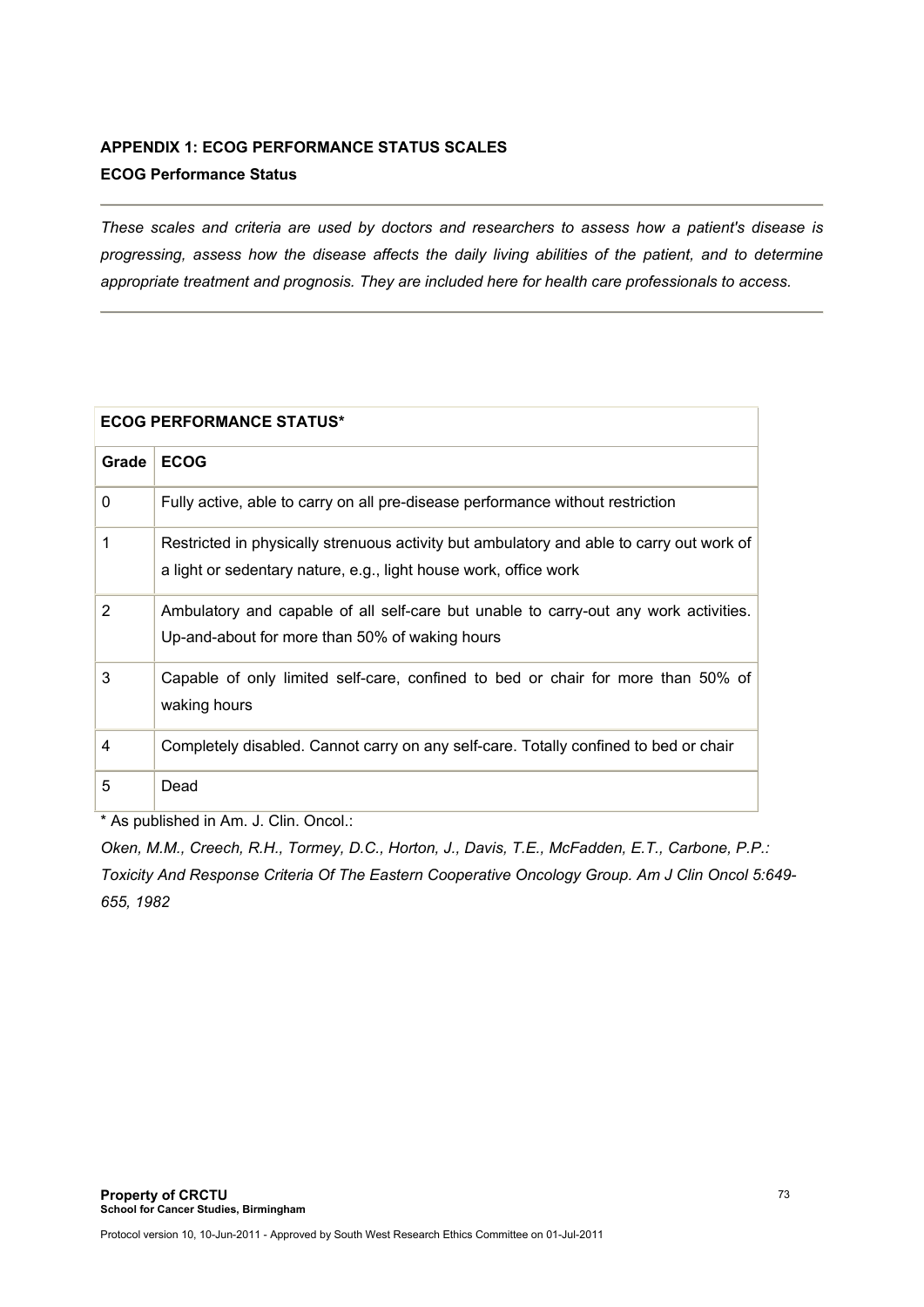## APPENDIX 1: ECOG PERFORMANCE STATUS SCALES

### ECOG Performance Status

*These scales and criteria are used by doctors and researchers to assess how a patient's disease is progressing, assess how the disease affects the daily living abilities of the patient, and to determine appropriate treatment and prognosis. They are included here for health care professionals to access.*

| ECOG PERFORMANCE STATUS* | |
|---|---|
| **Grade** | **ECOG** |
| 0 | Fully active, able to carry on all pre-disease performance without restriction |
| 1 | Restricted in physically strenuous activity but ambulatory and able to carry out work of a light or sedentary nature, e.g., light house work, office work |
| 2 | Ambulatory and capable of all self-care but unable to carry-out any work activities. Up-and-about for more than 50% of waking hours |
| 3 | Capable of only limited self-care, confined to bed or chair for more than 50% of waking hours |
| 4 | Completely disabled. Cannot carry on any self-care. Totally confined to bed or chair |
| 5 | Dead |

* As published in Am. J. Clin. Oncol.:

*Oken, M.M., Creech, R.H., Tormey, D.C., Horton, J., Davis, T.E., McFadden, E.T., Carbone, P.P.: Toxicity And Response Criteria Of The Eastern Cooperative Oncology Group. Am J Clin Oncol 5:649-655, 1982*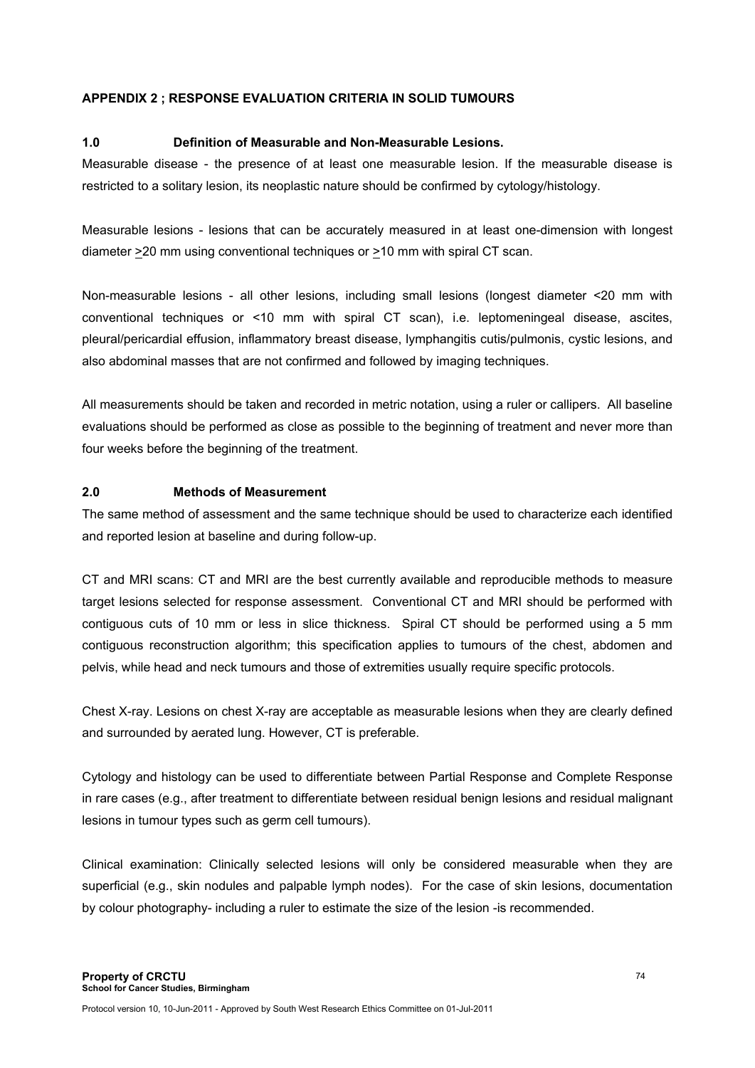**APPENDIX 2 ; RESPONSE EVALUATION CRITERIA IN SOLID TUMOURS**

**1.0 Definition of Measurable and Non-Measurable Lesions.**

Measurable disease - the presence of at least one measurable lesion. If the measurable disease is restricted to a solitary lesion, its neoplastic nature should be confirmed by cytology/histology.

Measurable lesions - lesions that can be accurately measured in at least one-dimension with longest diameter ≥20 mm using conventional techniques or ≥10 mm with spiral CT scan.

Non-measurable lesions - all other lesions, including small lesions (longest diameter <20 mm with conventional techniques or <10 mm with spiral CT scan), i.e. leptomeningeal disease, ascites, pleural/pericardial effusion, inflammatory breast disease, lymphangitis cutis/pulmonis, cystic lesions, and also abdominal masses that are not confirmed and followed by imaging techniques.

All measurements should be taken and recorded in metric notation, using a ruler or callipers. All baseline evaluations should be performed as close as possible to the beginning of treatment and never more than four weeks before the beginning of the treatment.

**2.0 Methods of Measurement**

The same method of assessment and the same technique should be used to characterize each identified and reported lesion at baseline and during follow-up.

CT and MRI scans: CT and MRI are the best currently available and reproducible methods to measure target lesions selected for response assessment. Conventional CT and MRI should be performed with contiguous cuts of 10 mm or less in slice thickness. Spiral CT should be performed using a 5 mm contiguous reconstruction algorithm; this specification applies to tumours of the chest, abdomen and pelvis, while head and neck tumours and those of extremities usually require specific protocols.

Chest X-ray. Lesions on chest X-ray are acceptable as measurable lesions when they are clearly defined and surrounded by aerated lung. However, CT is preferable.

Cytology and histology can be used to differentiate between Partial Response and Complete Response in rare cases (e.g., after treatment to differentiate between residual benign lesions and residual malignant lesions in tumour types such as germ cell tumours).

Clinical examination: Clinically selected lesions will only be considered measurable when they are superficial (e.g., skin nodules and palpable lymph nodes). For the case of skin lesions, documentation by colour photography- including a ruler to estimate the size of the lesion -is recommended.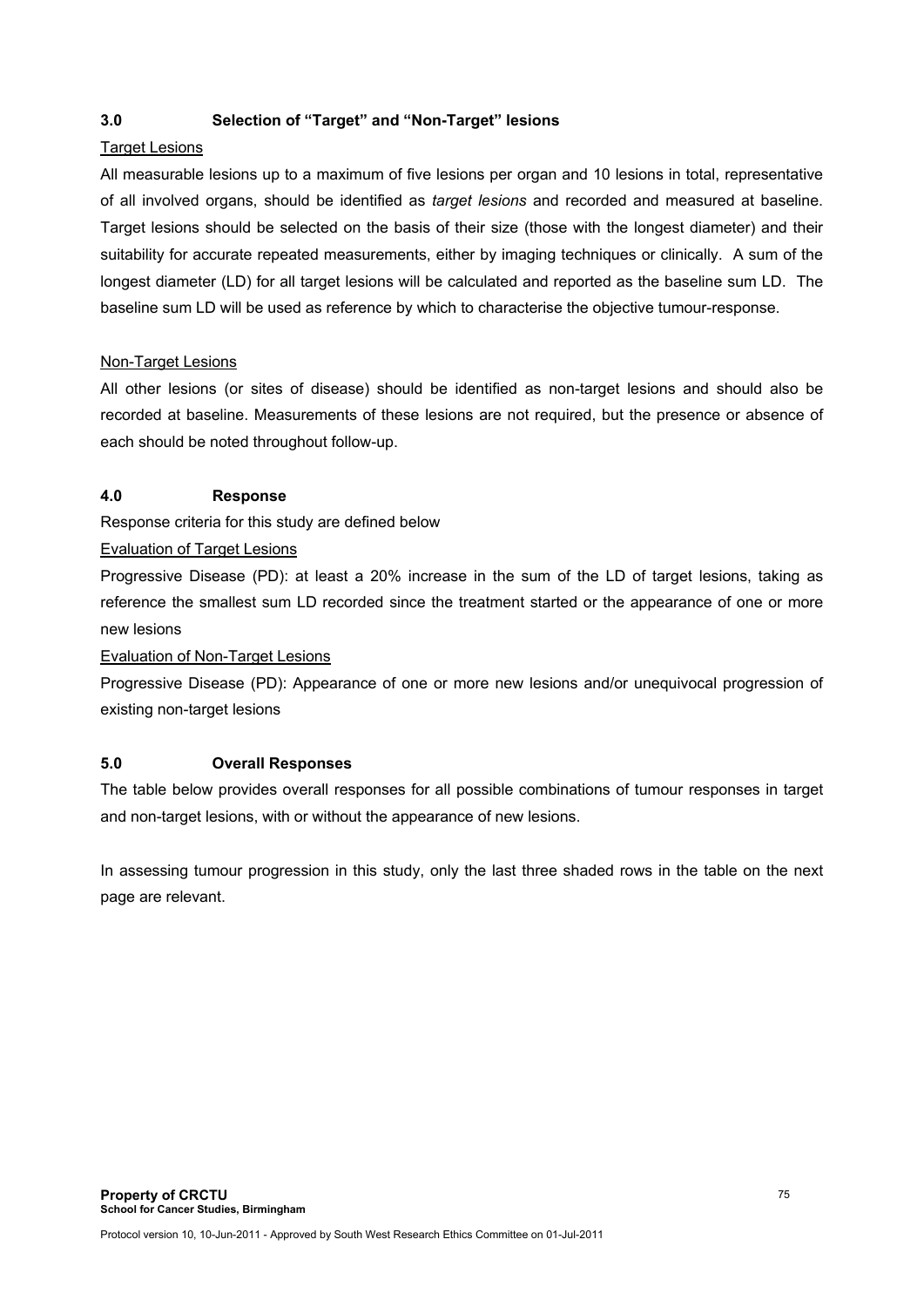### 3.0 Selection of "Target" and "Non-Target" lesions

Target Lesions

All measurable lesions up to a maximum of five lesions per organ and 10 lesions in total, representative of all involved organs, should be identified as *target lesions* and recorded and measured at baseline. Target lesions should be selected on the basis of their size (those with the longest diameter) and their suitability for accurate repeated measurements, either by imaging techniques or clinically. A sum of the longest diameter (LD) for all target lesions will be calculated and reported as the baseline sum LD. The baseline sum LD will be used as reference by which to characterise the objective tumour-response.

Non-Target Lesions

All other lesions (or sites of disease) should be identified as non-target lesions and should also be recorded at baseline. Measurements of these lesions are not required, but the presence or absence of each should be noted throughout follow-up.

### 4.0 Response

Response criteria for this study are defined below

Evaluation of Target Lesions

Progressive Disease (PD): at least a 20% increase in the sum of the LD of target lesions, taking as reference the smallest sum LD recorded since the treatment started or the appearance of one or more new lesions

Evaluation of Non-Target Lesions

Progressive Disease (PD): Appearance of one or more new lesions and/or unequivocal progression of existing non-target lesions

### 5.0 Overall Responses

The table below provides overall responses for all possible combinations of tumour responses in target and non-target lesions, with or without the appearance of new lesions.

In assessing tumour progression in this study, only the last three shaded rows in the table on the next page are relevant.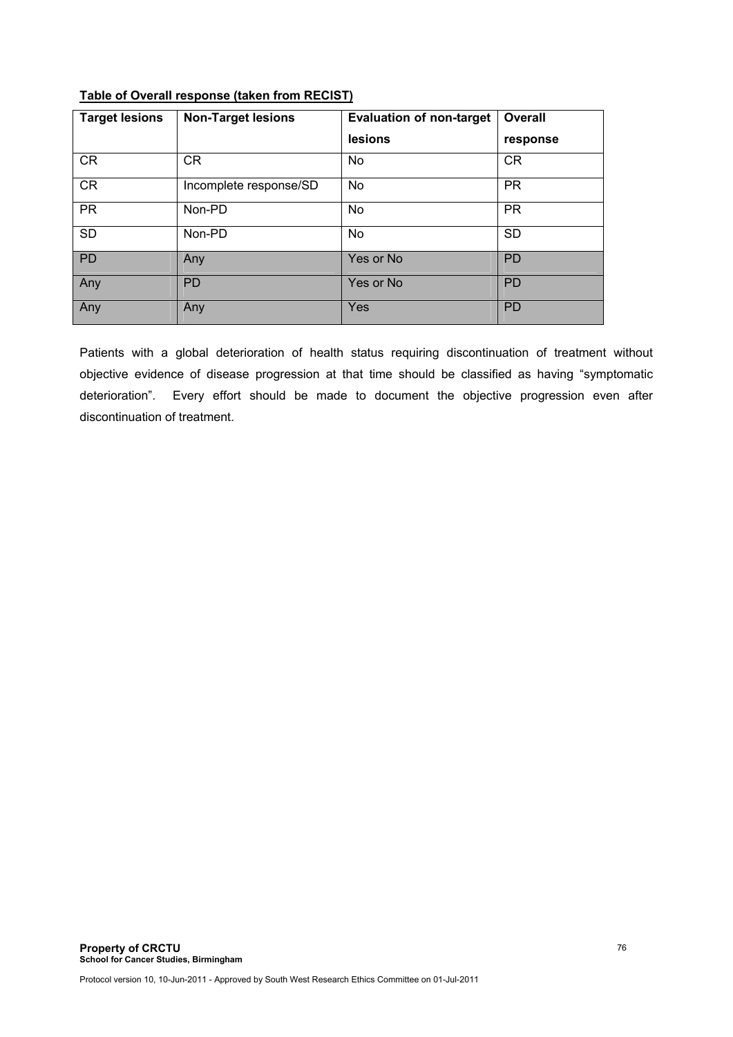**Table of Overall response (taken from RECIST)**

| Target lesions | Non-Target lesions | Evaluation of non-target lesions | Overall response |
|---|---|---|---|
| CR | CR | No | CR |
| CR | Incomplete response/SD | No | PR |
| PR | Non-PD | No | PR |
| SD | Non-PD | No | SD |
| PD | Any | Yes or No | PD |
| Any | PD | Yes or No | PD |
| Any | Any | Yes | PD |

Patients with a global deterioration of health status requiring discontinuation of treatment without objective evidence of disease progression at that time should be classified as having "symptomatic deterioration". Every effort should be made to document the objective progression even after discontinuation of treatment.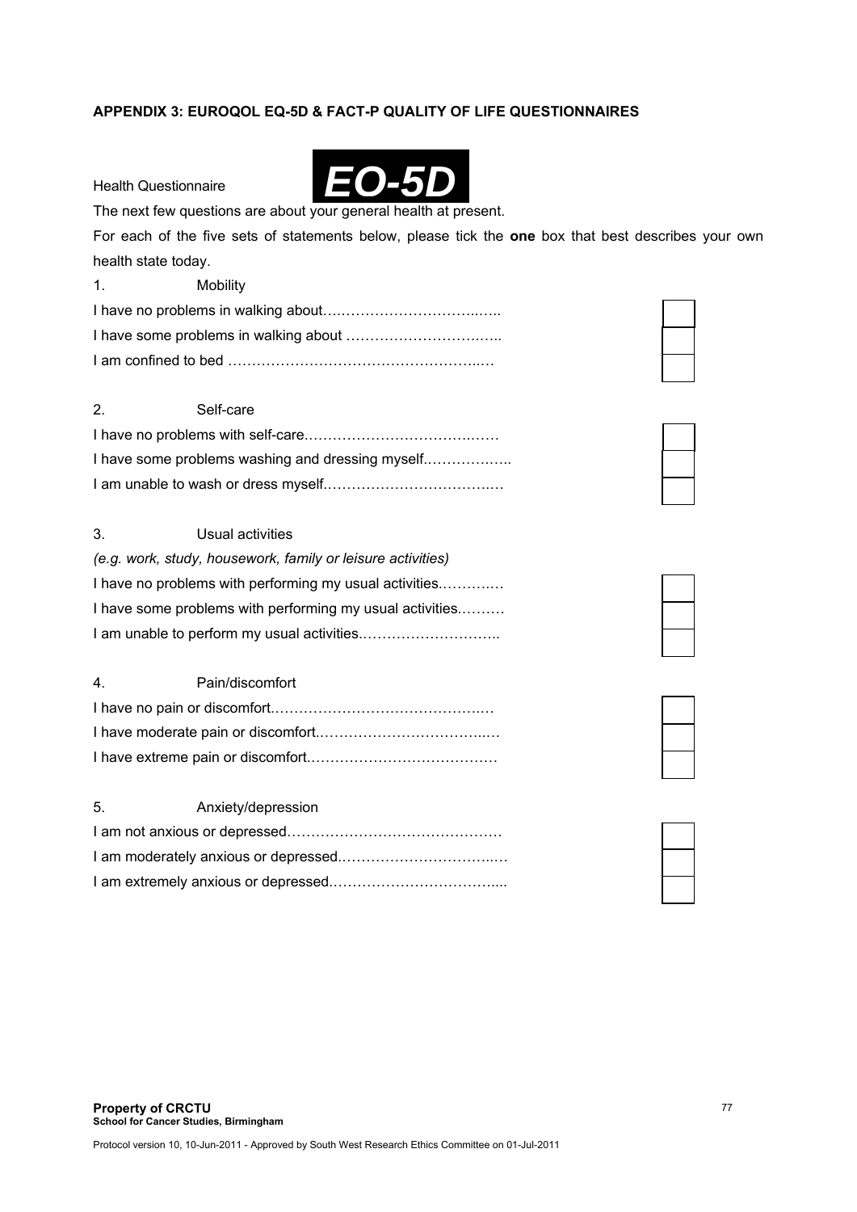### APPENDIX 3: EUROQOL EQ-5D & FACT-P QUALITY OF LIFE QUESTIONNAIRES

Health Questionnaire **EQ-5D**

The next few questions are about your general health at present.

For each of the five sets of statements below, please tick the **one** box that best describes your own health state today.

1. Mobility

I have no problems in walking about……………………………..…..

I have some problems in walking about ………………………….…..

I am confined to bed ……………………………………………..….

2. Self-care

I have no problems with self-care…………………………….……

I have some problems washing and dressing myself……………..…..

I am unable to wash or dress myself………………………………..…

3. Usual activities

*(e.g. work, study, housework, family or leisure activities)*

I have no problems with performing my usual activities…………..…

I have some problems with performing my usual activities…….…

I am unable to perform my usual activities………………………..

4. Pain/discomfort

I have no pain or discomfort……………………………………..…

I have moderate pain or discomfort………………………………..…

I have extreme pain or discomfort…………………………………

5. Anxiety/depression

I am not anxious or depressed………………………………………

I am moderately anxious or depressed…………………………..…

I am extremely anxious or depressed……………………………....

**Property of CRCTU**
**School for Cancer Studies, Birmingham**

Protocol version 10, 10-Jun-2011 - Approved by South West Research Ethics Committee on 01-Jul-2011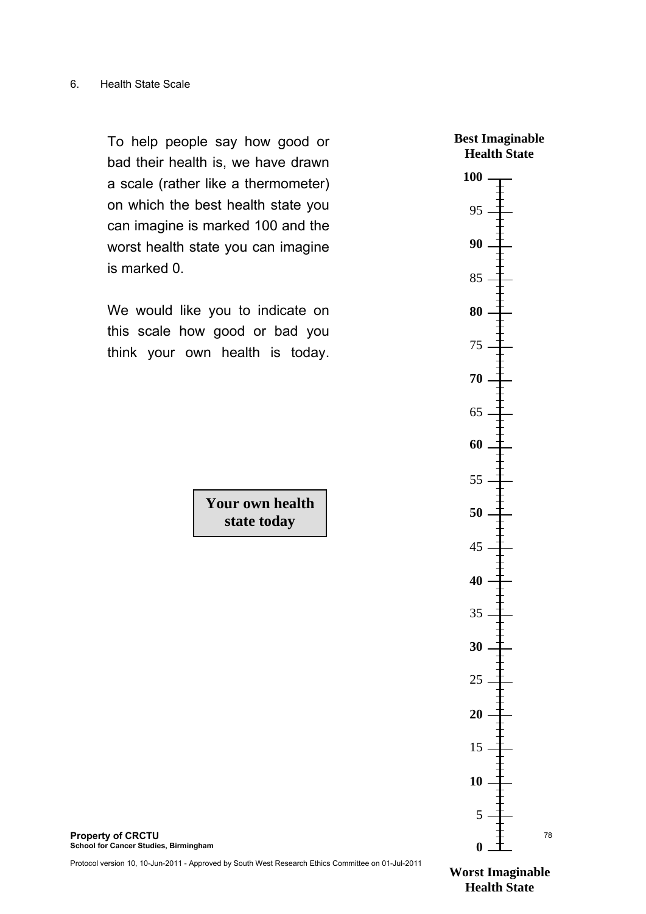6. Health State Scale

To help people say how good or bad their health is, we have drawn a scale (rather like a thermometer) on which the best health state you can imagine is marked 100 and the worst health state you can imagine is marked 0.

We would like you to indicate on this scale how good or bad you think your own health is today.

**Your own health state today**

**Best Imaginable Health State**

**100**
95
**90**
85
**80**
75
**70**
65
**60**
55
**50**
45
**40**
35
**30**
25
**20**
15
**10**
5
**0**

**Worst Imaginable Health State**

**Property of CRCTU**
**School for Cancer Studies, Birmingham**

Protocol version 10, 10-Jun-2011 - Approved by South West Research Ethics Committee on 01-Jul-2011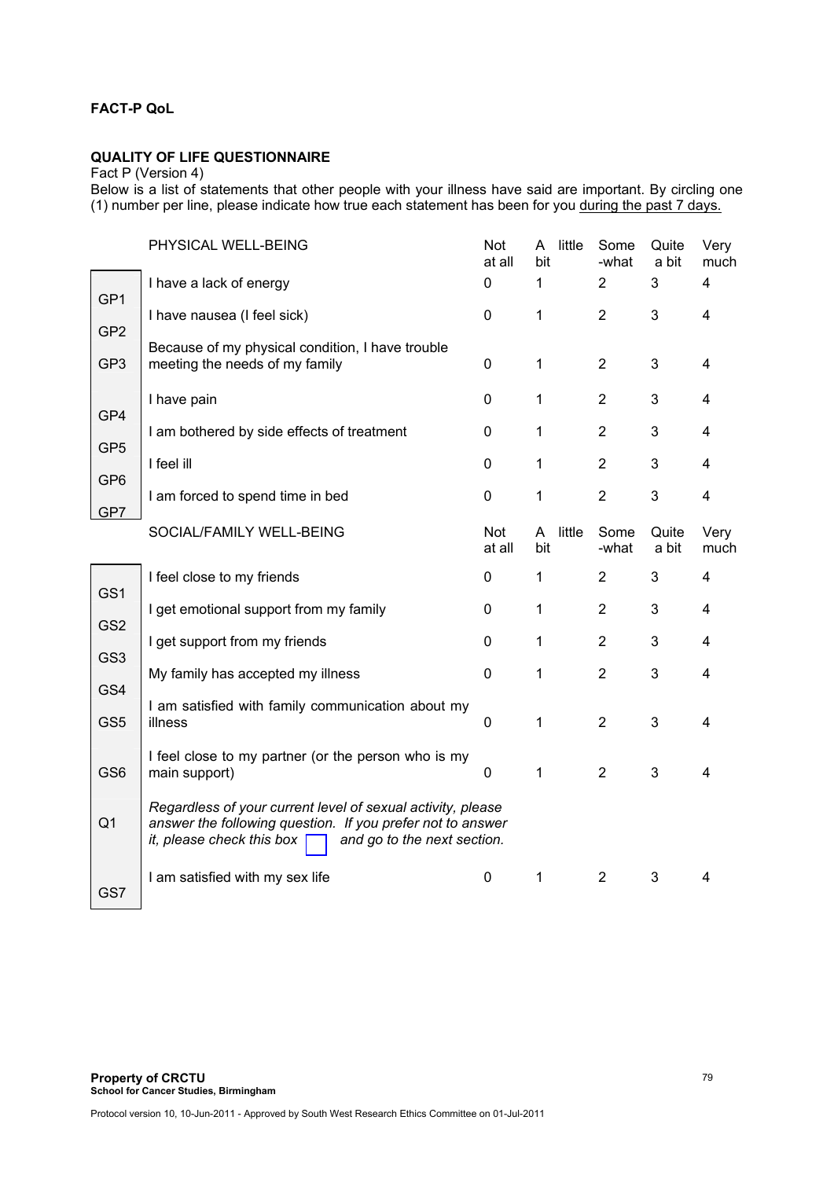**FACT-P QoL**

**QUALITY OF LIFE QUESTIONNAIRE**

Fact P (Version 4)

Below is a list of statements that other people with your illness have said are important. By circling one (1) number per line, please indicate how true each statement has been for you during the past 7 days.

| | PHYSICAL WELL-BEING | Not at all | A little bit | Some -what | Quite a bit | Very much |
|---|---|---|---|---|---|---|
| GP1 | I have a lack of energy | 0 | 1 | 2 | 3 | 4 |
| GP2 | I have nausea (I feel sick) | 0 | 1 | 2 | 3 | 4 |
| GP3 | Because of my physical condition, I have trouble meeting the needs of my family | 0 | 1 | 2 | 3 | 4 |
| GP4 | I have pain | 0 | 1 | 2 | 3 | 4 |
| GP5 | I am bothered by side effects of treatment | 0 | 1 | 2 | 3 | 4 |
| GP6 | I feel ill | 0 | 1 | 2 | 3 | 4 |
| GP7 | I am forced to spend time in bed | 0 | 1 | 2 | 3 | 4 |

| | SOCIAL/FAMILY WELL-BEING | Not at all | A little bit | Some -what | Quite a bit | Very much |
|---|---|---|---|---|---|---|
| GS1 | I feel close to my friends | 0 | 1 | 2 | 3 | 4 |
| GS2 | I get emotional support from my family | 0 | 1 | 2 | 3 | 4 |
| GS3 | I get support from my friends | 0 | 1 | 2 | 3 | 4 |
| GS4 | My family has accepted my illness | 0 | 1 | 2 | 3 | 4 |
| GS5 | I am satisfied with family communication about my illness | 0 | 1 | 2 | 3 | 4 |
| GS6 | I feel close to my partner (or the person who is my main support) | 0 | 1 | 2 | 3 | 4 |
| Q1 | *Regardless of your current level of sexual activity, please answer the following question. If you prefer not to answer it, please check this box ☐ and go to the next section.* | | | | | |
| GS7 | I am satisfied with my sex life | 0 | 1 | 2 | 3 | 4 |

**Property of CRCTU**
**School for Cancer Studies, Birmingham**

Protocol version 10, 10-Jun-2011 - Approved by South West Research Ethics Committee on 01-Jul-2011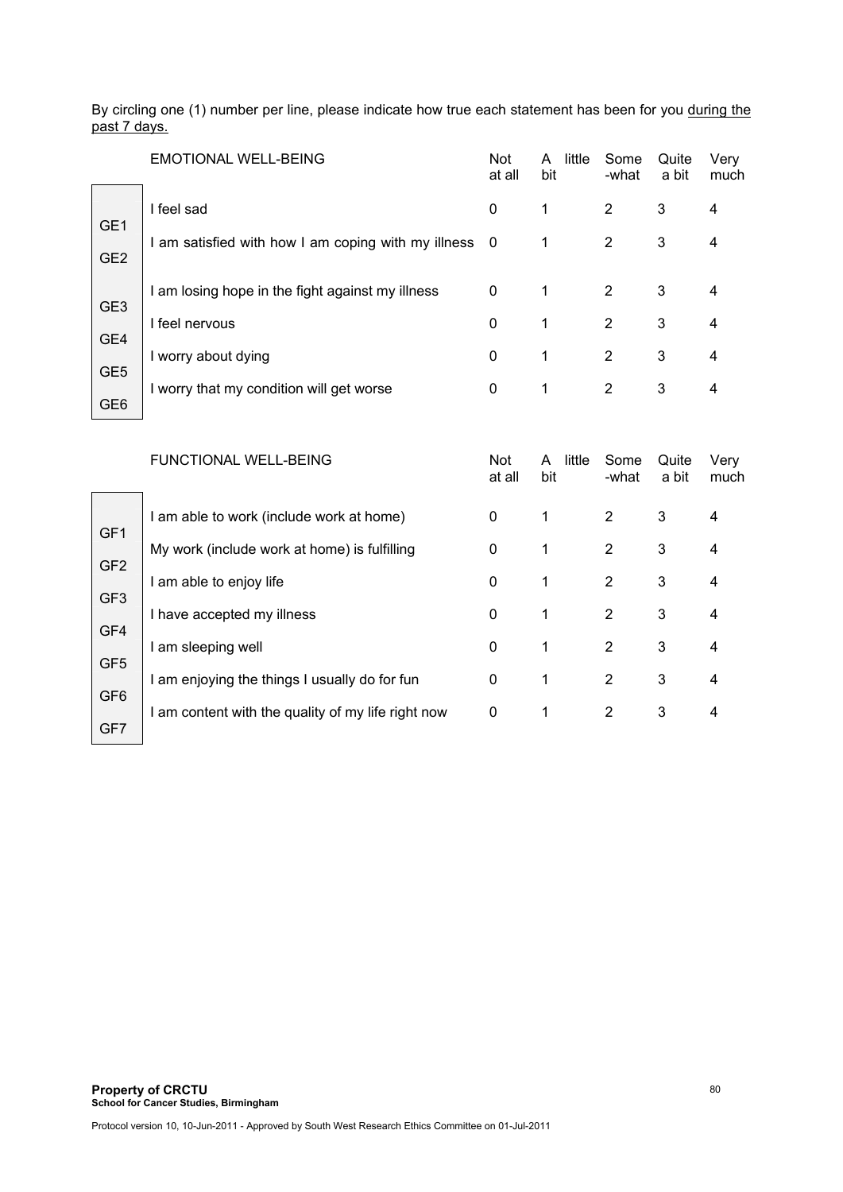By circling one (1) number per line, please indicate how true each statement has been for you <u>during the past 7 days.</u>

| | EMOTIONAL WELL-BEING | Not at all | A little bit | Some -what | Quite a bit | Very much |
|---|---|---|---|---|---|---|
| GE1 | I feel sad | 0 | 1 | 2 | 3 | 4 |
| GE2 | I am satisfied with how I am coping with my illness | 0 | 1 | 2 | 3 | 4 |
| GE3 | I am losing hope in the fight against my illness | 0 | 1 | 2 | 3 | 4 |
| GE4 | I feel nervous | 0 | 1 | 2 | 3 | 4 |
| GE5 | I worry about dying | 0 | 1 | 2 | 3 | 4 |
| GE6 | I worry that my condition will get worse | 0 | 1 | 2 | 3 | 4 |

| | FUNCTIONAL WELL-BEING | Not at all | A little bit | Some -what | Quite a bit | Very much |
|---|---|---|---|---|---|---|
| GF1 | I am able to work (include work at home) | 0 | 1 | 2 | 3 | 4 |
| GF2 | My work (include work at home) is fulfilling | 0 | 1 | 2 | 3 | 4 |
| GF3 | I am able to enjoy life | 0 | 1 | 2 | 3 | 4 |
| GF4 | I have accepted my illness | 0 | 1 | 2 | 3 | 4 |
| GF5 | I am sleeping well | 0 | 1 | 2 | 3 | 4 |
| GF6 | I am enjoying the things I usually do for fun | 0 | 1 | 2 | 3 | 4 |
| GF7 | I am content with the quality of my life right now | 0 | 1 | 2 | 3 | 4 |

**Property of CRCTU**
**School for Cancer Studies, Birmingham**

Protocol version 10, 10-Jun-2011 - Approved by South West Research Ethics Committee on 01-Jul-2011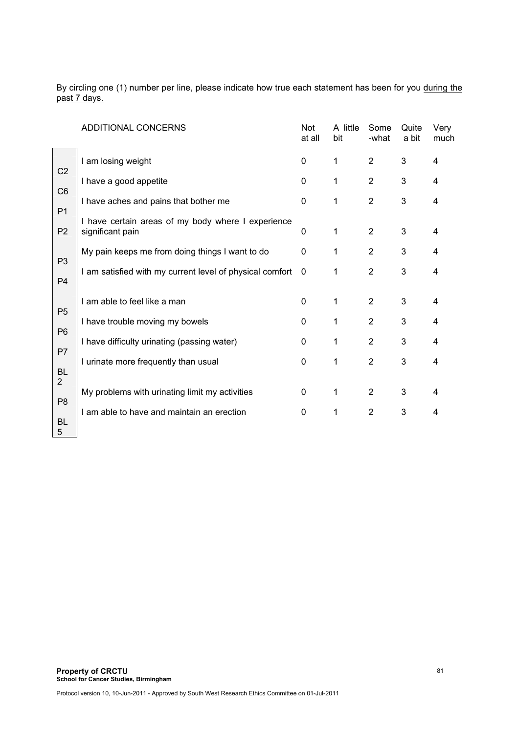By circling one (1) number per line, please indicate how true each statement has been for you <u>during the past 7 days.</u>

| | ADDITIONAL CONCERNS | Not at all | A little bit | Some -what | Quite a bit | Very much |
|---|---|---|---|---|---|---|
| C2 | I am losing weight | 0 | 1 | 2 | 3 | 4 |
| C6 | I have a good appetite | 0 | 1 | 2 | 3 | 4 |
| P1 | I have aches and pains that bother me | 0 | 1 | 2 | 3 | 4 |
| P2 | I have certain areas of my body where I experience significant pain | 0 | 1 | 2 | 3 | 4 |
| P3 | My pain keeps me from doing things I want to do | 0 | 1 | 2 | 3 | 4 |
| P4 | I am satisfied with my current level of physical comfort | 0 | 1 | 2 | 3 | 4 |
| P5 | I am able to feel like a man | 0 | 1 | 2 | 3 | 4 |
| P6 | I have trouble moving my bowels | 0 | 1 | 2 | 3 | 4 |
| P7 | I have difficulty urinating (passing water) | 0 | 1 | 2 | 3 | 4 |
| BL2 | I urinate more frequently than usual | 0 | 1 | 2 | 3 | 4 |
| P8 | My problems with urinating limit my activities | 0 | 1 | 2 | 3 | 4 |
| BL5 | I am able to have and maintain an erection | 0 | 1 | 2 | 3 | 4 |

**Property of CRCTU**
**School for Cancer Studies, Birmingham**

Protocol version 10, 10-Jun-2011 - Approved by South West Research Ethics Committee on 01-Jul-2011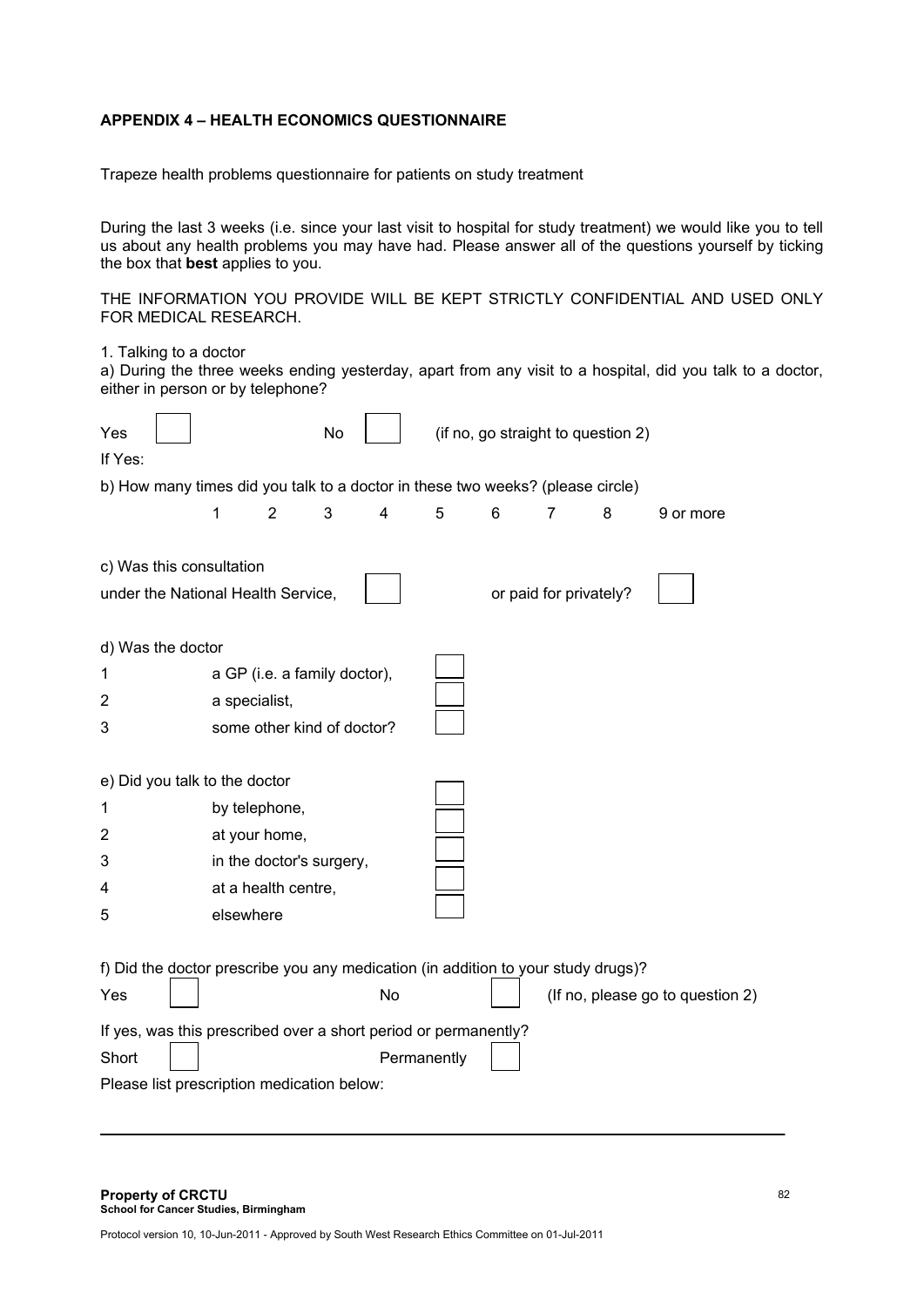## APPENDIX 4 – HEALTH ECONOMICS QUESTIONNAIRE

Trapeze health problems questionnaire for patients on study treatment

During the last 3 weeks (i.e. since your last visit to hospital for study treatment) we would like you to tell us about any health problems you may have had. Please answer all of the questions yourself by ticking the box that **best** applies to you.

THE INFORMATION YOU PROVIDE WILL BE KEPT STRICTLY CONFIDENTIAL AND USED ONLY FOR MEDICAL RESEARCH.

1. Talking to a doctor

a) During the three weeks ending yesterday, apart from any visit to a hospital, did you talk to a doctor, either in person or by telephone?

Yes ☐ No ☐ (if no, go straight to question 2)

If Yes:

b) How many times did you talk to a doctor in these two weeks? (please circle)

1 2 3 4 5 6 7 8 9 or more

c) Was this consultation

under the National Health Service, ☐ or paid for privately? ☐

d) Was the doctor

1 a GP (i.e. a family doctor), ☐
2 a specialist, ☐
3 some other kind of doctor? ☐

e) Did you talk to the doctor

1 by telephone, ☐
2 at your home, ☐
3 in the doctor's surgery, ☐
4 at a health centre, ☐
5 elsewhere ☐

f) Did the doctor prescribe you any medication (in addition to your study drugs)?

Yes ☐ No ☐ (If no, please go to question 2)

If yes, was this prescribed over a short period or permanently?

Short ☐ Permanently ☐

Please list prescription medication below:

\_\_\_\_\_\_\_\_\_\_\_\_\_\_\_\_\_\_\_\_\_\_\_\_\_\_\_\_\_\_\_\_\_\_\_\_\_\_\_\_\_\_\_\_\_\_\_\_\_\_\_\_\_\_\_\_\_\_\_\_\_\_\_\_\_\_\_\_\_\_\_\_\_\_\_\_\_\_

**Property of CRCTU**
**School for Cancer Studies, Birmingham**

Protocol version 10, 10-Jun-2011 - Approved by South West Research Ethics Committee on 01-Jul-2011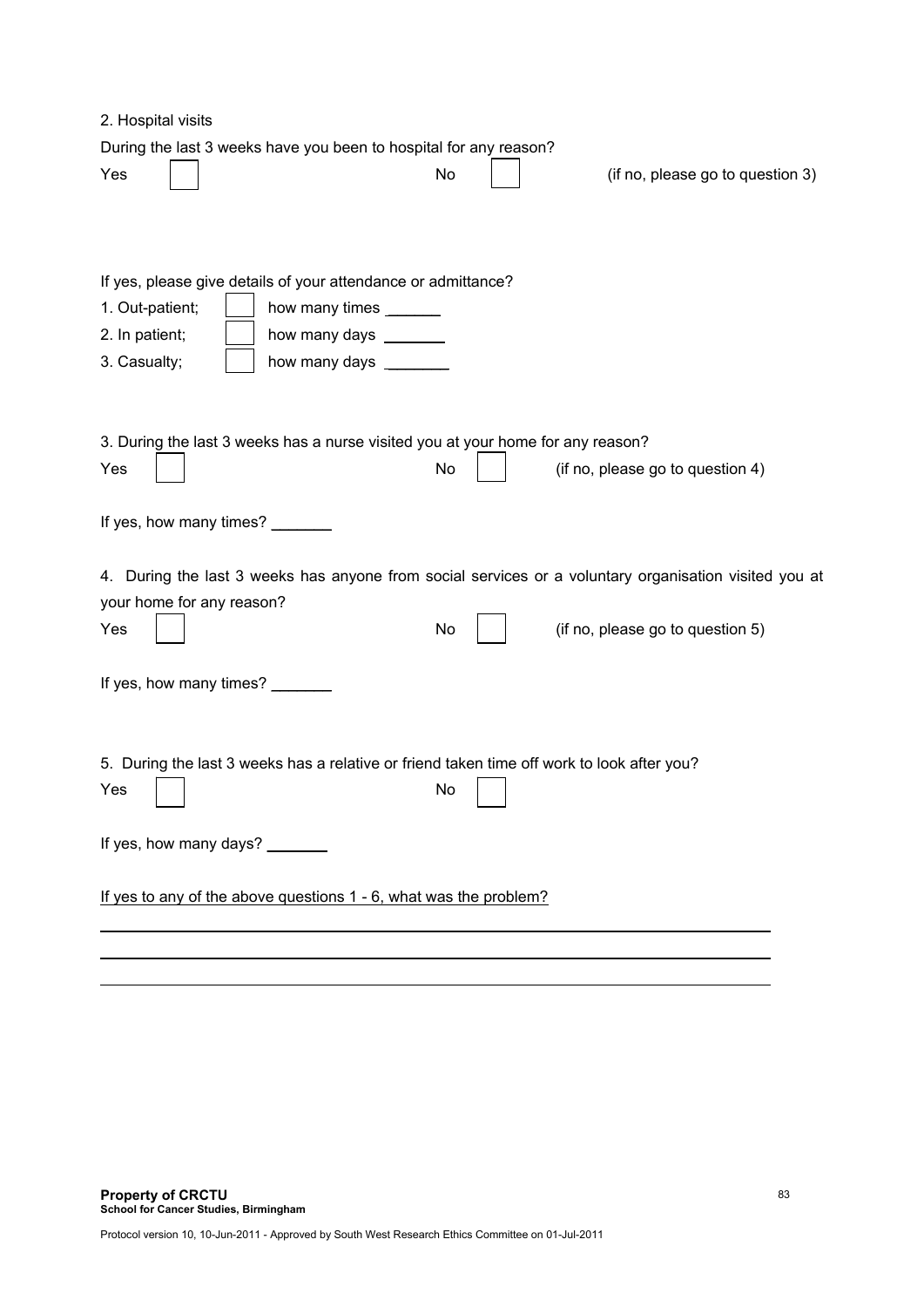2. Hospital visits

During the last 3 weeks have you been to hospital for any reason?

Yes ☐ No ☐ (if no, please go to question 3)

If yes, please give details of your attendance or admittance?

1. Out-patient; ☐ how many times ______
2. In patient; ☐ how many days ______
3. Casualty; ☐ how many days ______

3. During the last 3 weeks has a nurse visited you at your home for any reason?

Yes ☐ No ☐ (if no, please go to question 4)

If yes, how many times? ______

4. During the last 3 weeks has anyone from social services or a voluntary organisation visited you at your home for any reason?

Yes ☐ No ☐ (if no, please go to question 5)

If yes, how many times? ______

5. During the last 3 weeks has a relative or friend taken time off work to look after you?

Yes ☐ No ☐

If yes, how many days? ______

If yes to any of the above questions 1 - 6, what was the problem?

______________________________________________________________________

______________________________________________________________________

______________________________________________________________________

**Property of CRCTU**
**School for Cancer Studies, Birmingham**

Protocol version 10, 10-Jun-2011 - Approved by South West Research Ethics Committee on 01-Jul-2011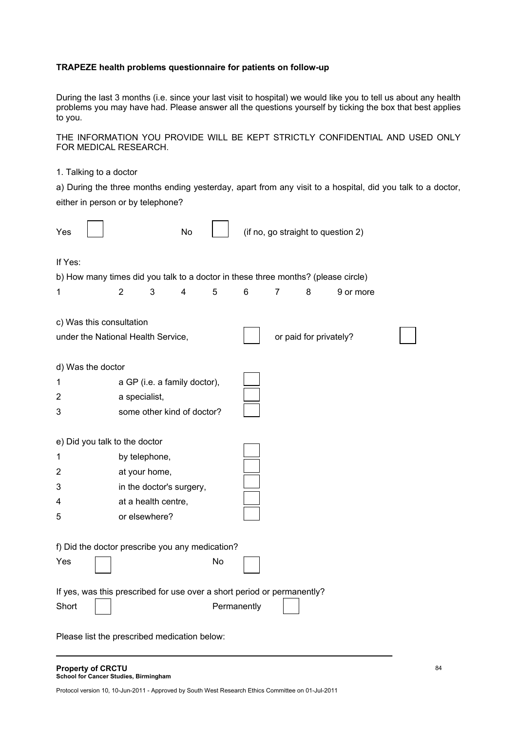**TRAPEZE health problems questionnaire for patients on follow-up**

During the last 3 months (i.e. since your last visit to hospital) we would like you to tell us about any health problems you may have had. Please answer all the questions yourself by ticking the box that best applies to you.

THE INFORMATION YOU PROVIDE WILL BE KEPT STRICTLY CONFIDENTIAL AND USED ONLY FOR MEDICAL RESEARCH.

1. Talking to a doctor

a) During the three months ending yesterday, apart from any visit to a hospital, did you talk to a doctor, either in person or by telephone?

Yes ☐ No ☐ (if no, go straight to question 2)

If Yes:

b) How many times did you talk to a doctor in these three months? (please circle)

1 2 3 4 5 6 7 8 9 or more

c) Was this consultation

under the National Health Service, ☐ or paid for privately? ☐

d) Was the doctor

1 a GP (i.e. a family doctor), ☐

2 a specialist, ☐

3 some other kind of doctor? ☐

e) Did you talk to the doctor

1 by telephone, ☐

2 at your home, ☐

3 in the doctor's surgery, ☐

4 at a health centre, ☐

5 or elsewhere? ☐

f) Did the doctor prescribe you any medication?

Yes ☐ No ☐

If yes, was this prescribed for use over a short period or permanently?

Short ☐ Permanently ☐

Please list the prescribed medication below:

---

**Property of CRCTU**
**School for Cancer Studies, Birmingham**

Protocol version 10, 10-Jun-2011 - Approved by South West Research Ethics Committee on 01-Jul-2011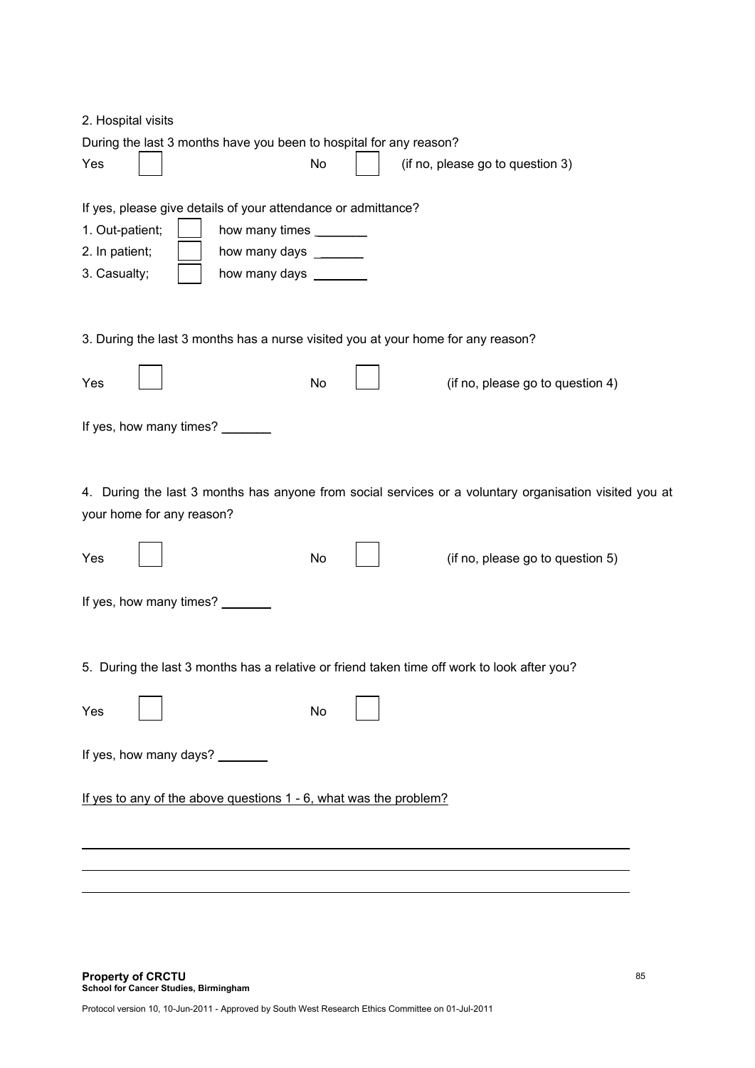2. Hospital visits

During the last 3 months have you been to hospital for any reason?

Yes ☐ No ☐ (if no, please go to question 3)

If yes, please give details of your attendance or admittance?

1. Out-patient; ☐ how many times ________
2. In patient; ☐ how many days ________
3. Casualty; ☐ how many days ________

3. During the last 3 months has a nurse visited you at your home for any reason?

Yes ☐ No ☐ (if no, please go to question 4)

If yes, how many times? ________

4. During the last 3 months has anyone from social services or a voluntary organisation visited you at your home for any reason?

Yes ☐ No ☐ (if no, please go to question 5)

If yes, how many times? ________

5. During the last 3 months has a relative or friend taken time off work to look after you?

Yes ☐ No ☐

If yes, how many days? ________

If yes to any of the above questions 1 - 6, what was the problem?

______________________________________________________________________________

______________________________________________________________________________

______________________________________________________________________________

**Property of CRCTU**
**School for Cancer Studies, Birmingham**

Protocol version 10, 10-Jun-2011 - Approved by South West Research Ethics Committee on 01-Jul-2011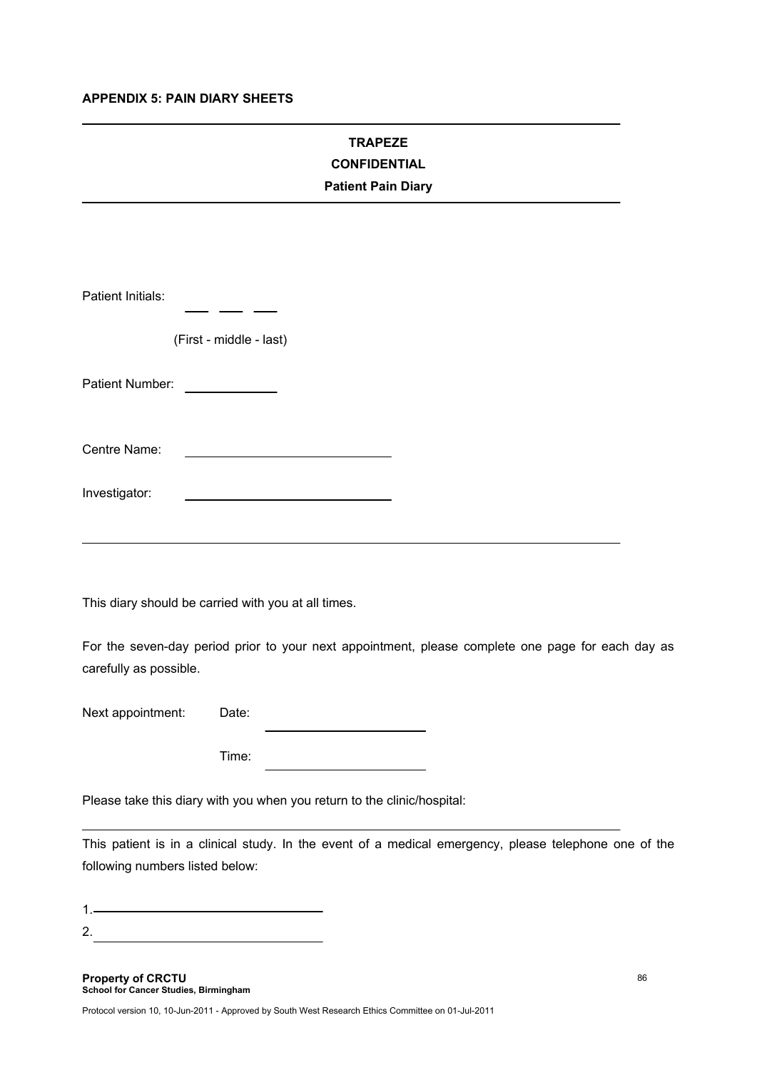**APPENDIX 5: PAIN DIARY SHEETS**

---

**TRAPEZE**

**CONFIDENTIAL**

**Patient Pain Diary**

---

Patient Initials: ___ ___ ___

(First - middle - last)

Patient Number: ____________

Centre Name: ____________________________

Investigator: ____________________________

---

This diary should be carried with you at all times.

For the seven-day period prior to your next appointment, please complete one page for each day as carefully as possible.

Next appointment: Date: ______________________

Time: ______________________

Please take this diary with you when you return to the clinic/hospital:

---

This patient is in a clinical study. In the event of a medical emergency, please telephone one of the following numbers listed below:

1. ________________________________

2. ________________________________

**Property of CRCTU**
**School for Cancer Studies, Birmingham**

Protocol version 10, 10-Jun-2011 - Approved by South West Research Ethics Committee on 01-Jul-2011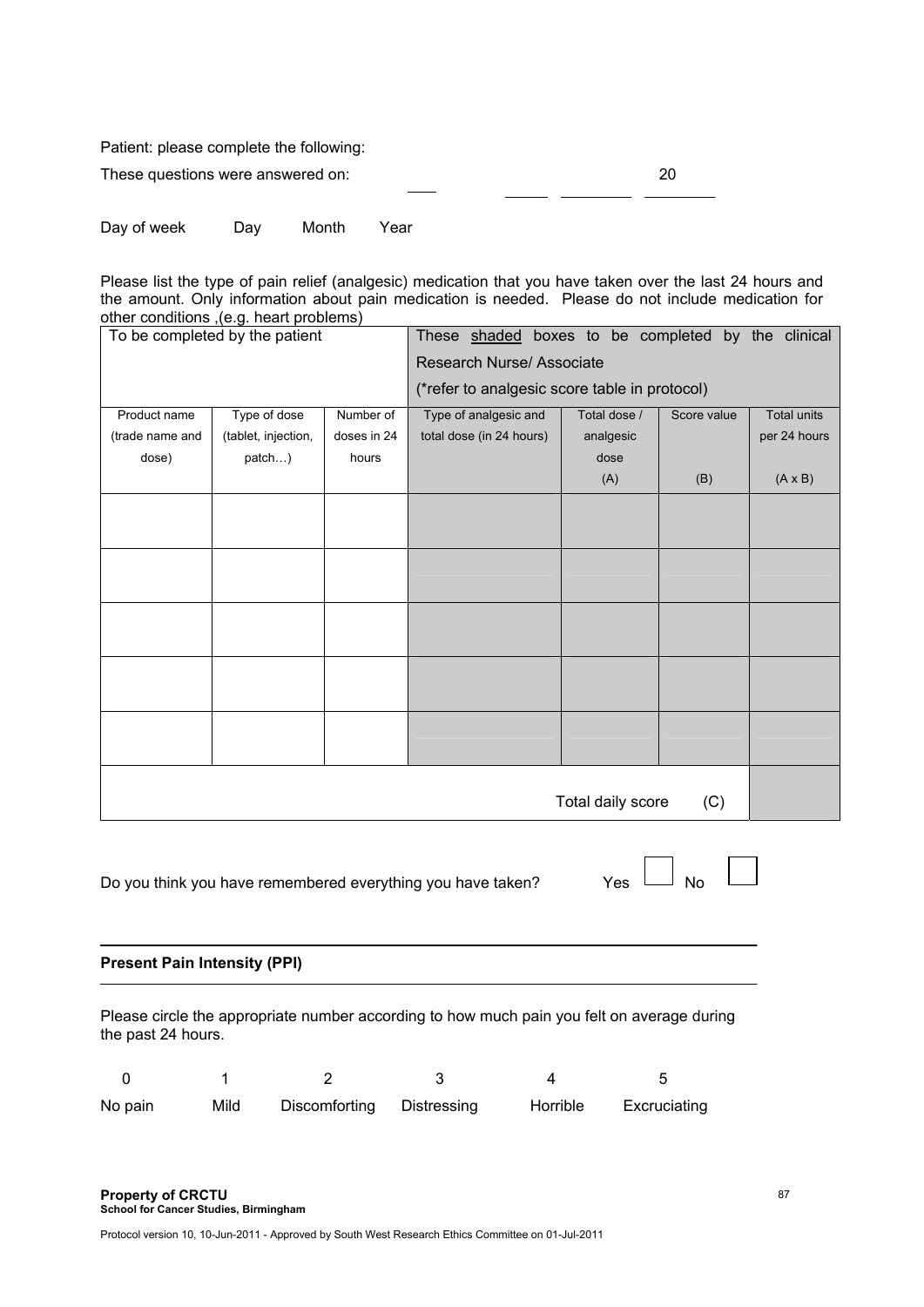Patient: please complete the following:

These questions were answered on: ___ _____ ________ 20________

Day of week Day Month Year

Please list the type of pain relief (analgesic) medication that you have taken over the last 24 hours and the amount. Only information about pain medication is needed. Please do not include medication for other conditions ,(e.g. heart problems)

| To be completed by the patient | | | These shaded boxes to be completed by the clinical Research Nurse/ Associate (*refer to analgesic score table in protocol) | | | |
|---|---|---|---|---|---|---|
| Product name (trade name and dose) | Type of dose (tablet, injection, patch…) | Number of doses in 24 hours | Type of analgesic and total dose (in 24 hours) | Total dose / analgesic dose (A) | Score value (B) | Total units per 24 hours (A x B) |
| | | | | | | |
| | | | | | | |
| | | | | | | |
| | | | | | | |
| | | | | | | |
| | | | | Total daily score | (C) | |

Do you think you have remembered everything you have taken? Yes ☐ No ☐

---

**Present Pain Intensity (PPI)**

---

Please circle the appropriate number according to how much pain you felt on average during the past 24 hours.

| 0 | 1 | 2 | 3 | 4 | 5 |
|---|---|---|---|---|---|
| No pain | Mild | Discomforting | Distressing | Horrible | Excruciating |

**Property of CRCTU**
**School for Cancer Studies, Birmingham**

Protocol version 10, 10-Jun-2011 - Approved by South West Research Ethics Committee on 01-Jul-2011